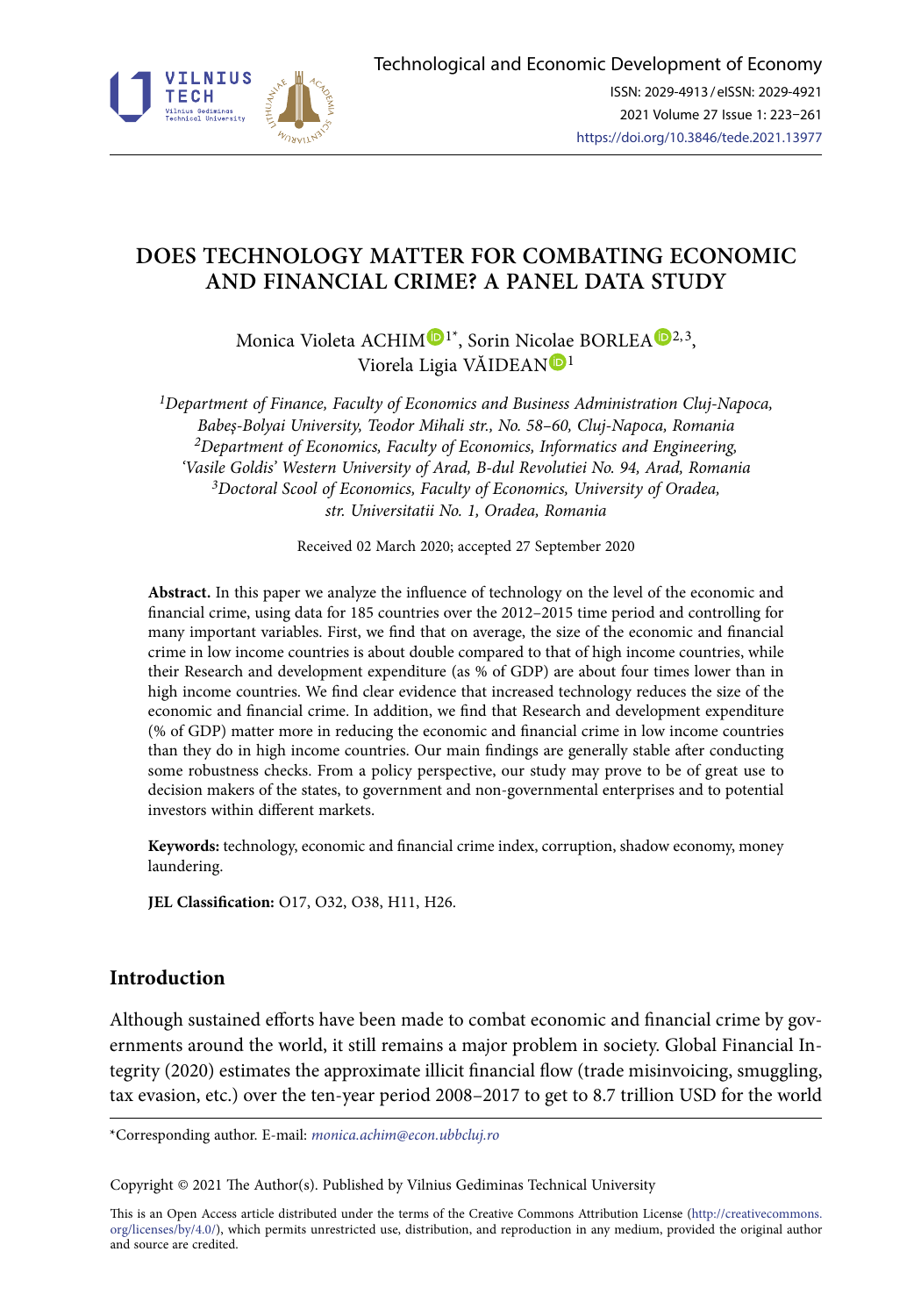# DOES TECHNOLOGY MATTER FOR COMBATING ECONOMIC AND FINANCIAL CRIME? A PANEL DATA STUDY

Monica Violeta ACHIM[1*], Sorin Nicolae BORLEA[2,3], Viorela Ligia VĂIDEAN[1]

*[1]Department of Finance, Faculty of Economics and Business Administration Cluj-Napoca, Babeș-Bolyai University, Teodor Mihali str., No. 58–60, Cluj-Napoca, Romania*
*[2]Department of Economics, Faculty of Economics, Informatics and Engineering, 'Vasile Goldis' Western University of Arad, B-dul Revolutiei No. 94, Arad, Romania*
*[3]Doctoral Scool of Economics, Faculty of Economics, University of Oradea, str. Universitatii No. 1, Oradea, Romania*

Received 02 March 2020; accepted 27 September 2020

**Abstract.** In this paper we analyze the influence of technology on the level of the economic and financial crime, using data for 185 countries over the 2012–2015 time period and controlling for many important variables. First, we find that on average, the size of the economic and financial crime in low income countries is about double compared to that of high income countries, while their Research and development expenditure (as % of GDP) are about four times lower than in high income countries. We find clear evidence that increased technology reduces the size of the economic and financial crime. In addition, we find that Research and development expenditure (% of GDP) matter more in reducing the economic and financial crime in low income countries than they do in high income countries. Our main findings are generally stable after conducting some robustness checks. From a policy perspective, our study may prove to be of great use to decision makers of the states, to government and non-governmental enterprises and to potential investors within different markets.

**Keywords:** technology, economic and financial crime index, corruption, shadow economy, money laundering.

**JEL Classification:** O17, O32, O38, H11, H26.

## Introduction

Although sustained efforts have been made to combat economic and financial crime by governments around the world, it still remains a major problem in society. Global Financial Integrity (2020) estimates the approximate illicit financial flow (trade misinvoicing, smuggling, tax evasion, etc.) over the ten-year period 2008–2017 to get to 8.7 trillion USD for the world

---

*Corresponding author. E-mail: *monica.achim@econ.ubbcluj.ro*

Copyright © 2021 The Author(s). Published by Vilnius Gediminas Technical University

This is an Open Access article distributed under the terms of the Creative Commons Attribution License (http://creativecommons.org/licenses/by/4.0/), which permits unrestricted use, distribution, and reproduction in any medium, provided the original author and source are credited.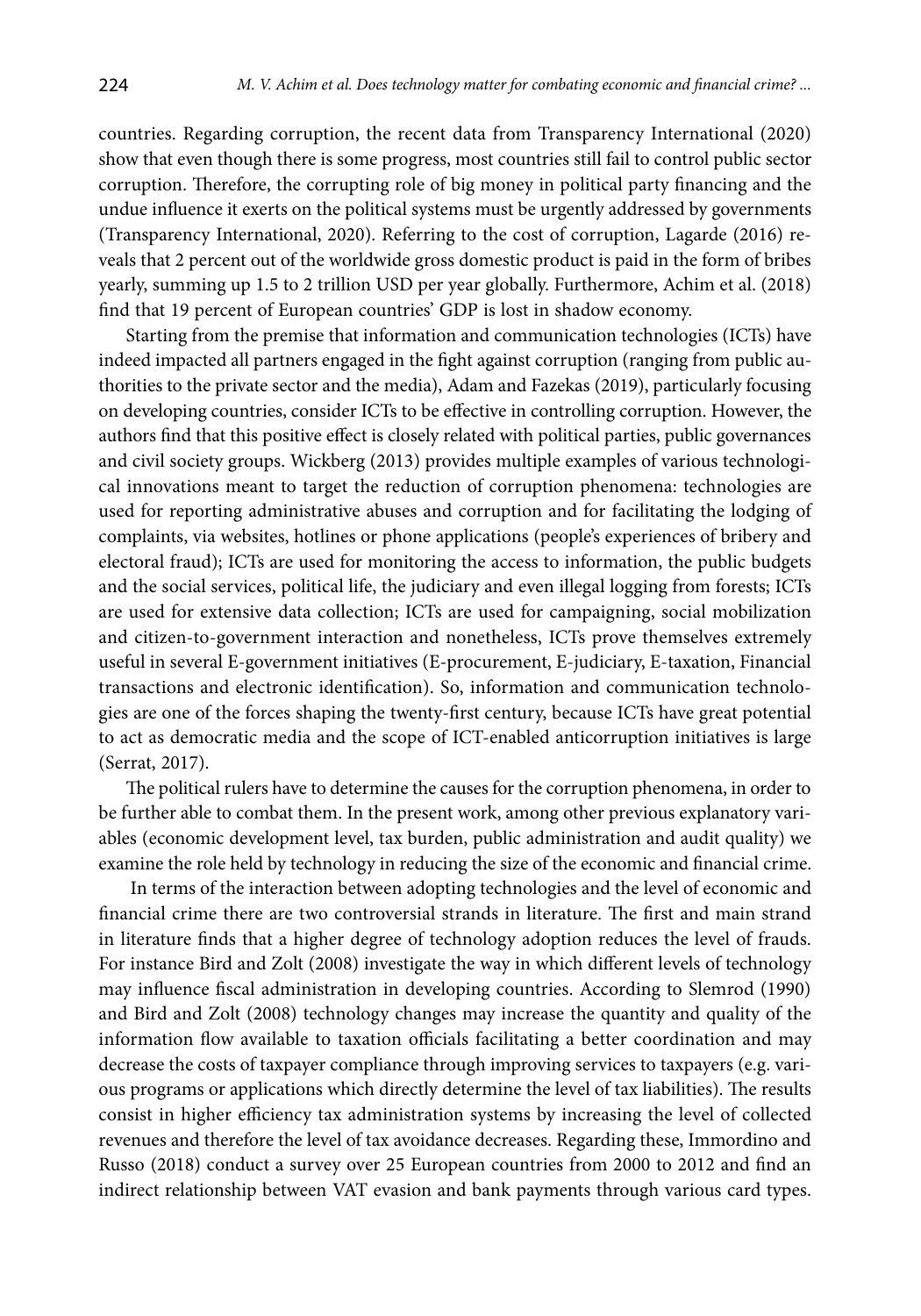countries. Regarding corruption, the recent data from Transparency International (2020) show that even though there is some progress, most countries still fail to control public sector corruption. Therefore, the corrupting role of big money in political party financing and the undue influence it exerts on the political systems must be urgently addressed by governments (Transparency International, 2020). Referring to the cost of corruption, Lagarde (2016) reveals that 2 percent out of the worldwide gross domestic product is paid in the form of bribes yearly, summing up 1.5 to 2 trillion USD per year globally. Furthermore, Achim et al. (2018) find that 19 percent of European countries' GDP is lost in shadow economy.

Starting from the premise that information and communication technologies (ICTs) have indeed impacted all partners engaged in the fight against corruption (ranging from public authorities to the private sector and the media), Adam and Fazekas (2019), particularly focusing on developing countries, consider ICTs to be effective in controlling corruption. However, the authors find that this positive effect is closely related with political parties, public governances and civil society groups. Wickberg (2013) provides multiple examples of various technological innovations meant to target the reduction of corruption phenomena: technologies are used for reporting administrative abuses and corruption and for facilitating the lodging of complaints, via websites, hotlines or phone applications (people's experiences of bribery and electoral fraud); ICTs are used for monitoring the access to information, the public budgets and the social services, political life, the judiciary and even illegal logging from forests; ICTs are used for extensive data collection; ICTs are used for campaigning, social mobilization and citizen-to-government interaction and nonetheless, ICTs prove themselves extremely useful in several E-government initiatives (E-procurement, E-judiciary, E-taxation, Financial transactions and electronic identification). So, information and communication technologies are one of the forces shaping the twenty-first century, because ICTs have great potential to act as democratic media and the scope of ICT-enabled anticorruption initiatives is large (Serrat, 2017).

The political rulers have to determine the causes for the corruption phenomena, in order to be further able to combat them. In the present work, among other previous explanatory variables (economic development level, tax burden, public administration and audit quality) we examine the role held by technology in reducing the size of the economic and financial crime.

In terms of the interaction between adopting technologies and the level of economic and financial crime there are two controversial strands in literature. The first and main strand in literature finds that a higher degree of technology adoption reduces the level of frauds. For instance Bird and Zolt (2008) investigate the way in which different levels of technology may influence fiscal administration in developing countries. According to Slemrod (1990) and Bird and Zolt (2008) technology changes may increase the quantity and quality of the information flow available to taxation officials facilitating a better coordination and may decrease the costs of taxpayer compliance through improving services to taxpayers (e.g. various programs or applications which directly determine the level of tax liabilities). The results consist in higher efficiency tax administration systems by increasing the level of collected revenues and therefore the level of tax avoidance decreases. Regarding these, Immordino and Russo (2018) conduct a survey over 25 European countries from 2000 to 2012 and find an indirect relationship between VAT evasion and bank payments through various card types.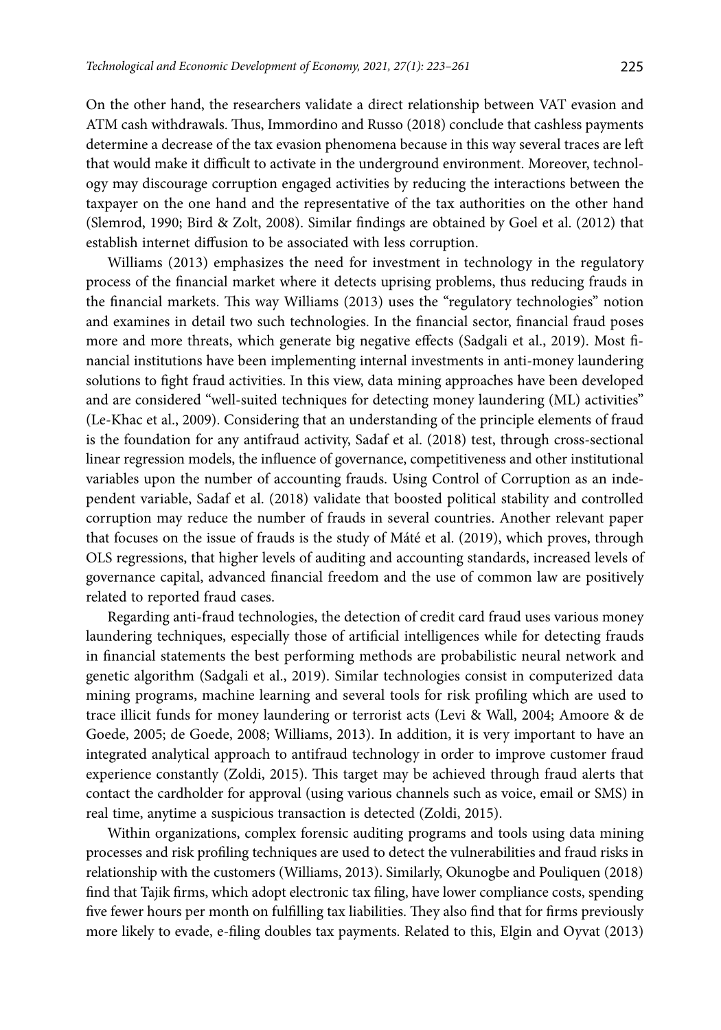On the other hand, the researchers validate a direct relationship between VAT evasion and ATM cash withdrawals. Thus, Immordino and Russo (2018) conclude that cashless payments determine a decrease of the tax evasion phenomena because in this way several traces are left that would make it difficult to activate in the underground environment. Moreover, technology may discourage corruption engaged activities by reducing the interactions between the taxpayer on the one hand and the representative of the tax authorities on the other hand (Slemrod, 1990; Bird & Zolt, 2008). Similar findings are obtained by Goel et al. (2012) that establish internet diffusion to be associated with less corruption.

Williams (2013) emphasizes the need for investment in technology in the regulatory process of the financial market where it detects uprising problems, thus reducing frauds in the financial markets. This way Williams (2013) uses the "regulatory technologies" notion and examines in detail two such technologies. In the financial sector, financial fraud poses more and more threats, which generate big negative effects (Sadgali et al., 2019). Most financial institutions have been implementing internal investments in anti-money laundering solutions to fight fraud activities. In this view, data mining approaches have been developed and are considered "well-suited techniques for detecting money laundering (ML) activities" (Le-Khac et al., 2009). Considering that an understanding of the principle elements of fraud is the foundation for any antifraud activity, Sadaf et al. (2018) test, through cross-sectional linear regression models, the influence of governance, competitiveness and other institutional variables upon the number of accounting frauds. Using Control of Corruption as an independent variable, Sadaf et al. (2018) validate that boosted political stability and controlled corruption may reduce the number of frauds in several countries. Another relevant paper that focuses on the issue of frauds is the study of Máté et al. (2019), which proves, through OLS regressions, that higher levels of auditing and accounting standards, increased levels of governance capital, advanced financial freedom and the use of common law are positively related to reported fraud cases.

Regarding anti-fraud technologies, the detection of credit card fraud uses various money laundering techniques, especially those of artificial intelligences while for detecting frauds in financial statements the best performing methods are probabilistic neural network and genetic algorithm (Sadgali et al., 2019). Similar technologies consist in computerized data mining programs, machine learning and several tools for risk profiling which are used to trace illicit funds for money laundering or terrorist acts (Levi & Wall, 2004; Amoore & de Goede, 2005; de Goede, 2008; Williams, 2013). In addition, it is very important to have an integrated analytical approach to antifraud technology in order to improve customer fraud experience constantly (Zoldi, 2015). This target may be achieved through fraud alerts that contact the cardholder for approval (using various channels such as voice, email or SMS) in real time, anytime a suspicious transaction is detected (Zoldi, 2015).

Within organizations, complex forensic auditing programs and tools using data mining processes and risk profiling techniques are used to detect the vulnerabilities and fraud risks in relationship with the customers (Williams, 2013). Similarly, Okunogbe and Pouliquen (2018) find that Tajik firms, which adopt electronic tax filing, have lower compliance costs, spending five fewer hours per month on fulfilling tax liabilities. They also find that for firms previously more likely to evade, e-filing doubles tax payments. Related to this, Elgin and Oyvat (2013)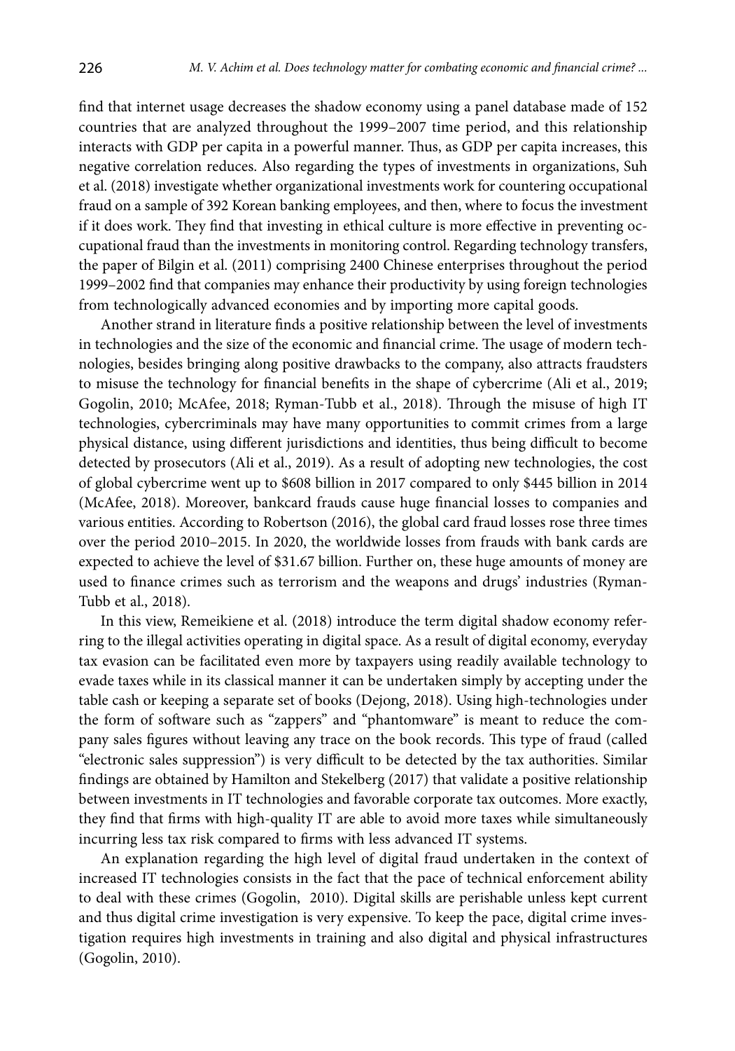find that internet usage decreases the shadow economy using a panel database made of 152 countries that are analyzed throughout the 1999–2007 time period, and this relationship interacts with GDP per capita in a powerful manner. Thus, as GDP per capita increases, this negative correlation reduces. Also regarding the types of investments in organizations, Suh et al. (2018) investigate whether organizational investments work for countering occupational fraud on a sample of 392 Korean banking employees, and then, where to focus the investment if it does work. They find that investing in ethical culture is more effective in preventing occupational fraud than the investments in monitoring control. Regarding technology transfers, the paper of Bilgin et al. (2011) comprising 2400 Chinese enterprises throughout the period 1999–2002 find that companies may enhance their productivity by using foreign technologies from technologically advanced economies and by importing more capital goods.

Another strand in literature finds a positive relationship between the level of investments in technologies and the size of the economic and financial crime. The usage of modern technologies, besides bringing along positive drawbacks to the company, also attracts fraudsters to misuse the technology for financial benefits in the shape of cybercrime (Ali et al., 2019; Gogolin, 2010; McAfee, 2018; Ryman-Tubb et al., 2018). Through the misuse of high IT technologies, cybercriminals may have many opportunities to commit crimes from a large physical distance, using different jurisdictions and identities, thus being difficult to become detected by prosecutors (Ali et al., 2019). As a result of adopting new technologies, the cost of global cybercrime went up to \$608 billion in 2017 compared to only \$445 billion in 2014 (McAfee, 2018). Moreover, bankcard frauds cause huge financial losses to companies and various entities. According to Robertson (2016), the global card fraud losses rose three times over the period 2010–2015. In 2020, the worldwide losses from frauds with bank cards are expected to achieve the level of \$31.67 billion. Further on, these huge amounts of money are used to finance crimes such as terrorism and the weapons and drugs' industries (Ryman-Tubb et al., 2018).

In this view, Remeikiene et al. (2018) introduce the term digital shadow economy referring to the illegal activities operating in digital space. As a result of digital economy, everyday tax evasion can be facilitated even more by taxpayers using readily available technology to evade taxes while in its classical manner it can be undertaken simply by accepting under the table cash or keeping a separate set of books (Dejong, 2018). Using high-technologies under the form of software such as "zappers" and "phantomware" is meant to reduce the company sales figures without leaving any trace on the book records. This type of fraud (called "electronic sales suppression") is very difficult to be detected by the tax authorities. Similar findings are obtained by Hamilton and Stekelberg (2017) that validate a positive relationship between investments in IT technologies and favorable corporate tax outcomes. More exactly, they find that firms with high-quality IT are able to avoid more taxes while simultaneously incurring less tax risk compared to firms with less advanced IT systems.

An explanation regarding the high level of digital fraud undertaken in the context of increased IT technologies consists in the fact that the pace of technical enforcement ability to deal with these crimes (Gogolin, 2010). Digital skills are perishable unless kept current and thus digital crime investigation is very expensive. To keep the pace, digital crime investigation requires high investments in training and also digital and physical infrastructures (Gogolin, 2010).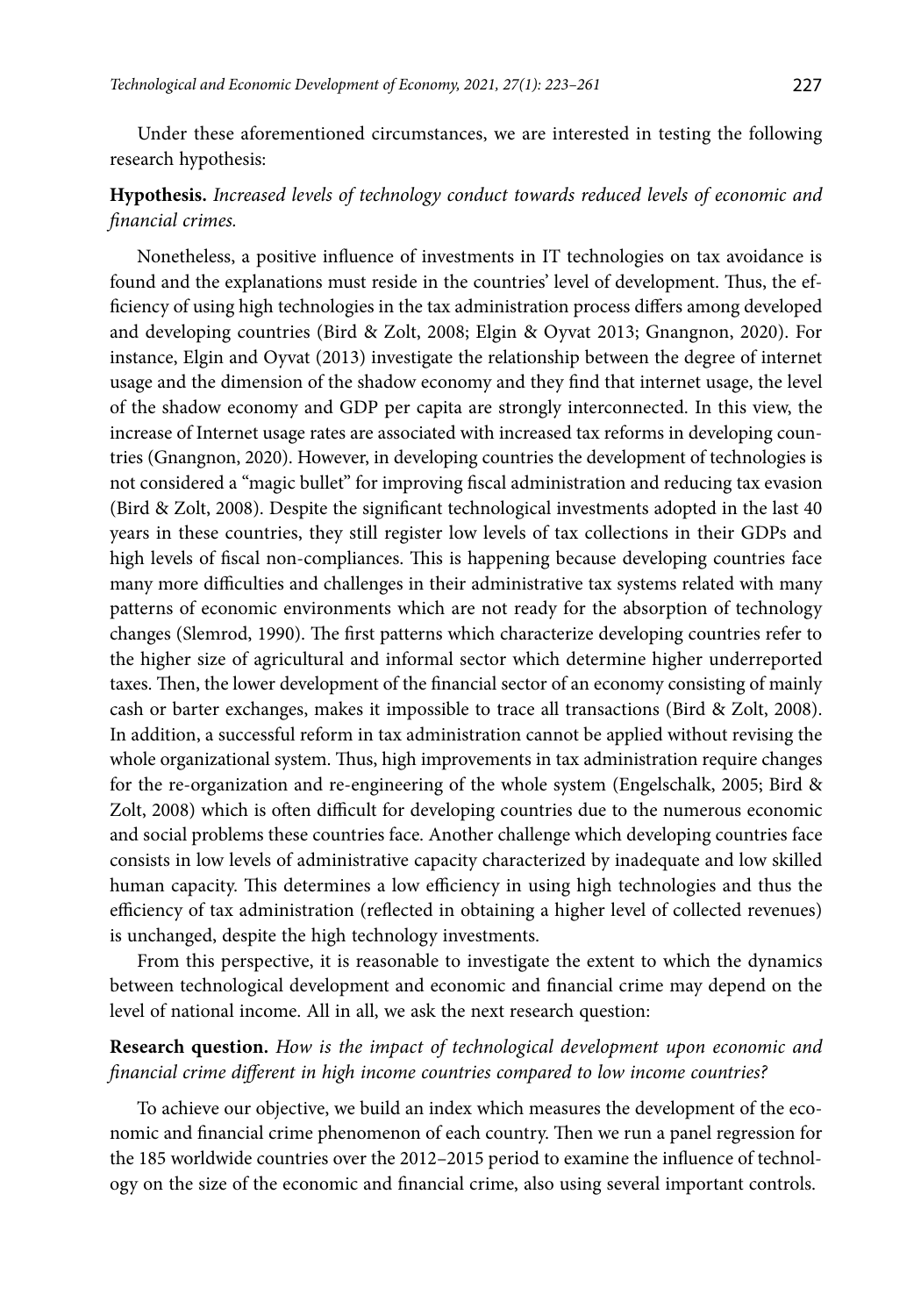Under these aforementioned circumstances, we are interested in testing the following research hypothesis:

**Hypothesis.** *Increased levels of technology conduct towards reduced levels of economic and financial crimes.*

Nonetheless, a positive influence of investments in IT technologies on tax avoidance is found and the explanations must reside in the countries' level of development. Thus, the efficiency of using high technologies in the tax administration process differs among developed and developing countries (Bird & Zolt, 2008; Elgin & Oyvat 2013; Gnangnon, 2020). For instance, Elgin and Oyvat (2013) investigate the relationship between the degree of internet usage and the dimension of the shadow economy and they find that internet usage, the level of the shadow economy and GDP per capita are strongly interconnected. In this view, the increase of Internet usage rates are associated with increased tax reforms in developing countries (Gnangnon, 2020). However, in developing countries the development of technologies is not considered a "magic bullet" for improving fiscal administration and reducing tax evasion (Bird & Zolt, 2008). Despite the significant technological investments adopted in the last 40 years in these countries, they still register low levels of tax collections in their GDPs and high levels of fiscal non-compliances. This is happening because developing countries face many more difficulties and challenges in their administrative tax systems related with many patterns of economic environments which are not ready for the absorption of technology changes (Slemrod, 1990). The first patterns which characterize developing countries refer to the higher size of agricultural and informal sector which determine higher underreported taxes. Then, the lower development of the financial sector of an economy consisting of mainly cash or barter exchanges, makes it impossible to trace all transactions (Bird & Zolt, 2008). In addition, a successful reform in tax administration cannot be applied without revising the whole organizational system. Thus, high improvements in tax administration require changes for the re-organization and re-engineering of the whole system (Engelschalk, 2005; Bird & Zolt, 2008) which is often difficult for developing countries due to the numerous economic and social problems these countries face. Another challenge which developing countries face consists in low levels of administrative capacity characterized by inadequate and low skilled human capacity. This determines a low efficiency in using high technologies and thus the efficiency of tax administration (reflected in obtaining a higher level of collected revenues) is unchanged, despite the high technology investments.

From this perspective, it is reasonable to investigate the extent to which the dynamics between technological development and economic and financial crime may depend on the level of national income. All in all, we ask the next research question:

**Research question.** *How is the impact of technological development upon economic and financial crime different in high income countries compared to low income countries?*

To achieve our objective, we build an index which measures the development of the economic and financial crime phenomenon of each country. Then we run a panel regression for the 185 worldwide countries over the 2012–2015 period to examine the influence of technology on the size of the economic and financial crime, also using several important controls.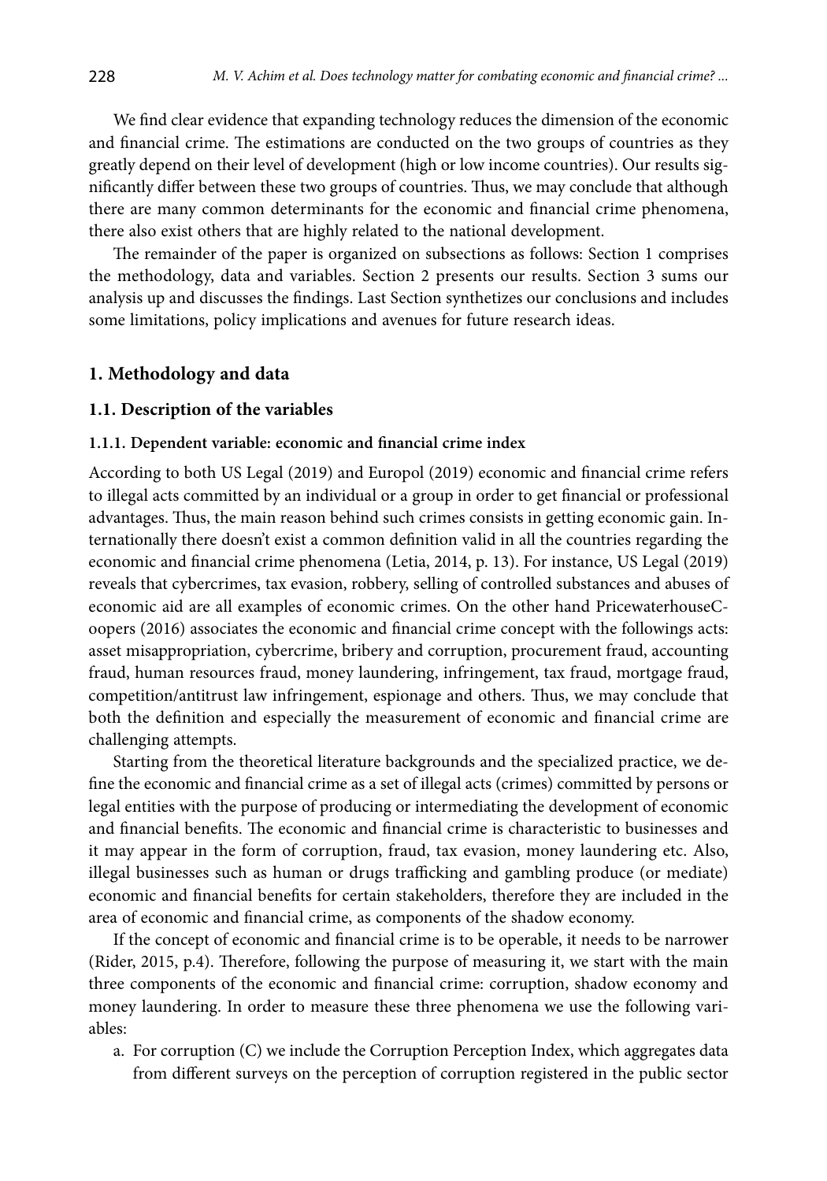We find clear evidence that expanding technology reduces the dimension of the economic and financial crime. The estimations are conducted on the two groups of countries as they greatly depend on their level of development (high or low income countries). Our results significantly differ between these two groups of countries. Thus, we may conclude that although there are many common determinants for the economic and financial crime phenomena, there also exist others that are highly related to the national development.

The remainder of the paper is organized on subsections as follows: Section 1 comprises the methodology, data and variables. Section 2 presents our results. Section 3 sums our analysis up and discusses the findings. Last Section synthetizes our conclusions and includes some limitations, policy implications and avenues for future research ideas.

## 1. Methodology and data

### 1.1. Description of the variables

#### 1.1.1. Dependent variable: economic and financial crime index

According to both US Legal (2019) and Europol (2019) economic and financial crime refers to illegal acts committed by an individual or a group in order to get financial or professional advantages. Thus, the main reason behind such crimes consists in getting economic gain. Internationally there doesn't exist a common definition valid in all the countries regarding the economic and financial crime phenomena (Letia, 2014, p. 13). For instance, US Legal (2019) reveals that cybercrimes, tax evasion, robbery, selling of controlled substances and abuses of economic aid are all examples of economic crimes. On the other hand PricewaterhouseCoopers (2016) associates the economic and financial crime concept with the followings acts: asset misappropriation, cybercrime, bribery and corruption, procurement fraud, accounting fraud, human resources fraud, money laundering, infringement, tax fraud, mortgage fraud, competition/antitrust law infringement, espionage and others. Thus, we may conclude that both the definition and especially the measurement of economic and financial crime are challenging attempts.

Starting from the theoretical literature backgrounds and the specialized practice, we define the economic and financial crime as a set of illegal acts (crimes) committed by persons or legal entities with the purpose of producing or intermediating the development of economic and financial benefits. The economic and financial crime is characteristic to businesses and it may appear in the form of corruption, fraud, tax evasion, money laundering etc. Also, illegal businesses such as human or drugs trafficking and gambling produce (or mediate) economic and financial benefits for certain stakeholders, therefore they are included in the area of economic and financial crime, as components of the shadow economy.

If the concept of economic and financial crime is to be operable, it needs to be narrower (Rider, 2015, p.4). Therefore, following the purpose of measuring it, we start with the main three components of the economic and financial crime: corruption, shadow economy and money laundering. In order to measure these three phenomena we use the following variables:

a. For corruption (C) we include the Corruption Perception Index, which aggregates data from different surveys on the perception of corruption registered in the public sector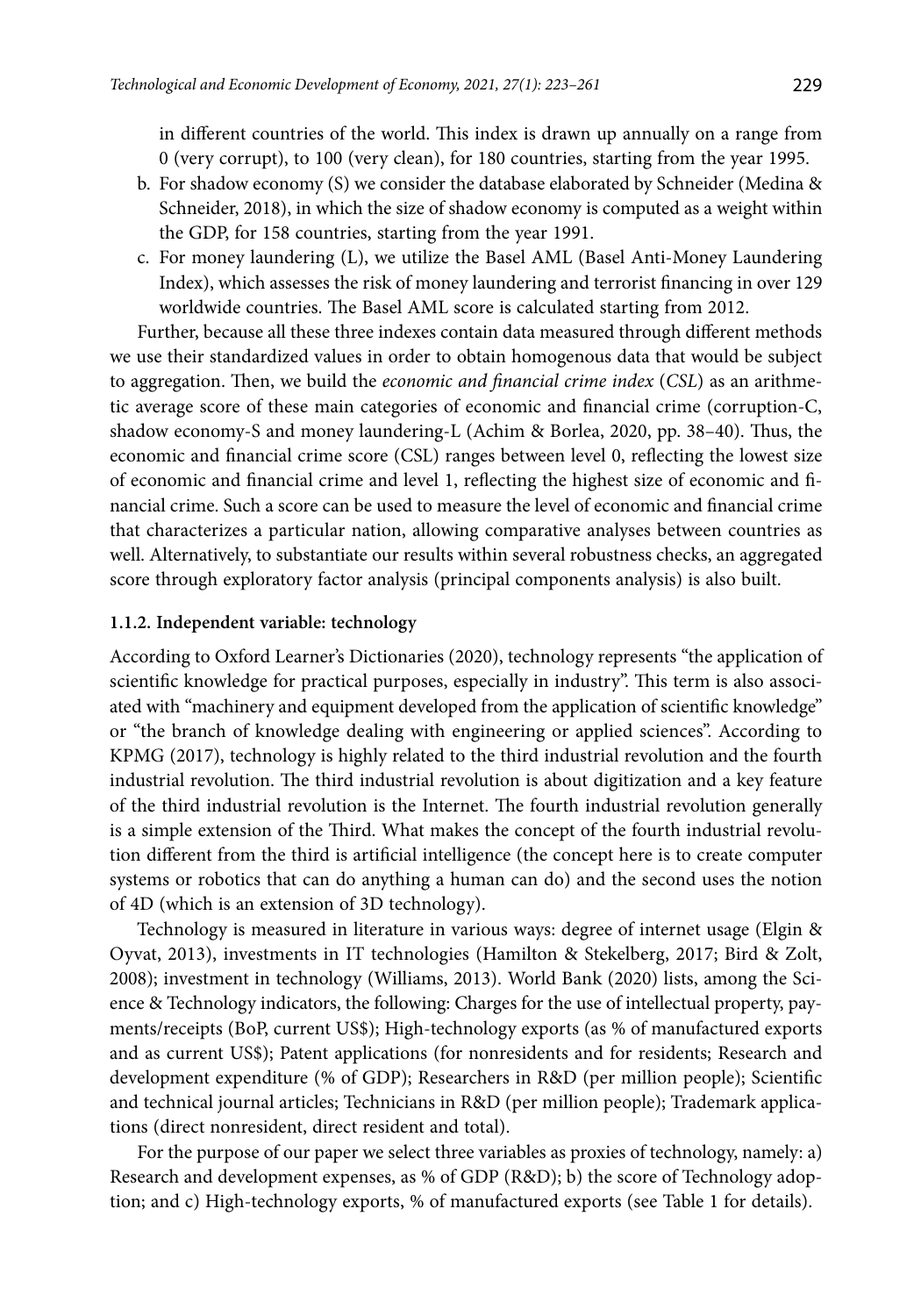in different countries of the world. This index is drawn up annually on a range from 0 (very corrupt), to 100 (very clean), for 180 countries, starting from the year 1995.

b. For shadow economy (S) we consider the database elaborated by Schneider (Medina & Schneider, 2018), in which the size of shadow economy is computed as a weight within the GDP, for 158 countries, starting from the year 1991.
c. For money laundering (L), we utilize the Basel AML (Basel Anti-Money Laundering Index), which assesses the risk of money laundering and terrorist financing in over 129 worldwide countries. The Basel AML score is calculated starting from 2012.

Further, because all these three indexes contain data measured through different methods we use their standardized values in order to obtain homogenous data that would be subject to aggregation. Then, we build the *economic and financial crime index* (*CSL*) as an arithmetic average score of these main categories of economic and financial crime (corruption-C, shadow economy-S and money laundering-L (Achim & Borlea, 2020, pp. 38–40). Thus, the economic and financial crime score (CSL) ranges between level 0, reflecting the lowest size of economic and financial crime and level 1, reflecting the highest size of economic and financial crime. Such a score can be used to measure the level of economic and financial crime that characterizes a particular nation, allowing comparative analyses between countries as well. Alternatively, to substantiate our results within several robustness checks, an aggregated score through exploratory factor analysis (principal components analysis) is also built.

#### 1.1.2. Independent variable: technology

According to Oxford Learner's Dictionaries (2020), technology represents "the application of scientific knowledge for practical purposes, especially in industry". This term is also associated with "machinery and equipment developed from the application of scientific knowledge" or "the branch of knowledge dealing with engineering or applied sciences". According to KPMG (2017), technology is highly related to the third industrial revolution and the fourth industrial revolution. The third industrial revolution is about digitization and a key feature of the third industrial revolution is the Internet. The fourth industrial revolution generally is a simple extension of the Third. What makes the concept of the fourth industrial revolution different from the third is artificial intelligence (the concept here is to create computer systems or robotics that can do anything a human can do) and the second uses the notion of 4D (which is an extension of 3D technology).

Technology is measured in literature in various ways: degree of internet usage (Elgin & Oyvat, 2013), investments in IT technologies (Hamilton & Stekelberg, 2017; Bird & Zolt, 2008); investment in technology (Williams, 2013). World Bank (2020) lists, among the Science & Technology indicators, the following: Charges for the use of intellectual property, payments/receipts (BoP, current US$); High-technology exports (as % of manufactured exports and as current US$); Patent applications (for nonresidents and for residents; Research and development expenditure (% of GDP); Researchers in R&D (per million people); Scientific and technical journal articles; Technicians in R&D (per million people); Trademark applications (direct nonresident, direct resident and total).

For the purpose of our paper we select three variables as proxies of technology, namely: a) Research and development expenses, as % of GDP (R&D); b) the score of Technology adoption; and c) High-technology exports, % of manufactured exports (see Table 1 for details).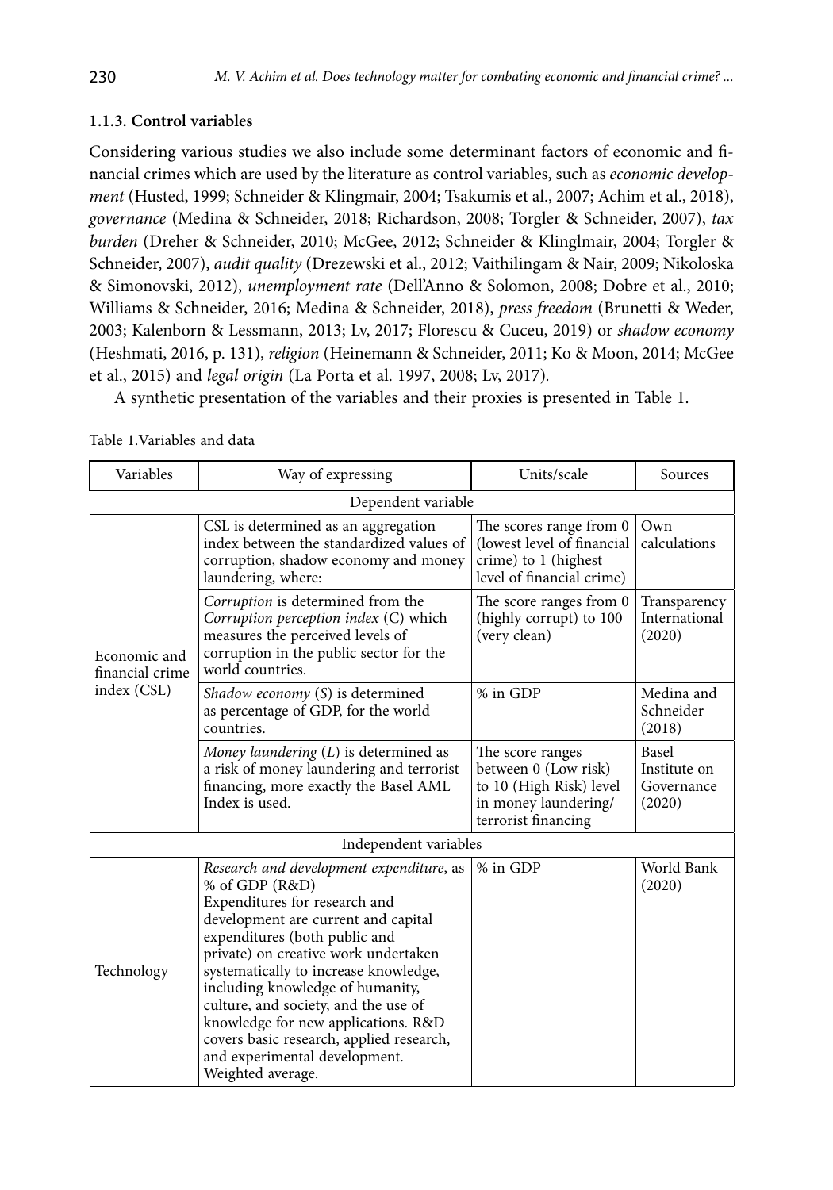### 1.1.3. Control variables

Considering various studies we also include some determinant factors of economic and financial crimes which are used by the literature as control variables, such as *economic development* (Husted, 1999; Schneider & Klingmair, 2004; Tsakumis et al., 2007; Achim et al., 2018), *governance* (Medina & Schneider, 2018; Richardson, 2008; Torgler & Schneider, 2007), *tax burden* (Dreher & Schneider, 2010; McGee, 2012; Schneider & Klinglmair, 2004; Torgler & Schneider, 2007), *audit quality* (Drezewski et al., 2012; Vaithilingam & Nair, 2009; Nikoloska & Simonovski, 2012), *unemployment rate* (Dell'Anno & Solomon, 2008; Dobre et al., 2010; Williams & Schneider, 2016; Medina & Schneider, 2018), *press freedom* (Brunetti & Weder, 2003; Kalenborn & Lessmann, 2013; Lv, 2017; Florescu & Cuceu, 2019) or *shadow economy* (Heshmati, 2016, p. 131), *religion* (Heinemann & Schneider, 2011; Ko & Moon, 2014; McGee et al., 2015) and *legal origin* (La Porta et al. 1997, 2008; Lv, 2017).

A synthetic presentation of the variables and their proxies is presented in Table 1.

Table 1.Variables and data

| Variables | Way of expressing | Units/scale | Sources |
|---|---|---|---|
| Dependent variable | | | |
| Economic and financial crime index (CSL) | CSL is determined as an aggregation index between the standardized values of corruption, shadow economy and money laundering, where: | The scores range from 0 (lowest level of financial crime) to 1 (highest level of financial crime) | Own calculations |
| | *Corruption* is determined from the *Corruption perception index* (C) which measures the perceived levels of corruption in the public sector for the world countries. | The score ranges from 0 (highly corrupt) to 100 (very clean) | Transparency International (2020) |
| | *Shadow economy* (*S*) is determined as percentage of GDP, for the world countries. | % in GDP | Medina and Schneider (2018) |
| | *Money laundering* (*L*) is determined as a risk of money laundering and terrorist financing, more exactly the Basel AML Index is used. | The score ranges between 0 (Low risk) to 10 (High Risk) level in money laundering/terrorist financing | Basel Institute on Governance (2020) |
| Independent variables | | | |
| Technology | *Research and development expenditure*, as % of GDP (R&D)<br>Expenditures for research and development are current and capital expenditures (both public and private) on creative work undertaken systematically to increase knowledge, including knowledge of humanity, culture, and society, and the use of knowledge for new applications. R&D covers basic research, applied research, and experimental development.<br>Weighted average. | % in GDP | World Bank (2020) |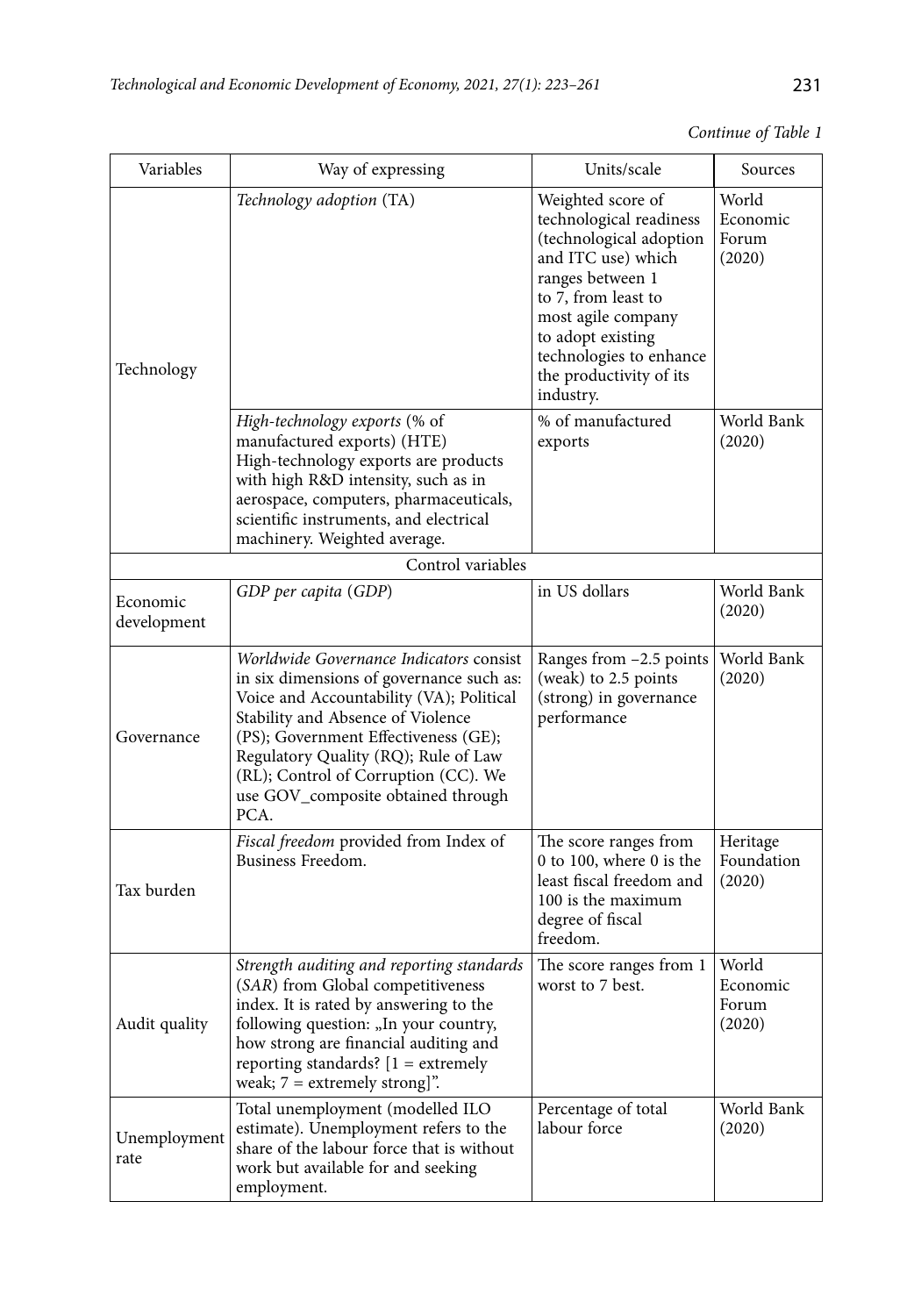*Continue of Table 1*

| Variables | Way of expressing | Units/scale | Sources |
|---|---|---|---|
| Technology | *Technology adoption* (TA) | Weighted score of technological readiness (technological adoption and ITC use) which ranges between 1 to 7, from least to most agile company to adopt existing technologies to enhance the productivity of its industry. | World Economic Forum (2020) |
| | *High-technology exports* (% of manufactured exports) (HTE) High-technology exports are products with high R&D intensity, such as in aerospace, computers, pharmaceuticals, scientific instruments, and electrical machinery. Weighted average. | % of manufactured exports | World Bank (2020) |
| | Control variables | | |
| Economic development | *GDP per capita* (*GDP*) | in US dollars | World Bank (2020) |
| Governance | *Worldwide Governance Indicators* consist in six dimensions of governance such as: Voice and Accountability (VA); Political Stability and Absence of Violence (PS); Government Effectiveness (GE); Regulatory Quality (RQ); Rule of Law (RL); Control of Corruption (CC). We use GOV_composite obtained through PCA. | Ranges from –2.5 points (weak) to 2.5 points (strong) in governance performance | World Bank (2020) |
| Tax burden | *Fiscal freedom* provided from Index of Business Freedom. | The score ranges from 0 to 100, where 0 is the least fiscal freedom and 100 is the maximum degree of fiscal freedom. | Heritage Foundation (2020) |
| Audit quality | *Strength auditing and reporting standards* (*SAR*) from Global competitiveness index. It is rated by answering to the following question: „In your country, how strong are financial auditing and reporting standards? [1 = extremely weak; 7 = extremely strong]". | The score ranges from 1 worst to 7 best. | World Economic Forum (2020) |
| Unemployment rate | Total unemployment (modelled ILO estimate). Unemployment refers to the share of the labour force that is without work but available for and seeking employment. | Percentage of total labour force | World Bank (2020) |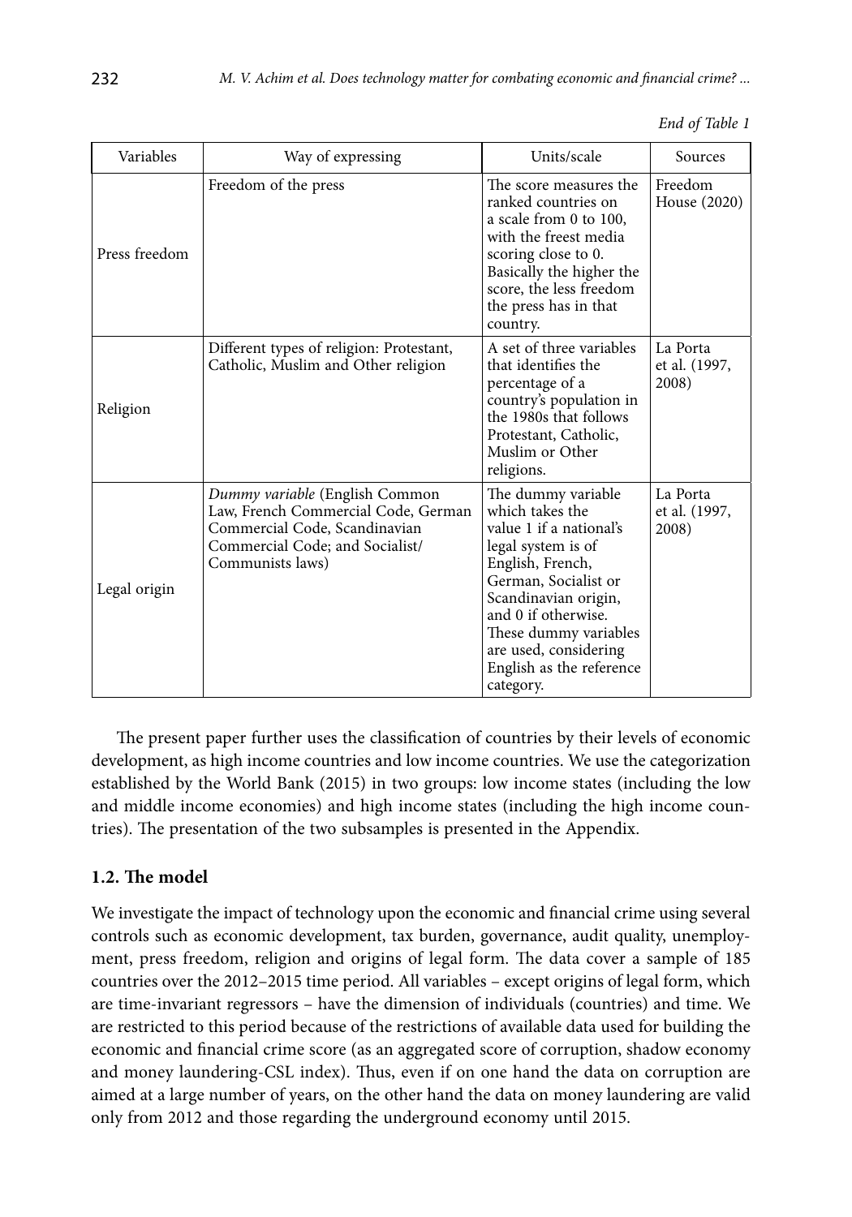*End of Table 1*

| Variables | Way of expressing | Units/scale | Sources |
|---|---|---|---|
| Press freedom | Freedom of the press | The score measures the ranked countries on a scale from 0 to 100, with the freest media scoring close to 0. Basically the higher the score, the less freedom the press has in that country. | Freedom House (2020) |
| Religion | Different types of religion: Protestant, Catholic, Muslim and Other religion | A set of three variables that identifies the percentage of a country's population in the 1980s that follows Protestant, Catholic, Muslim or Other religions. | La Porta et al. (1997, 2008) |
| Legal origin | *Dummy variable* (English Common Law, French Commercial Code, German Commercial Code, Scandinavian Commercial Code; and Socialist/Communists laws) | The dummy variable which takes the value 1 if a national's legal system is of English, French, German, Socialist or Scandinavian origin, and 0 if otherwise. These dummy variables are used, considering English as the reference category. | La Porta et al. (1997, 2008) |

The present paper further uses the classification of countries by their levels of economic development, as high income countries and low income countries. We use the categorization established by the World Bank (2015) in two groups: low income states (including the low and middle income economies) and high income states (including the high income countries). The presentation of the two subsamples is presented in the Appendix.

### 1.2. The model

We investigate the impact of technology upon the economic and financial crime using several controls such as economic development, tax burden, governance, audit quality, unemployment, press freedom, religion and origins of legal form. The data cover a sample of 185 countries over the 2012–2015 time period. All variables – except origins of legal form, which are time-invariant regressors – have the dimension of individuals (countries) and time. We are restricted to this period because of the restrictions of available data used for building the economic and financial crime score (as an aggregated score of corruption, shadow economy and money laundering-CSL index). Thus, even if on one hand the data on corruption are aimed at a large number of years, on the other hand the data on money laundering are valid only from 2012 and those regarding the underground economy until 2015.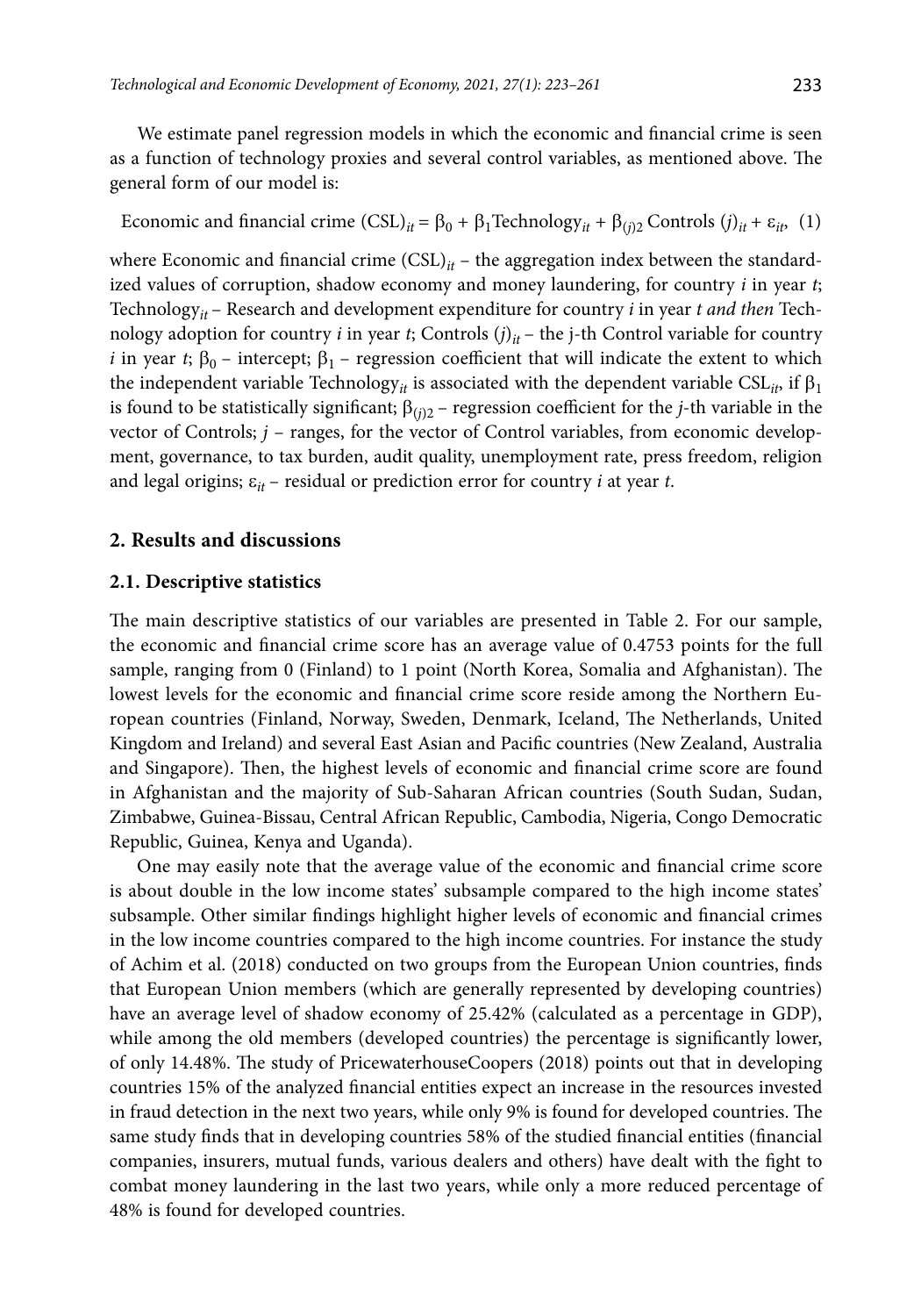We estimate panel regression models in which the economic and financial crime is seen as a function of technology proxies and several control variables, as mentioned above. The general form of our model is:

$$\text{Economic and financial crime (CSL)}_{it} = \beta_0 + \beta_1 \text{Technology}_{it} + \beta_{(j)2} \text{ Controls } (j)_{it} + \varepsilon_{it}, \quad (1)$$

where Economic and financial crime $(\text{CSL})_{it}$ – the aggregation index between the standardized values of corruption, shadow economy and money laundering, for country $i$ in year $t$; $\text{Technology}_{it}$ – Research and development expenditure for country $i$ in year $t$ *and then* Technology adoption for country $i$ in year $t$; Controls $(j)_{it}$ – the j-th Control variable for country $i$ in year $t$; $\beta_0$ – intercept; $\beta_1$ – regression coefficient that will indicate the extent to which the independent variable $\text{Technology}_{it}$ is associated with the dependent variable $\text{CSL}_{it}$, if $\beta_1$ is found to be statistically significant; $\beta_{(j)2}$ – regression coefficient for the $j$-th variable in the vector of Controls; $j$ – ranges, for the vector of Control variables, from economic development, governance, to tax burden, audit quality, unemployment rate, press freedom, religion and legal origins; $\varepsilon_{it}$ – residual or prediction error for country $i$ at year $t$.

## 2. Results and discussions

### 2.1. Descriptive statistics

The main descriptive statistics of our variables are presented in Table 2. For our sample, the economic and financial crime score has an average value of 0.4753 points for the full sample, ranging from 0 (Finland) to 1 point (North Korea, Somalia and Afghanistan). The lowest levels for the economic and financial crime score reside among the Northern European countries (Finland, Norway, Sweden, Denmark, Iceland, The Netherlands, United Kingdom and Ireland) and several East Asian and Pacific countries (New Zealand, Australia and Singapore). Then, the highest levels of economic and financial crime score are found in Afghanistan and the majority of Sub-Saharan African countries (South Sudan, Sudan, Zimbabwe, Guinea-Bissau, Central African Republic, Cambodia, Nigeria, Congo Democratic Republic, Guinea, Kenya and Uganda).

One may easily note that the average value of the economic and financial crime score is about double in the low income states' subsample compared to the high income states' subsample. Other similar findings highlight higher levels of economic and financial crimes in the low income countries compared to the high income countries. For instance the study of Achim et al. (2018) conducted on two groups from the European Union countries, finds that European Union members (which are generally represented by developing countries) have an average level of shadow economy of 25.42% (calculated as a percentage in GDP), while among the old members (developed countries) the percentage is significantly lower, of only 14.48%. The study of PricewaterhouseCoopers (2018) points out that in developing countries 15% of the analyzed financial entities expect an increase in the resources invested in fraud detection in the next two years, while only 9% is found for developed countries. The same study finds that in developing countries 58% of the studied financial entities (financial companies, insurers, mutual funds, various dealers and others) have dealt with the fight to combat money laundering in the last two years, while only a more reduced percentage of 48% is found for developed countries.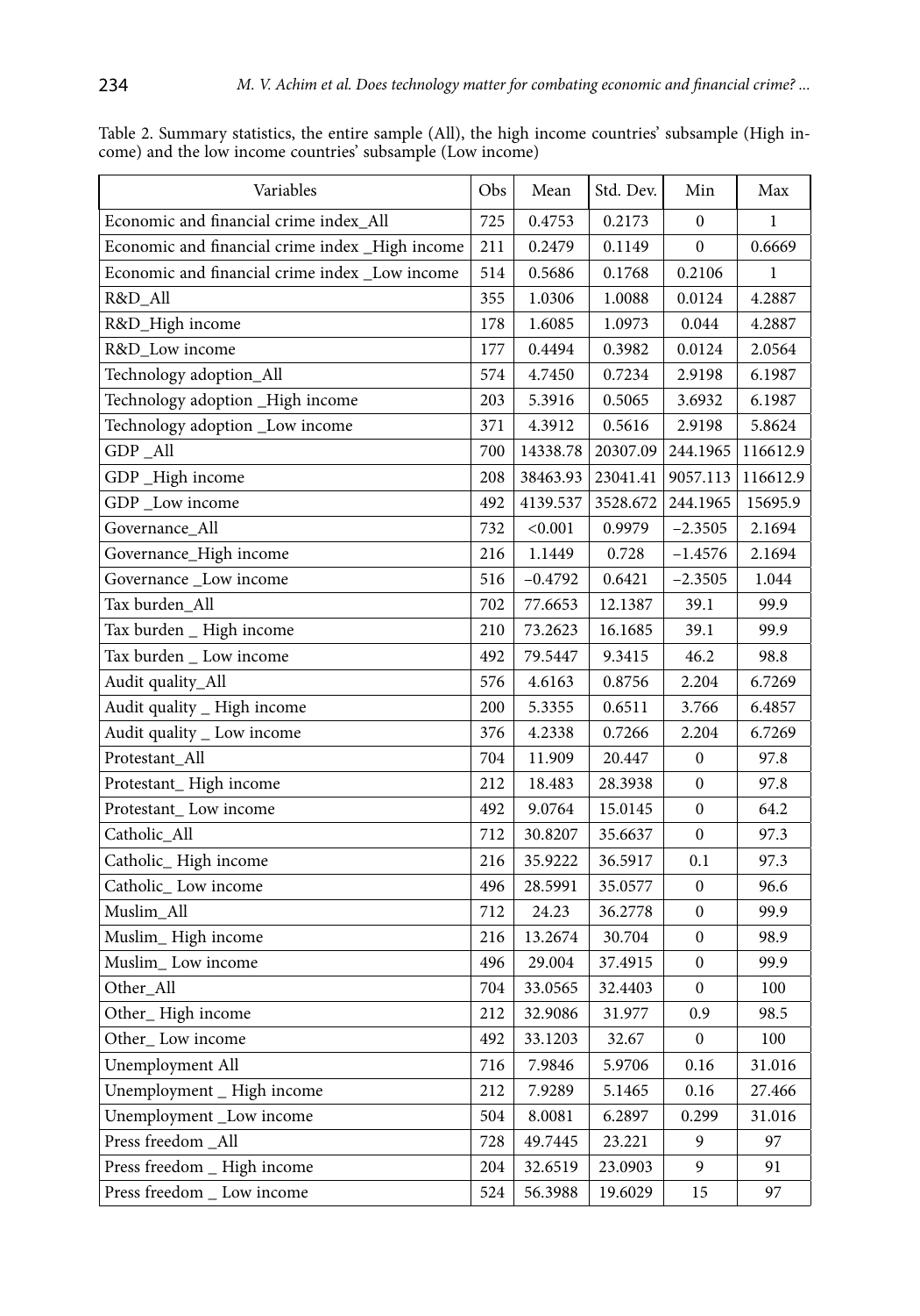Table 2. Summary statistics, the entire sample (All), the high income countries' subsample (High income) and the low income countries' subsample (Low income)

| Variables | Obs | Mean | Std. Dev. | Min | Max |
|---|---|---|---|---|---|
| Economic and financial crime index_All | 725 | 0.4753 | 0.2173 | 0 | 1 |
| Economic and financial crime index _High income | 211 | 0.2479 | 0.1149 | 0 | 0.6669 |
| Economic and financial crime index _Low income | 514 | 0.5686 | 0.1768 | 0.2106 | 1 |
| R&D_All | 355 | 1.0306 | 1.0088 | 0.0124 | 4.2887 |
| R&D_High income | 178 | 1.6085 | 1.0973 | 0.044 | 4.2887 |
| R&D_Low income | 177 | 0.4494 | 0.3982 | 0.0124 | 2.0564 |
| Technology adoption_All | 574 | 4.7450 | 0.7234 | 2.9198 | 6.1987 |
| Technology adoption _High income | 203 | 5.3916 | 0.5065 | 3.6932 | 6.1987 |
| Technology adoption _Low income | 371 | 4.3912 | 0.5616 | 2.9198 | 5.8624 |
| GDP _All | 700 | 14338.78 | 20307.09 | 244.1965 | 116612.9 |
| GDP _High income | 208 | 38463.93 | 23041.41 | 9057.113 | 116612.9 |
| GDP _Low income | 492 | 4139.537 | 3528.672 | 244.1965 | 15695.9 |
| Governance_All | 732 | <0.001 | 0.9979 | −2.3505 | 2.1694 |
| Governance_High income | 216 | 1.1449 | 0.728 | −1.4576 | 2.1694 |
| Governance _Low income | 516 | −0.4792 | 0.6421 | −2.3505 | 1.044 |
| Tax burden_All | 702 | 77.6653 | 12.1387 | 39.1 | 99.9 |
| Tax burden _ High income | 210 | 73.2623 | 16.1685 | 39.1 | 99.9 |
| Tax burden _ Low income | 492 | 79.5447 | 9.3415 | 46.2 | 98.8 |
| Audit quality_All | 576 | 4.6163 | 0.8756 | 2.204 | 6.7269 |
| Audit quality _ High income | 200 | 5.3355 | 0.6511 | 3.766 | 6.4857 |
| Audit quality _ Low income | 376 | 4.2338 | 0.7266 | 2.204 | 6.7269 |
| Protestant_All | 704 | 11.909 | 20.447 | 0 | 97.8 |
| Protestant_ High income | 212 | 18.483 | 28.3938 | 0 | 97.8 |
| Protestant_ Low income | 492 | 9.0764 | 15.0145 | 0 | 64.2 |
| Catholic_All | 712 | 30.8207 | 35.6637 | 0 | 97.3 |
| Catholic_ High income | 216 | 35.9222 | 36.5917 | 0.1 | 97.3 |
| Catholic_ Low income | 496 | 28.5991 | 35.0577 | 0 | 96.6 |
| Muslim_All | 712 | 24.23 | 36.2778 | 0 | 99.9 |
| Muslim_ High income | 216 | 13.2674 | 30.704 | 0 | 98.9 |
| Muslim_ Low income | 496 | 29.004 | 37.4915 | 0 | 99.9 |
| Other_All | 704 | 33.0565 | 32.4403 | 0 | 100 |
| Other_ High income | 212 | 32.9086 | 31.977 | 0.9 | 98.5 |
| Other_ Low income | 492 | 33.1203 | 32.67 | 0 | 100 |
| Unemployment All | 716 | 7.9846 | 5.9706 | 0.16 | 31.016 |
| Unemployment _ High income | 212 | 7.9289 | 5.1465 | 0.16 | 27.466 |
| Unemployment _Low income | 504 | 8.0081 | 6.2897 | 0.299 | 31.016 |
| Press freedom _All | 728 | 49.7445 | 23.221 | 9 | 97 |
| Press freedom _ High income | 204 | 32.6519 | 23.0903 | 9 | 91 |
| Press freedom _ Low income | 524 | 56.3988 | 19.6029 | 15 | 97 |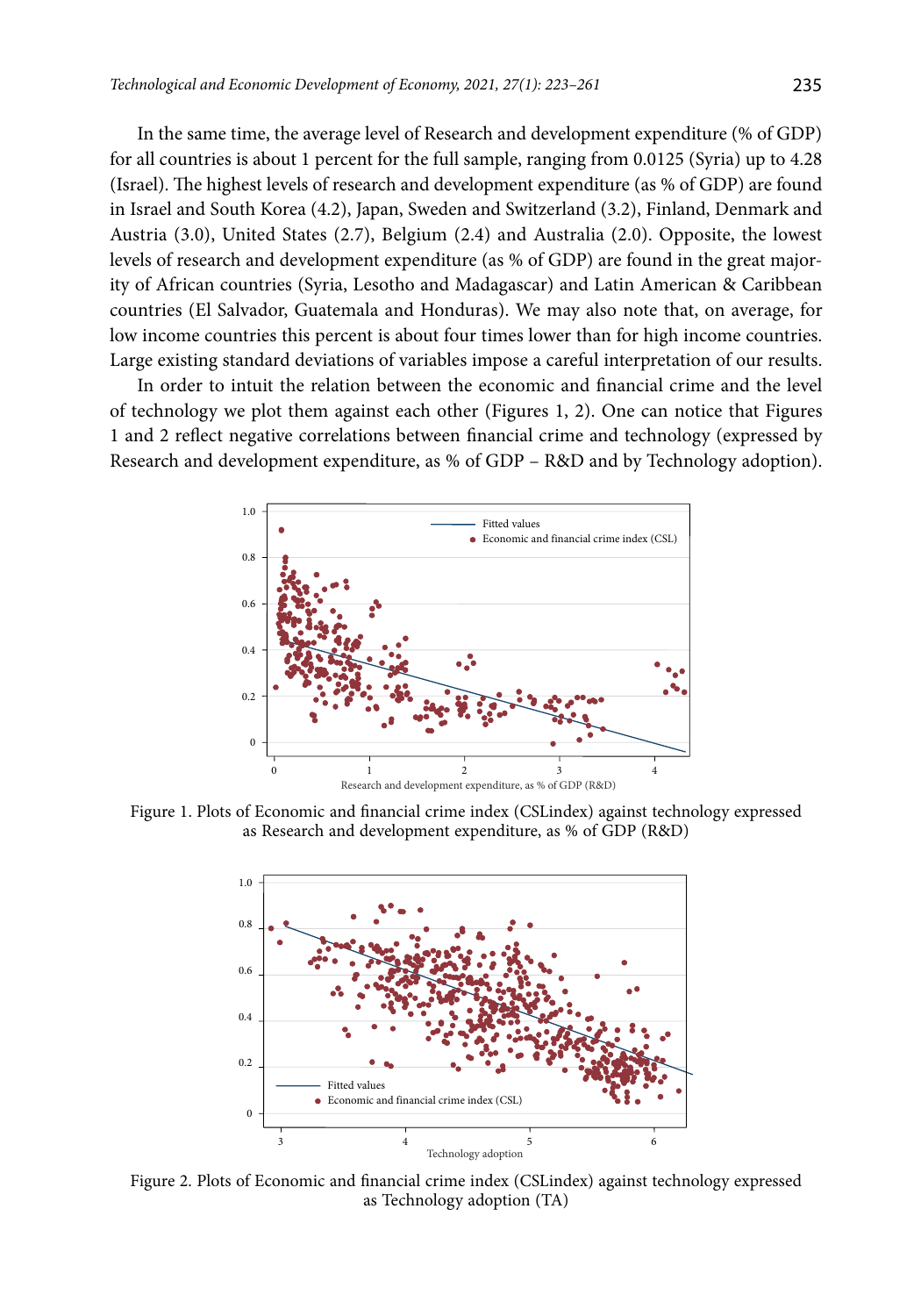In the same time, the average level of Research and development expenditure (% of GDP) for all countries is about 1 percent for the full sample, ranging from 0.0125 (Syria) up to 4.28 (Israel). The highest levels of research and development expenditure (as % of GDP) are found in Israel and South Korea (4.2), Japan, Sweden and Switzerland (3.2), Finland, Denmark and Austria (3.0), United States (2.7), Belgium (2.4) and Australia (2.0). Opposite, the lowest levels of research and development expenditure (as % of GDP) are found in the great majority of African countries (Syria, Lesotho and Madagascar) and Latin American & Caribbean countries (El Salvador, Guatemala and Honduras). We may also note that, on average, for low income countries this percent is about four times lower than for high income countries. Large existing standard deviations of variables impose a careful interpretation of our results.

In order to intuit the relation between the economic and financial crime and the level of technology we plot them against each other (Figures 1, 2). One can notice that Figures 1 and 2 reflect negative correlations between financial crime and technology (expressed by Research and development expenditure, as % of GDP – R&D and by Technology adoption).

Figure 1. Plots of Economic and financial crime index (CSLindex) against technology expressed as Research and development expenditure, as % of GDP (R&D)

Figure 2. Plots of Economic and financial crime index (CSLindex) against technology expressed as Technology adoption (TA)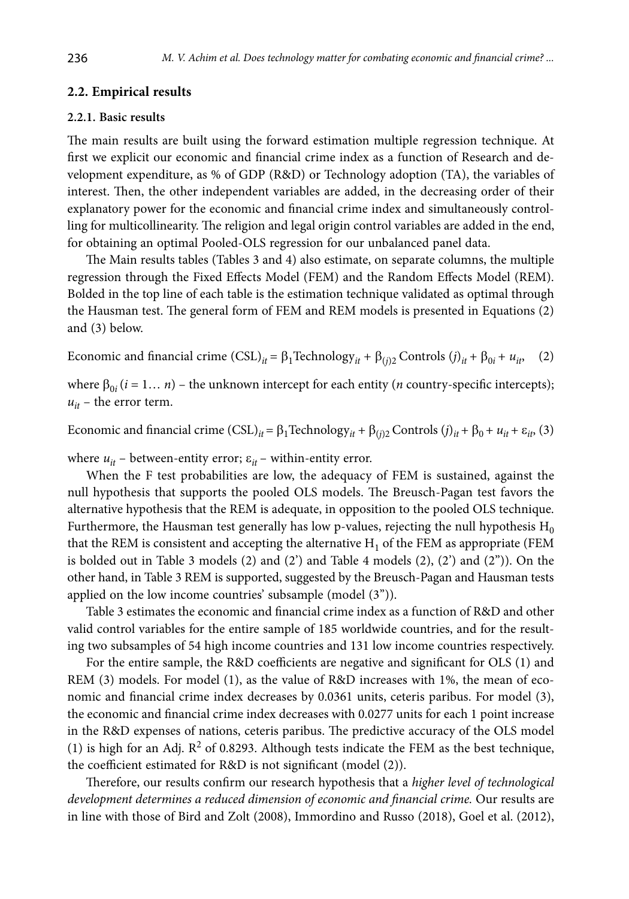## 2.2. Empirical results

### 2.2.1. Basic results

The main results are built using the forward estimation multiple regression technique. At first we explicit our economic and financial crime index as a function of Research and development expenditure, as % of GDP (R&D) or Technology adoption (TA), the variables of interest. Then, the other independent variables are added, in the decreasing order of their explanatory power for the economic and financial crime index and simultaneously controlling for multicollinearity. The religion and legal origin control variables are added in the end, for obtaining an optimal Pooled-OLS regression for our unbalanced panel data.

The Main results tables (Tables 3 and 4) also estimate, on separate columns, the multiple regression through the Fixed Effects Model (FEM) and the Random Effects Model (REM). Bolded in the top line of each table is the estimation technique validated as optimal through the Hausman test. The general form of FEM and REM models is presented in Equations (2) and (3) below.

$$\text{Economic and financial crime (CSL)}_{it} = \beta_1 \text{Technology}_{it} + \beta_{(j)2}\,\text{Controls }(j)_{it} + \beta_{0i} + u_{it}, \quad (2)$$

where $\beta_{0i}$ ($i = 1\ldots n$) – the unknown intercept for each entity ($n$ country-specific intercepts); $u_{it}$ – the error term.

$$\text{Economic and financial crime (CSL)}_{it} = \beta_1 \text{Technology}_{it} + \beta_{(j)2}\,\text{Controls }(j)_{it} + \beta_0 + u_{it} + \varepsilon_{it}, \quad (3)$$

where $u_{it}$ – between-entity error; $\varepsilon_{it}$ – within-entity error.

When the F test probabilities are low, the adequacy of FEM is sustained, against the null hypothesis that supports the pooled OLS models. The Breusch-Pagan test favors the alternative hypothesis that the REM is adequate, in opposition to the pooled OLS technique. Furthermore, the Hausman test generally has low p-values, rejecting the null hypothesis $H_0$ that the REM is consistent and accepting the alternative $H_1$ of the FEM as appropriate (FEM is bolded out in Table 3 models (2) and (2') and Table 4 models (2), (2') and (2")). On the other hand, in Table 3 REM is supported, suggested by the Breusch-Pagan and Hausman tests applied on the low income countries' subsample (model (3")).

Table 3 estimates the economic and financial crime index as a function of R&D and other valid control variables for the entire sample of 185 worldwide countries, and for the resulting two subsamples of 54 high income countries and 131 low income countries respectively.

For the entire sample, the R&D coefficients are negative and significant for OLS (1) and REM (3) models. For model (1), as the value of R&D increases with 1%, the mean of economic and financial crime index decreases by 0.0361 units, ceteris paribus. For model (3), the economic and financial crime index decreases with 0.0277 units for each 1 point increase in the R&D expenses of nations, ceteris paribus. The predictive accuracy of the OLS model (1) is high for an Adj. $R^2$ of 0.8293. Although tests indicate the FEM as the best technique, the coefficient estimated for R&D is not significant (model (2)).

Therefore, our results confirm our research hypothesis that a *higher level of technological development determines a reduced dimension of economic and financial crime*. Our results are in line with those of Bird and Zolt (2008), Immordino and Russo (2018), Goel et al. (2012),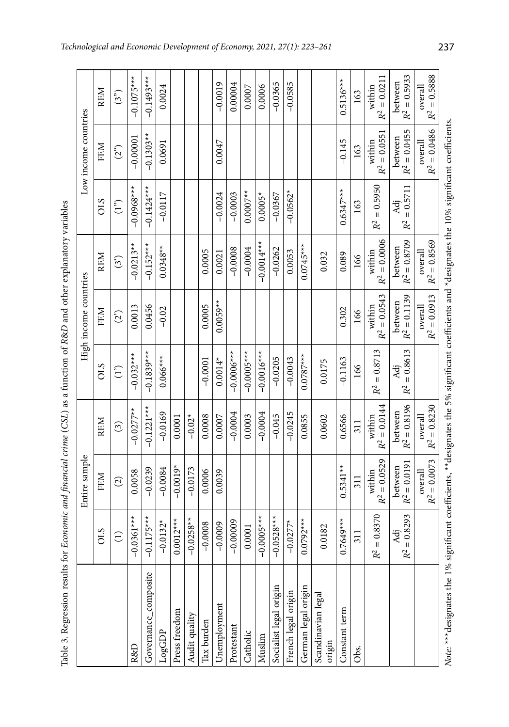Table 3. Regression results for *Economic and financial crime* (*CSL*) as a function of *R&D* and other explanatory variables

| | Entire sample | | | High income countries | | | Low income countries | | |
|---|---|---|---|---|---|---|---|---|---|
| | OLS | FEM | REM | OLS | FEM | REM | OLS | FEM | REM |
| | (1) | (2) | (3) | (1') | (2') | (3') | (1") | (2") | (3") |
| R&D | –0.0361*** | 0.0058 | –0.0277** | –0.032*** | 0.0013 | –0.0213** | –0.0968*** | –0.00001 | –0.1075*** |
| Governance_composite | –0.1175*** | –0.0239 | –0.1221*** | –0.1839*** | 0.0456 | –0.152*** | –0.1424*** | –0.1303** | –0.1493*** |
| LogGDP | –0.0132* | –0.0084 | –0.0169 | 0.066*** | –0.02 | 0.0348** | –0.0117 | 0.0691 | 0.0024 |
| Press freedom | 0.0012*** | –0.0019* | 0.0001 | | | | | | |
| Audit quality | –0.0258** | –0.0173 | –0.02* | | | | | | |
| Tax burden | –0.0008 | 0.0006 | 0.0008 | –0.0001 | 0.0005 | 0.0005 | | | |
| Unemployment | –0.0009 | 0.0039 | 0.0007 | 0.0014* | 0.0059** | 0.0021 | –0.0024 | 0.0047 | –0.0019 |
| Protestant | –0.00009 | | –0.0004 | –0.0006*** | | –0.0008 | –0.0003 | | 0.00004 |
| Catholic | 0.0001 | | 0.0003 | –0.0005*** | | –0.0004 | 0.0007** | | 0.0007 |
| Muslim | –0.0005*** | | –0.0004 | –0.0016*** | | –0.0014*** | 0.0005* | | 0.0006 |
| Socialist legal origin | –0.0528*** | | –0.045 | –0.0205 | | –0.0262 | –0.0367 | | –0.0365 |
| French legal origin | –0.0277* | | –0.0245 | –0.0043 | | 0.0053 | –0.0562* | | –0.0585 |
| German legal origin | 0.0792*** | | 0.0855 | 0.0787*** | | 0.0745*** | | | |
| Scandinavian legal origin | 0.0182 | | 0.0602 | 0.0175 | | 0.032 | | | |
| Constant term | 0.7649*** | 0.5341** | 0.6566 | –0.1163 | 0.302 | 0.089 | 0.6347*** | –0.145 | 0.5136*** |
| Obs. | 311 | 311 | 311 | 166 | 166 | 166 | 163 | 163 | 163 |
| | $R^2 = 0.8370$ | within $R^2 = 0.0529$ | within $R^2 = 0.0144$ | $R^2 = 0.8713$ | within $R^2 = 0.0543$ | within $R^2 = 0.0006$ | $R^2 = 0.5950$ | within $R^2 = 0.0551$ | within $R^2 = 0.0211$ |
| | Adj $R^2 = 0.8293$ | between $R^2 = 0.0191$ | between $R^2 = 0.8196$ | Adj $R^2 = 0.8613$ | between $R^2 = 0.1139$ | between $R^2 = 0.8709$ | Adj $R^2 = 0.5711$ | between $R^2 = 0.0455$ | between $R^2 = 0.5933$ |
| | | overall $R^2 = 0.0073$ | overall $R^2 = 0.8230$ | | overall $R^2 = 0.0913$ | overall $R^2 = 0.8569$ | | overall $R^2 = 0.0486$ | overall $R^2 = 0.5888$ |

*Note*: ***designates the 1% significant coefficients, **designates the 5% significant coefficients and *designates the 10% significant coefficients.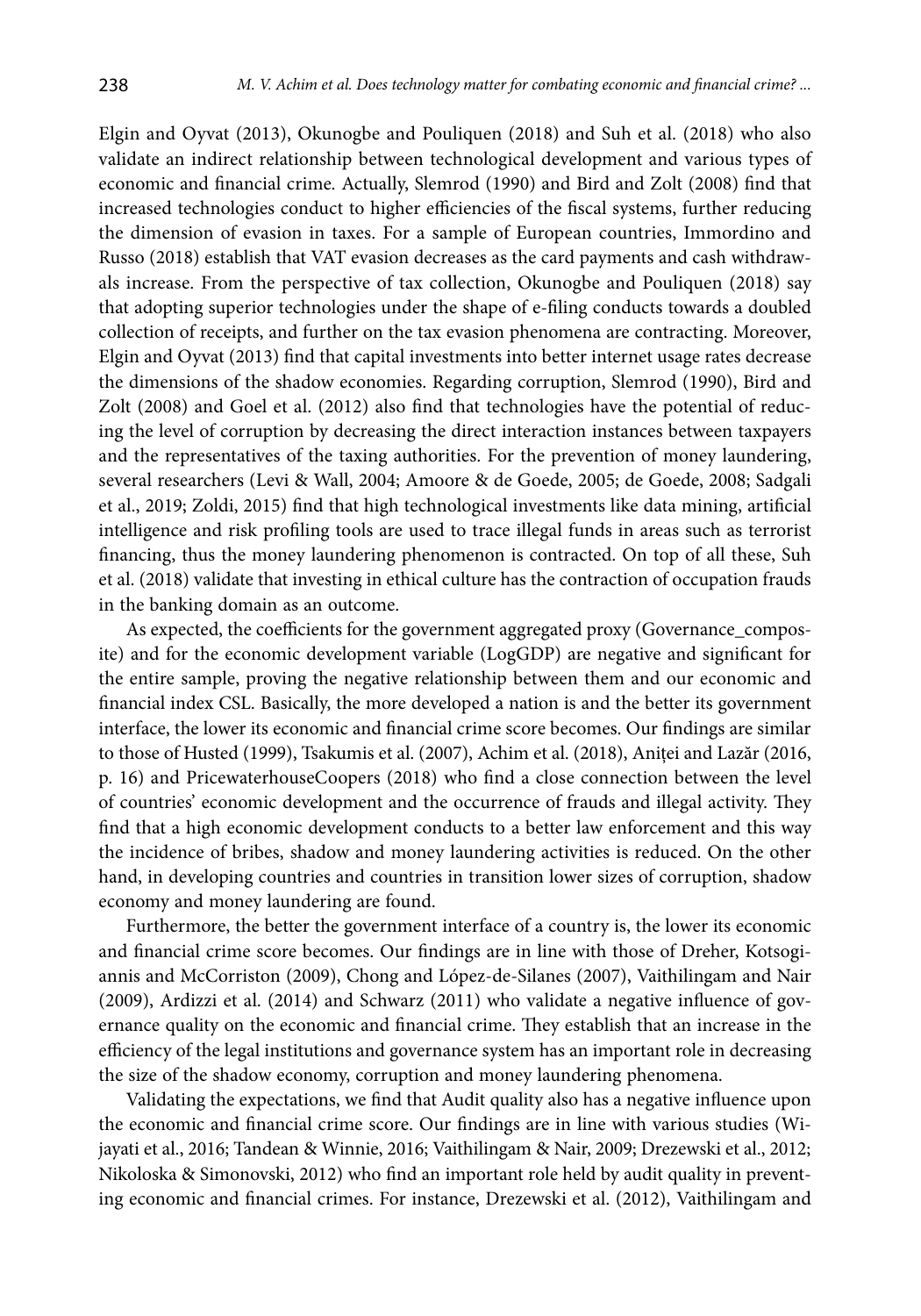Elgin and Oyvat (2013), Okunogbe and Pouliquen (2018) and Suh et al. (2018) who also validate an indirect relationship between technological development and various types of economic and financial crime. Actually, Slemrod (1990) and Bird and Zolt (2008) find that increased technologies conduct to higher efficiencies of the fiscal systems, further reducing the dimension of evasion in taxes. For a sample of European countries, Immordino and Russo (2018) establish that VAT evasion decreases as the card payments and cash withdrawals increase. From the perspective of tax collection, Okunogbe and Pouliquen (2018) say that adopting superior technologies under the shape of e-filing conducts towards a doubled collection of receipts, and further on the tax evasion phenomena are contracting. Moreover, Elgin and Oyvat (2013) find that capital investments into better internet usage rates decrease the dimensions of the shadow economies. Regarding corruption, Slemrod (1990), Bird and Zolt (2008) and Goel et al. (2012) also find that technologies have the potential of reducing the level of corruption by decreasing the direct interaction instances between taxpayers and the representatives of the taxing authorities. For the prevention of money laundering, several researchers (Levi & Wall, 2004; Amoore & de Goede, 2005; de Goede, 2008; Sadgali et al., 2019; Zoldi, 2015) find that high technological investments like data mining, artificial intelligence and risk profiling tools are used to trace illegal funds in areas such as terrorist financing, thus the money laundering phenomenon is contracted. On top of all these, Suh et al. (2018) validate that investing in ethical culture has the contraction of occupation frauds in the banking domain as an outcome.

As expected, the coefficients for the government aggregated proxy (Governance_composite) and for the economic development variable (LogGDP) are negative and significant for the entire sample, proving the negative relationship between them and our economic and financial index CSL. Basically, the more developed a nation is and the better its government interface, the lower its economic and financial crime score becomes. Our findings are similar to those of Husted (1999), Tsakumis et al. (2007), Achim et al. (2018), Aniței and Lazăr (2016, p. 16) and PricewaterhouseCoopers (2018) who find a close connection between the level of countries' economic development and the occurrence of frauds and illegal activity. They find that a high economic development conducts to a better law enforcement and this way the incidence of bribes, shadow and money laundering activities is reduced. On the other hand, in developing countries and countries in transition lower sizes of corruption, shadow economy and money laundering are found.

Furthermore, the better the government interface of a country is, the lower its economic and financial crime score becomes. Our findings are in line with those of Dreher, Kotsogiannis and McCorriston (2009), Chong and López-de-Silanes (2007), Vaithilingam and Nair (2009), Ardizzi et al. (2014) and Schwarz (2011) who validate a negative influence of governance quality on the economic and financial crime. They establish that an increase in the efficiency of the legal institutions and governance system has an important role in decreasing the size of the shadow economy, corruption and money laundering phenomena.

Validating the expectations, we find that Audit quality also has a negative influence upon the economic and financial crime score. Our findings are in line with various studies (Wijayati et al., 2016; Tandean & Winnie, 2016; Vaithilingam & Nair, 2009; Drezewski et al., 2012; Nikoloska & Simonovski, 2012) who find an important role held by audit quality in preventing economic and financial crimes. For instance, Drezewski et al. (2012), Vaithilingam and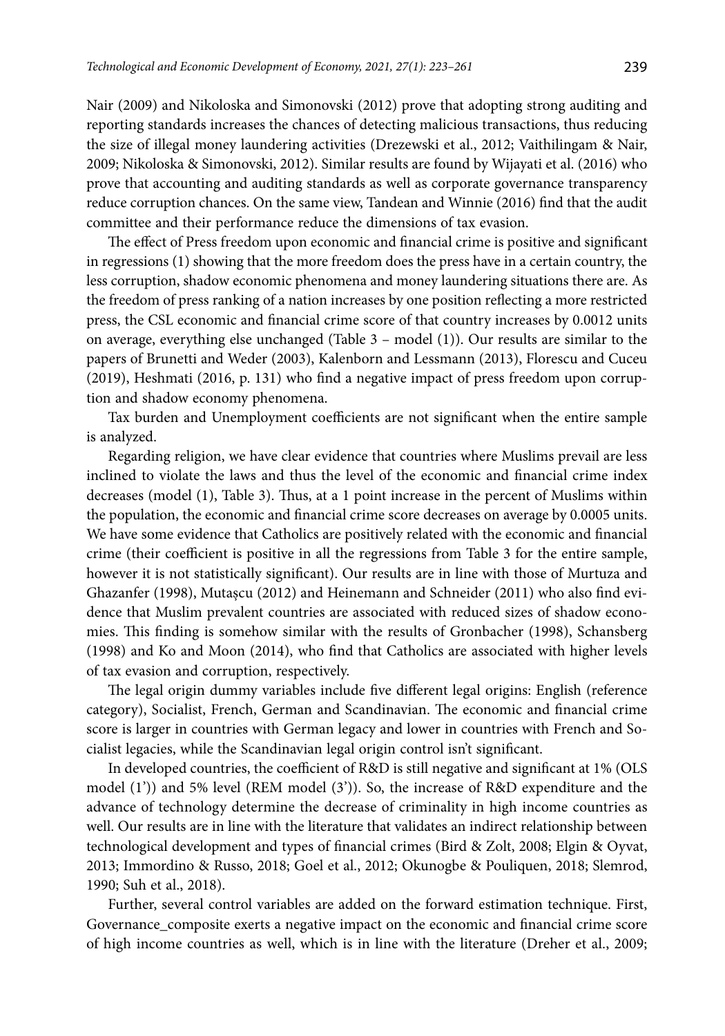Nair (2009) and Nikoloska and Simonovski (2012) prove that adopting strong auditing and reporting standards increases the chances of detecting malicious transactions, thus reducing the size of illegal money laundering activities (Drezewski et al., 2012; Vaithilingam & Nair, 2009; Nikoloska & Simonovski, 2012). Similar results are found by Wijayati et al. (2016) who prove that accounting and auditing standards as well as corporate governance transparency reduce corruption chances. On the same view, Tandean and Winnie (2016) find that the audit committee and their performance reduce the dimensions of tax evasion.

The effect of Press freedom upon economic and financial crime is positive and significant in regressions (1) showing that the more freedom does the press have in a certain country, the less corruption, shadow economic phenomena and money laundering situations there are. As the freedom of press ranking of a nation increases by one position reflecting a more restricted press, the CSL economic and financial crime score of that country increases by 0.0012 units on average, everything else unchanged (Table 3 – model (1)). Our results are similar to the papers of Brunetti and Weder (2003), Kalenborn and Lessmann (2013), Florescu and Cuceu (2019), Heshmati (2016, p. 131) who find a negative impact of press freedom upon corruption and shadow economy phenomena.

Tax burden and Unemployment coefficients are not significant when the entire sample is analyzed.

Regarding religion, we have clear evidence that countries where Muslims prevail are less inclined to violate the laws and thus the level of the economic and financial crime index decreases (model (1), Table 3). Thus, at a 1 point increase in the percent of Muslims within the population, the economic and financial crime score decreases on average by 0.0005 units. We have some evidence that Catholics are positively related with the economic and financial crime (their coefficient is positive in all the regressions from Table 3 for the entire sample, however it is not statistically significant). Our results are in line with those of Murtuza and Ghazanfer (1998), Mutașcu (2012) and Heinemann and Schneider (2011) who also find evidence that Muslim prevalent countries are associated with reduced sizes of shadow economies. This finding is somehow similar with the results of Gronbacher (1998), Schansberg (1998) and Ko and Moon (2014), who find that Catholics are associated with higher levels of tax evasion and corruption, respectively.

The legal origin dummy variables include five different legal origins: English (reference category), Socialist, French, German and Scandinavian. The economic and financial crime score is larger in countries with German legacy and lower in countries with French and Socialist legacies, while the Scandinavian legal origin control isn't significant.

In developed countries, the coefficient of R&D is still negative and significant at 1% (OLS model (1')) and 5% level (REM model (3')). So, the increase of R&D expenditure and the advance of technology determine the decrease of criminality in high income countries as well. Our results are in line with the literature that validates an indirect relationship between technological development and types of financial crimes (Bird & Zolt, 2008; Elgin & Oyvat, 2013; Immordino & Russo, 2018; Goel et al., 2012; Okunogbe & Pouliquen, 2018; Slemrod, 1990; Suh et al., 2018).

Further, several control variables are added on the forward estimation technique. First, Governance_composite exerts a negative impact on the economic and financial crime score of high income countries as well, which is in line with the literature (Dreher et al., 2009;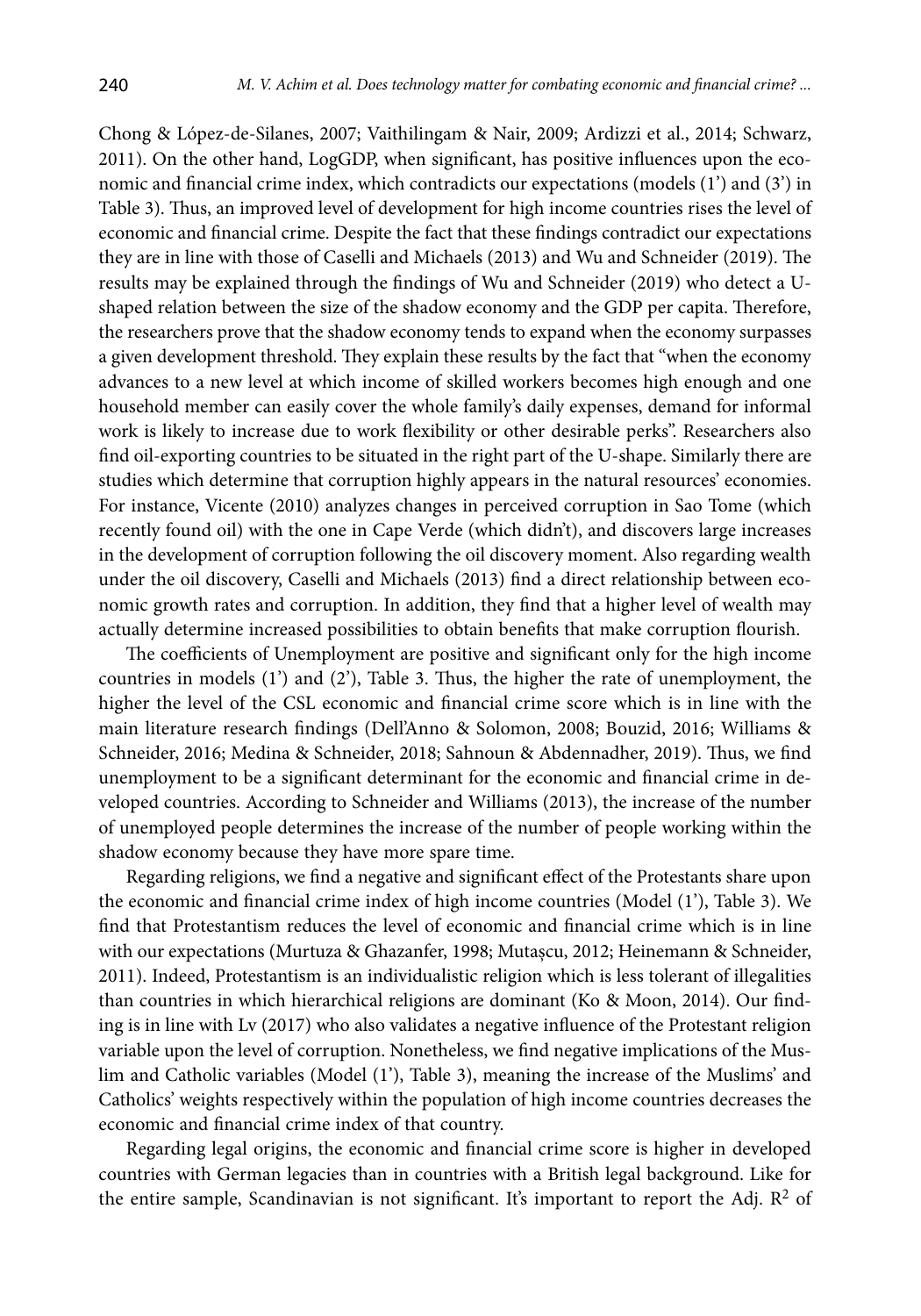Chong & López-de-Silanes, 2007; Vaithilingam & Nair, 2009; Ardizzi et al., 2014; Schwarz, 2011). On the other hand, LogGDP, when significant, has positive influences upon the economic and financial crime index, which contradicts our expectations (models (1') and (3') in Table 3). Thus, an improved level of development for high income countries rises the level of economic and financial crime. Despite the fact that these findings contradict our expectations they are in line with those of Caselli and Michaels (2013) and Wu and Schneider (2019). The results may be explained through the findings of Wu and Schneider (2019) who detect a U-shaped relation between the size of the shadow economy and the GDP per capita. Therefore, the researchers prove that the shadow economy tends to expand when the economy surpasses a given development threshold. They explain these results by the fact that "when the economy advances to a new level at which income of skilled workers becomes high enough and one household member can easily cover the whole family's daily expenses, demand for informal work is likely to increase due to work flexibility or other desirable perks". Researchers also find oil-exporting countries to be situated in the right part of the U-shape. Similarly there are studies which determine that corruption highly appears in the natural resources' economies. For instance, Vicente (2010) analyzes changes in perceived corruption in Sao Tome (which recently found oil) with the one in Cape Verde (which didn't), and discovers large increases in the development of corruption following the oil discovery moment. Also regarding wealth under the oil discovery, Caselli and Michaels (2013) find a direct relationship between economic growth rates and corruption. In addition, they find that a higher level of wealth may actually determine increased possibilities to obtain benefits that make corruption flourish.

The coefficients of Unemployment are positive and significant only for the high income countries in models (1') and (2'), Table 3. Thus, the higher the rate of unemployment, the higher the level of the CSL economic and financial crime score which is in line with the main literature research findings (Dell'Anno & Solomon, 2008; Bouzid, 2016; Williams & Schneider, 2016; Medina & Schneider, 2018; Sahnoun & Abdennadher, 2019). Thus, we find unemployment to be a significant determinant for the economic and financial crime in developed countries. According to Schneider and Williams (2013), the increase of the number of unemployed people determines the increase of the number of people working within the shadow economy because they have more spare time.

Regarding religions, we find a negative and significant effect of the Protestants share upon the economic and financial crime index of high income countries (Model (1'), Table 3). We find that Protestantism reduces the level of economic and financial crime which is in line with our expectations (Murtuza & Ghazanfer, 1998; Mutașcu, 2012; Heinemann & Schneider, 2011). Indeed, Protestantism is an individualistic religion which is less tolerant of illegalities than countries in which hierarchical religions are dominant (Ko & Moon, 2014). Our finding is in line with Lv (2017) who also validates a negative influence of the Protestant religion variable upon the level of corruption. Nonetheless, we find negative implications of the Muslim and Catholic variables (Model (1'), Table 3), meaning the increase of the Muslims' and Catholics' weights respectively within the population of high income countries decreases the economic and financial crime index of that country.

Regarding legal origins, the economic and financial crime score is higher in developed countries with German legacies than in countries with a British legal background. Like for the entire sample, Scandinavian is not significant. It's important to report the Adj. $R^2$ of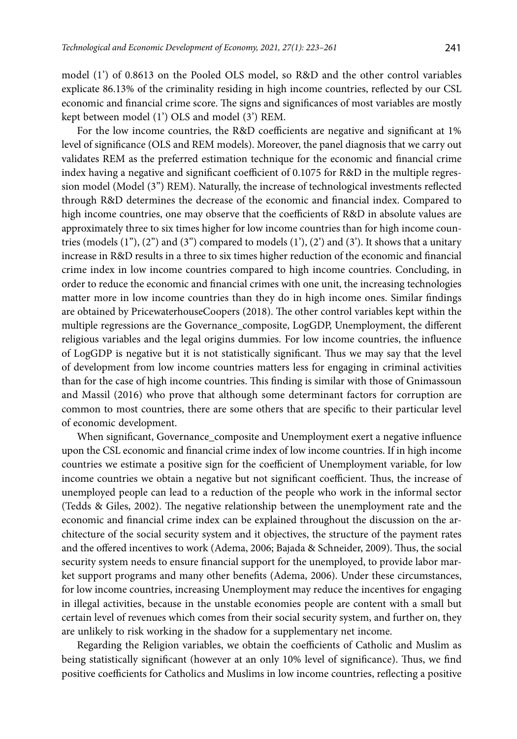model (1') of 0.8613 on the Pooled OLS model, so R&D and the other control variables explicate 86.13% of the criminality residing in high income countries, reflected by our CSL economic and financial crime score. The signs and significances of most variables are mostly kept between model (1') OLS and model (3') REM.

For the low income countries, the R&D coefficients are negative and significant at 1% level of significance (OLS and REM models). Moreover, the panel diagnosis that we carry out validates REM as the preferred estimation technique for the economic and financial crime index having a negative and significant coefficient of 0.1075 for R&D in the multiple regression model (Model (3") REM). Naturally, the increase of technological investments reflected through R&D determines the decrease of the economic and financial index. Compared to high income countries, one may observe that the coefficients of R&D in absolute values are approximately three to six times higher for low income countries than for high income countries (models (1"), (2") and (3") compared to models (1'), (2') and (3'). It shows that a unitary increase in R&D results in a three to six times higher reduction of the economic and financial crime index in low income countries compared to high income countries. Concluding, in order to reduce the economic and financial crimes with one unit, the increasing technologies matter more in low income countries than they do in high income ones. Similar findings are obtained by PricewaterhouseCoopers (2018). The other control variables kept within the multiple regressions are the Governance_composite, LogGDP, Unemployment, the different religious variables and the legal origins dummies. For low income countries, the influence of LogGDP is negative but it is not statistically significant. Thus we may say that the level of development from low income countries matters less for engaging in criminal activities than for the case of high income countries. This finding is similar with those of Gnimassoun and Massil (2016) who prove that although some determinant factors for corruption are common to most countries, there are some others that are specific to their particular level of economic development.

When significant, Governance_composite and Unemployment exert a negative influence upon the CSL economic and financial crime index of low income countries. If in high income countries we estimate a positive sign for the coefficient of Unemployment variable, for low income countries we obtain a negative but not significant coefficient. Thus, the increase of unemployed people can lead to a reduction of the people who work in the informal sector (Tedds & Giles, 2002). The negative relationship between the unemployment rate and the economic and financial crime index can be explained throughout the discussion on the architecture of the social security system and it objectives, the structure of the payment rates and the offered incentives to work (Adema, 2006; Bajada & Schneider, 2009). Thus, the social security system needs to ensure financial support for the unemployed, to provide labor market support programs and many other benefits (Adema, 2006). Under these circumstances, for low income countries, increasing Unemployment may reduce the incentives for engaging in illegal activities, because in the unstable economies people are content with a small but certain level of revenues which comes from their social security system, and further on, they are unlikely to risk working in the shadow for a supplementary net income.

Regarding the Religion variables, we obtain the coefficients of Catholic and Muslim as being statistically significant (however at an only 10% level of significance). Thus, we find positive coefficients for Catholics and Muslims in low income countries, reflecting a positive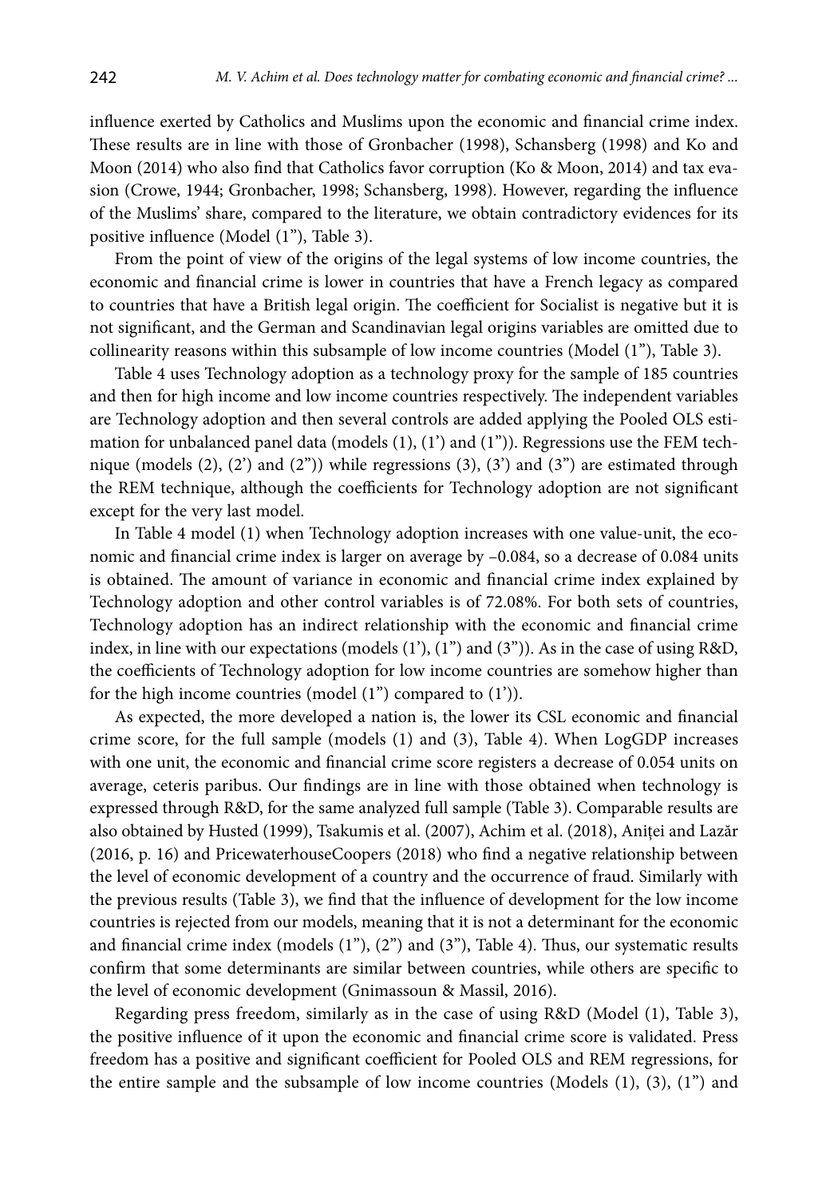influence exerted by Catholics and Muslims upon the economic and financial crime index. These results are in line with those of Gronbacher (1998), Schansberg (1998) and Ko and Moon (2014) who also find that Catholics favor corruption (Ko & Moon, 2014) and tax evasion (Crowe, 1944; Gronbacher, 1998; Schansberg, 1998). However, regarding the influence of the Muslims' share, compared to the literature, we obtain contradictory evidences for its positive influence (Model (1"), Table 3).

From the point of view of the origins of the legal systems of low income countries, the economic and financial crime is lower in countries that have a French legacy as compared to countries that have a British legal origin. The coefficient for Socialist is negative but it is not significant, and the German and Scandinavian legal origins variables are omitted due to collinearity reasons within this subsample of low income countries (Model (1"), Table 3).

Table 4 uses Technology adoption as a technology proxy for the sample of 185 countries and then for high income and low income countries respectively. The independent variables are Technology adoption and then several controls are added applying the Pooled OLS estimation for unbalanced panel data (models (1), (1') and (1")). Regressions use the FEM technique (models (2), (2') and (2")) while regressions (3), (3') and (3") are estimated through the REM technique, although the coefficients for Technology adoption are not significant except for the very last model.

In Table 4 model (1) when Technology adoption increases with one value-unit, the economic and financial crime index is larger on average by –0.084, so a decrease of 0.084 units is obtained. The amount of variance in economic and financial crime index explained by Technology adoption and other control variables is of 72.08%. For both sets of countries, Technology adoption has an indirect relationship with the economic and financial crime index, in line with our expectations (models (1'), (1") and (3")). As in the case of using R&D, the coefficients of Technology adoption for low income countries are somehow higher than for the high income countries (model (1") compared to (1')).

As expected, the more developed a nation is, the lower its CSL economic and financial crime score, for the full sample (models (1) and (3), Table 4). When LogGDP increases with one unit, the economic and financial crime score registers a decrease of 0.054 units on average, ceteris paribus. Our findings are in line with those obtained when technology is expressed through R&D, for the same analyzed full sample (Table 3). Comparable results are also obtained by Husted (1999), Tsakumis et al. (2007), Achim et al. (2018), Aniței and Lazăr (2016, p. 16) and PricewaterhouseCoopers (2018) who find a negative relationship between the level of economic development of a country and the occurrence of fraud. Similarly with the previous results (Table 3), we find that the influence of development for the low income countries is rejected from our models, meaning that it is not a determinant for the economic and financial crime index (models (1"), (2") and (3"), Table 4). Thus, our systematic results confirm that some determinants are similar between countries, while others are specific to the level of economic development (Gnimassoun & Massil, 2016).

Regarding press freedom, similarly as in the case of using R&D (Model (1), Table 3), the positive influence of it upon the economic and financial crime score is validated. Press freedom has a positive and significant coefficient for Pooled OLS and REM regressions, for the entire sample and the subsample of low income countries (Models (1), (3), (1") and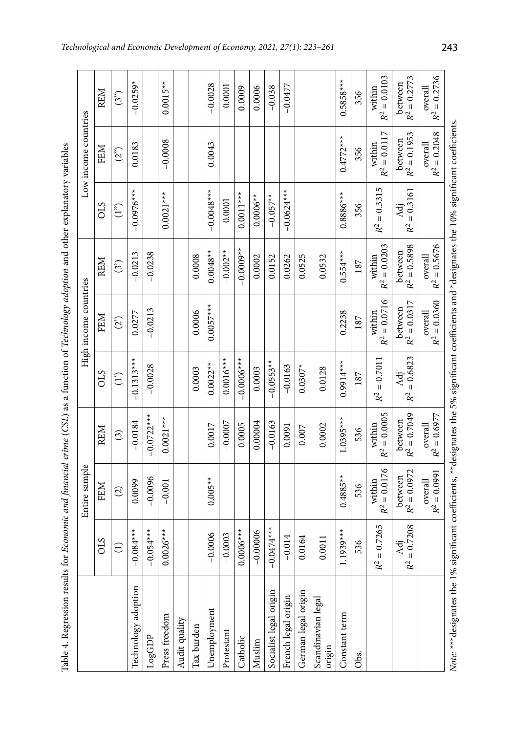Table 4. Regression results for *Economic and financial crime* (*CSL*) as a function of *Technology adoption* and other explanatory variables

| | Entire sample | | | High income countries | | | Low income countries | | |
|---|---|---|---|---|---|---|---|---|---|
| | OLS | FEM | REM | OLS | FEM | REM | OLS | FEM | REM |
| | (1) | (2) | (3) | (1') | (2') | (3') | (1'') | (2'') | (3'') |
| Technology adoption | –0.084*** | 0.0099 | –0.0184 | –0.1313*** | 0.0277 | –0.0213 | –0.0976*** | 0.0183 | –0.0259* |
| LogGDP | –0.054*** | –0.0096 | –0.0722*** | –0.0028 | –0.0213 | –0.0238 | | | |
| Press freedom | 0.0026*** | –0.001 | 0.0021*** | | | | 0.0021*** | –0.0008 | 0.0015** |
| Audit quality | | | | | | | | | |
| Tax burden | | | | 0.0003 | 0.0006 | 0.0008 | | | |
| Unemployment | –0.0006 | 0.005** | 0.0017 | 0.0022** | 0.0057*** | 0.0048** | –0.0048*** | 0.0043 | –0.0028 |
| Protestant | –0.0003 | | –0.0007 | –0.0016*** | | –0.002** | 0.0001 | | –0.0001 |
| Catholic | 0.0006*** | | 0.0005 | –0.0006*** | | –0.0009** | 0.0011*** | | 0.0009 |
| Muslim | –0.00006 | | 0.00004 | 0.0003 | | 0.0002 | 0.0006** | | 0.0006 |
| Socialist legal origin | –0.0474*** | | –0.0163 | –0.0553** | | 0.0152 | –0.057** | | –0.038 |
| French legal origin | –0.014 | | 0.0091 | –0.0163 | | 0.0262 | –0.0624*** | | –0.0477 |
| German legal origin | 0.0164 | | 0.007 | 0.0307* | | 0.0525 | | | |
| Scandinavian legal origin | 0.0011 | | 0.0002 | 0.0128 | | 0.0532 | | | |
| Constant term | 1.1939*** | 0.4885** | 1.0395*** | 0.9914*** | 0.2238 | 0.554*** | 0.8886*** | 0.4772*** | 0.5858*** |
| Obs. | 536 | 536 | 536 | 187 | 187 | 187 | 356 | 356 | 356 |
| | $R^2 = 0.7265$ | within $R^2 = 0.0176$ | within $R^2 = 0.0005$ | $R^2 = 0.7011$ | within $R^2 = 0.0716$ | within $R^2 = 0.0203$ | $R^2 = 0.3315$ | within $R^2 = 0.0117$ | within $R^2 = 0.0103$ |
| | Adj $R^2 = 0.7208$ | between $R^2 = 0.0972$ | between $R^2 = 0.7049$ | Adj $R^2 = 0.6823$ | between $R^2 = 0.0317$ | between $R^2 = 0.5898$ | Adj $R^2 = 0.3161$ | between $R^2 = 0.1953$ | between $R^2 = 0.2773$ |
| | | overall $R^2 = 0.0991$ | overall $R^2 = 0.6977$ | | overall $R^2 = 0.0360$ | overall $R^2 = 0.5676$ | | overall $R^2 = 0.2048$ | overall $R^2 = 0.2736$ |

*Note:* ***designates the 1% significant coefficients, **designates the 5% significant coefficients and *designates the 10% significant coefficients.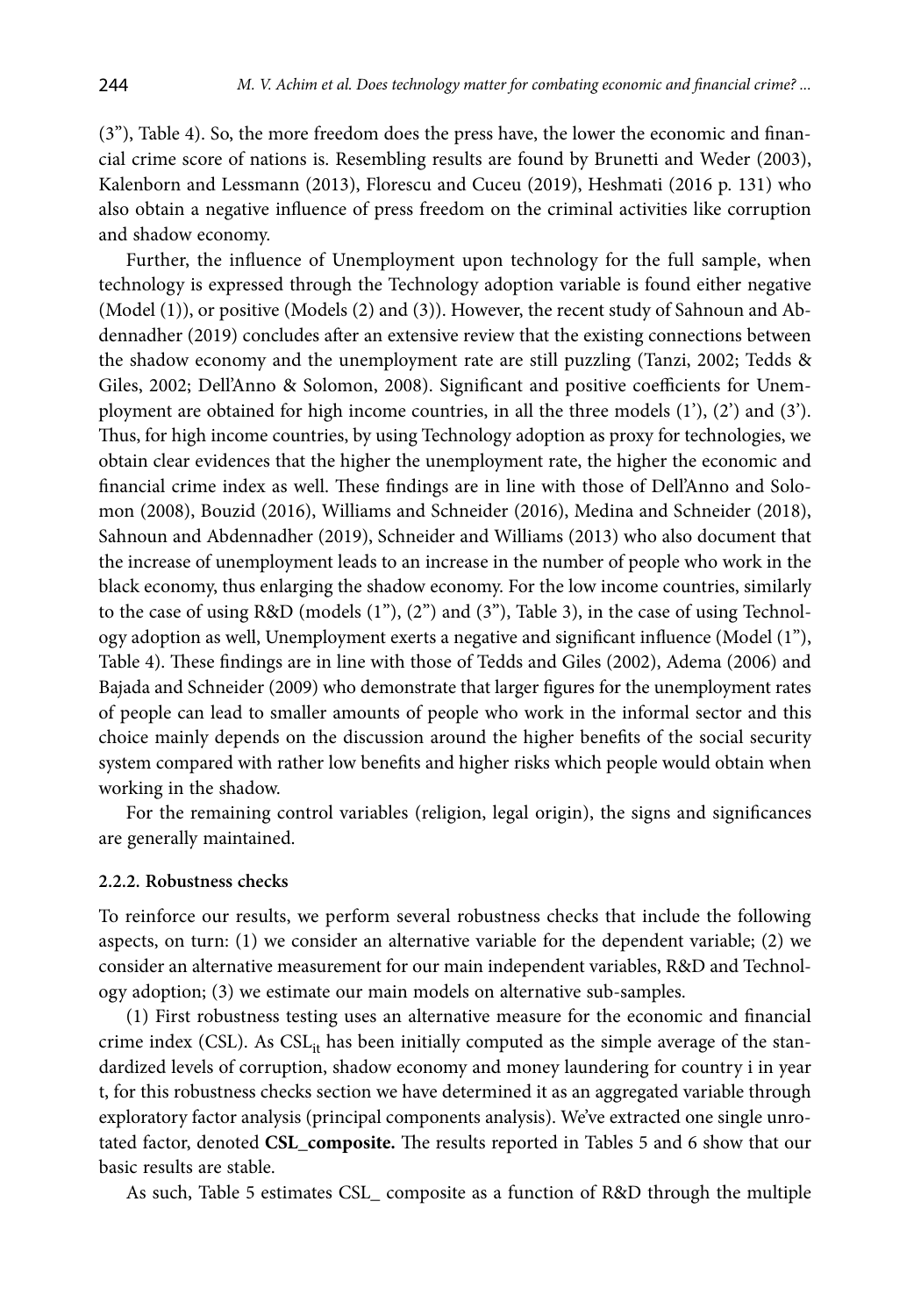(3”), Table 4). So, the more freedom does the press have, the lower the economic and financial crime score of nations is. Resembling results are found by Brunetti and Weder (2003), Kalenborn and Lessmann (2013), Florescu and Cuceu (2019), Heshmati (2016 p. 131) who also obtain a negative influence of press freedom on the criminal activities like corruption and shadow economy.

Further, the influence of Unemployment upon technology for the full sample, when technology is expressed through the Technology adoption variable is found either negative (Model (1)), or positive (Models (2) and (3)). However, the recent study of Sahnoun and Abdennadher (2019) concludes after an extensive review that the existing connections between the shadow economy and the unemployment rate are still puzzling (Tanzi, 2002; Tedds & Giles, 2002; Dell'Anno & Solomon, 2008). Significant and positive coefficients for Unemployment are obtained for high income countries, in all the three models (1'), (2') and (3'). Thus, for high income countries, by using Technology adoption as proxy for technologies, we obtain clear evidences that the higher the unemployment rate, the higher the economic and financial crime index as well. These findings are in line with those of Dell'Anno and Solomon (2008), Bouzid (2016), Williams and Schneider (2016), Medina and Schneider (2018), Sahnoun and Abdennadher (2019), Schneider and Williams (2013) who also document that the increase of unemployment leads to an increase in the number of people who work in the black economy, thus enlarging the shadow economy. For the low income countries, similarly to the case of using R&D (models (1”), (2”) and (3”), Table 3), in the case of using Technology adoption as well, Unemployment exerts a negative and significant influence (Model (1”), Table 4). These findings are in line with those of Tedds and Giles (2002), Adema (2006) and Bajada and Schneider (2009) who demonstrate that larger figures for the unemployment rates of people can lead to smaller amounts of people who work in the informal sector and this choice mainly depends on the discussion around the higher benefits of the social security system compared with rather low benefits and higher risks which people would obtain when working in the shadow.

For the remaining control variables (religion, legal origin), the signs and significances are generally maintained.

#### 2.2.2. Robustness checks

To reinforce our results, we perform several robustness checks that include the following aspects, on turn: (1) we consider an alternative variable for the dependent variable; (2) we consider an alternative measurement for our main independent variables, R&D and Technology adoption; (3) we estimate our main models on alternative sub-samples.

(1) First robustness testing uses an alternative measure for the economic and financial crime index (CSL). As $CSL_{it}$ has been initially computed as the simple average of the standardized levels of corruption, shadow economy and money laundering for country i in year t, for this robustness checks section we have determined it as an aggregated variable through exploratory factor analysis (principal components analysis). We've extracted one single unrotated factor, denoted **CSL_composite.** The results reported in Tables 5 and 6 show that our basic results are stable.

As such, Table 5 estimates CSL_ composite as a function of R&D through the multiple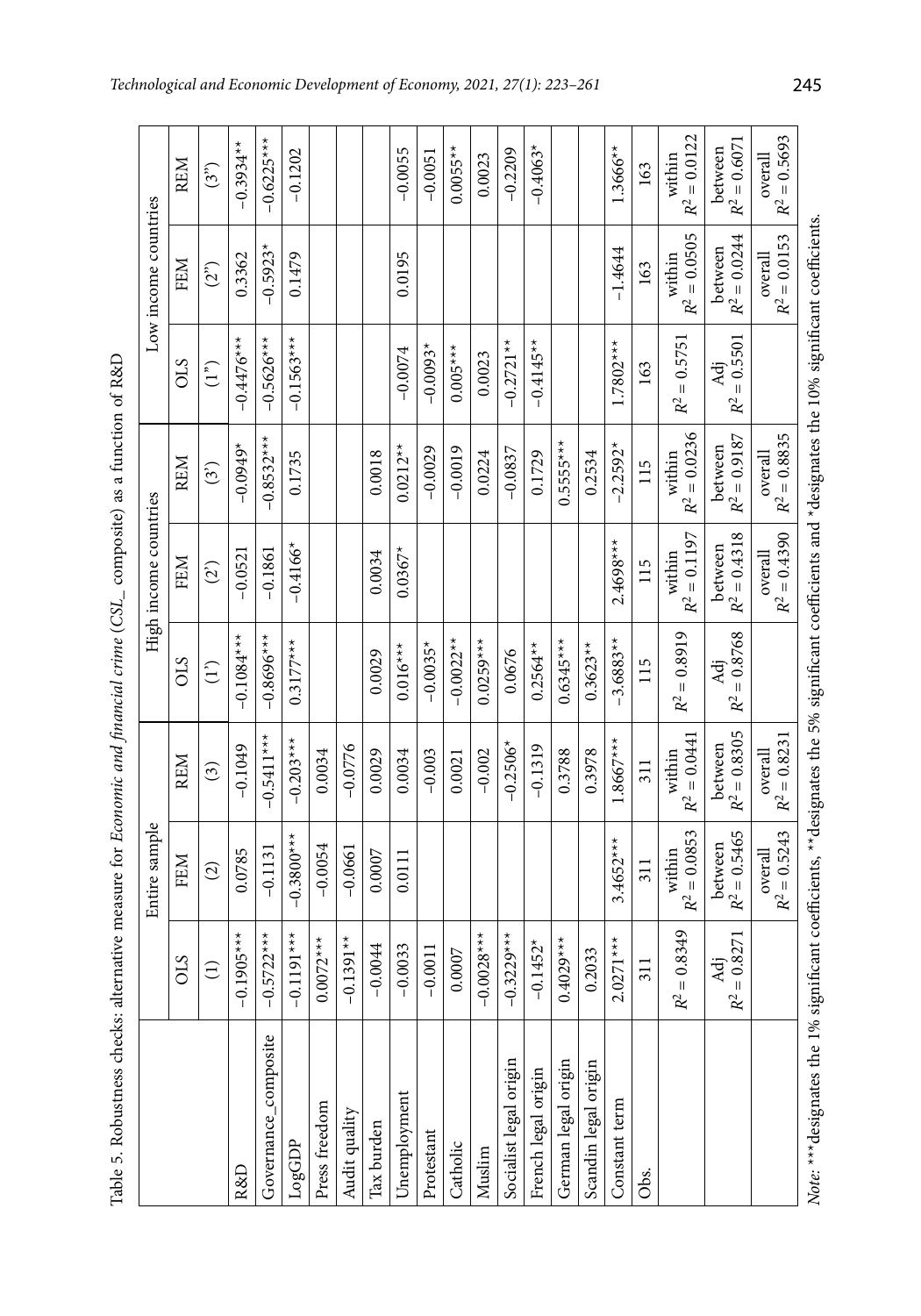Table 5. Robustness checks: alternative measure for *Economic and financial crime* (*CSL_* composite) as a function of R&D

| | Entire sample | | | High income countries | | | Low income countries | | |
|---|---|---|---|---|---|---|---|---|---|
| | OLS | FEM | REM | OLS | FEM | REM | OLS | FEM | REM |
| | (1) | (2) | (3) | (1') | (2') | (3') | (1") | (2") | (3") |
| R&D | −0.1905*** | 0.0785 | −0.1049 | −0.1084*** | −0.0521 | −0.0949* | −0.4476*** | 0.3362 | −0.3934** |
| Governance_composite | −0.5722*** | −0.1131 | −0.5411*** | −0.8696*** | −0.1861 | −0.8532*** | −0.5626*** | −0.5923* | −0.6225*** |
| LogGDP | −0.1191*** | −0.3800*** | −0.203*** | 0.3177*** | −0.4166* | 0.1735 | −0.1563*** | 0.1479 | −0.1202 |
| Press freedom | 0.0072*** | −0.0054 | 0.0034 | | | | | | |
| Audit quality | −0.1391** | −0.0661 | −0.0776 | | | | | | |
| Tax burden | −0.0044 | 0.0007 | 0.0029 | 0.0029 | 0.0034 | 0.0018 | | | |
| Unemployment | −0.0033 | 0.0111 | 0.0034 | 0.016*** | 0.0367* | 0.0212** | −0.0074 | 0.0195 | −0.0055 |
| Protestant | −0.0011 | | −0.003 | −0.0035* | | −0.0029 | −0.0093* | | −0.0051 |
| Catholic | 0.0007 | | 0.0021 | −0.0022** | | −0.0019 | 0.005*** | | 0.0055** |
| Muslim | −0.0028*** | | −0.002 | 0.0259*** | | 0.0224 | 0.0023 | | 0.0023 |
| Socialist legal origin | −0.3229*** | | −0.2506* | 0.0676 | | −0.0837 | −0.2721** | | −0.2209 |
| French legal origin | −0.1452* | | −0.1319 | 0.2564** | | 0.1729 | −0.4145** | | −0.4063* |
| German legal origin | 0.4029*** | | 0.3788 | 0.6345*** | | 0.5555*** | | | |
| Scandin legal origin | 0.2033 | | 0.3978 | 0.3623** | | 0.2534 | | | |
| Constant term | 2.0271*** | 3.4652*** | 1.8667*** | −3.6883** | 2.4698*** | −2.2592* | 1.7802*** | −1.4644 | 1.3666** |
| Obs. | 311 | 311 | 311 | 115 | 115 | 115 | 163 | 163 | 163 |
| | $R^2 = 0.8349$ | within $R^2 = 0.0853$ | within $R^2 = 0.0441$ | $R^2 = 0.8919$ | within $R^2 = 0.1197$ | within $R^2 = 0.0236$ | $R^2 = 0.5751$ | within $R^2 = 0.0505$ | within $R^2 = 0.0122$ |
| | Adj $R^2 = 0.8271$ | between $R^2 = 0.5465$ | between $R^2 = 0.8305$ | Adj $R^2 = 0.8768$ | between $R^2 = 0.4318$ | between $R^2 = 0.9187$ | Adj $R^2 = 0.5501$ | between $R^2 = 0.0244$ | between $R^2 = 0.6071$ |
| | | overall $R^2 = 0.5243$ | overall $R^2 = 0.8231$ | | overall $R^2 = 0.4390$ | overall $R^2 = 0.8835$ | | overall $R^2 = 0.0153$ | overall $R^2 = 0.5693$ |

*Note:* ***designates the 1% significant coefficients, **designates the 5% significant coefficients and *designates the 10% significant coefficients.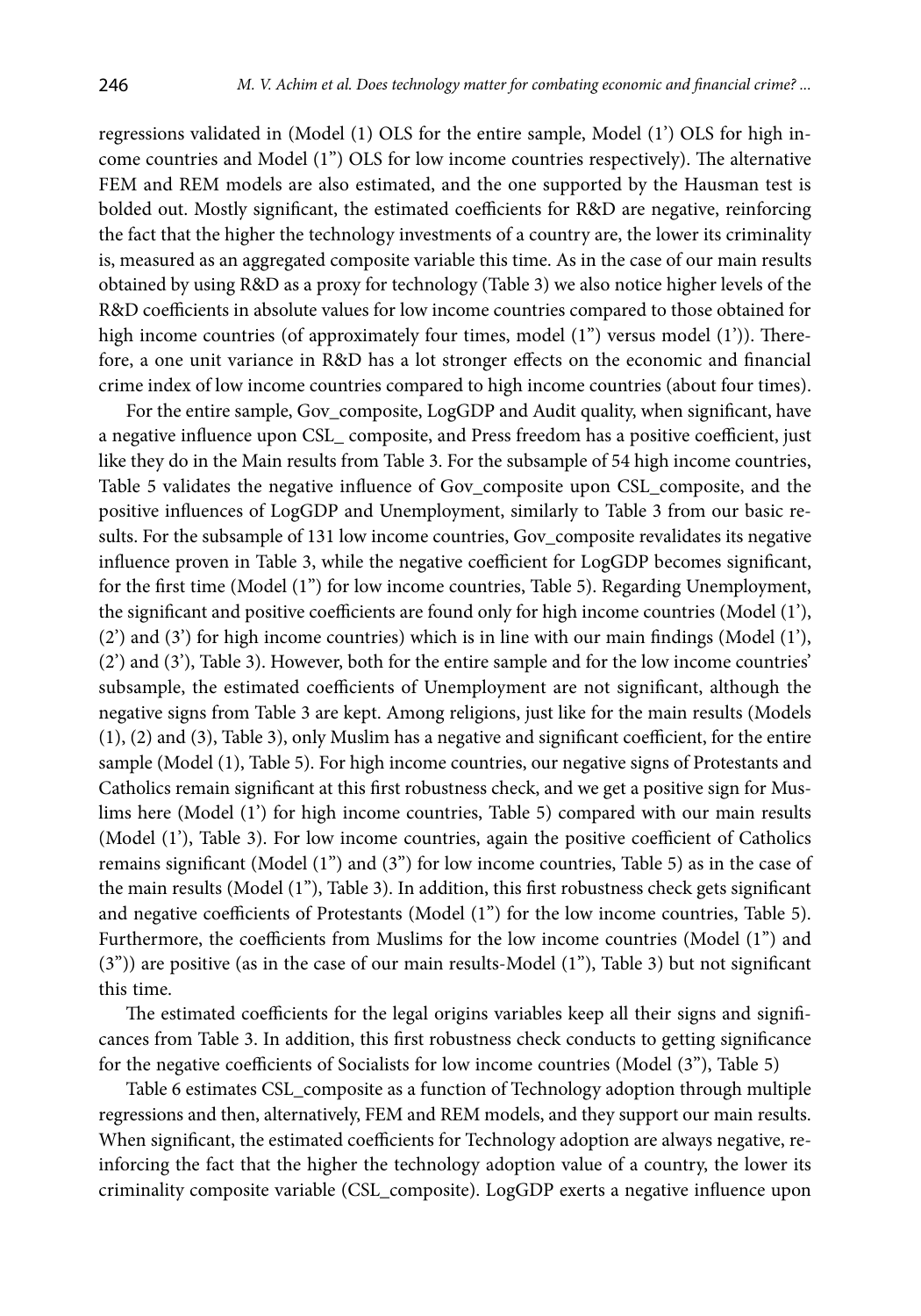regressions validated in (Model (1) OLS for the entire sample, Model (1') OLS for high income countries and Model (1") OLS for low income countries respectively). The alternative FEM and REM models are also estimated, and the one supported by the Hausman test is bolded out. Mostly significant, the estimated coefficients for R&D are negative, reinforcing the fact that the higher the technology investments of a country are, the lower its criminality is, measured as an aggregated composite variable this time. As in the case of our main results obtained by using R&D as a proxy for technology (Table 3) we also notice higher levels of the R&D coefficients in absolute values for low income countries compared to those obtained for high income countries (of approximately four times, model (1") versus model (1')). Therefore, a one unit variance in R&D has a lot stronger effects on the economic and financial crime index of low income countries compared to high income countries (about four times).

For the entire sample, Gov_composite, LogGDP and Audit quality, when significant, have a negative influence upon CSL_ composite, and Press freedom has a positive coefficient, just like they do in the Main results from Table 3. For the subsample of 54 high income countries, Table 5 validates the negative influence of Gov_composite upon CSL_composite, and the positive influences of LogGDP and Unemployment, similarly to Table 3 from our basic results. For the subsample of 131 low income countries, Gov_composite revalidates its negative influence proven in Table 3, while the negative coefficient for LogGDP becomes significant, for the first time (Model (1") for low income countries, Table 5). Regarding Unemployment, the significant and positive coefficients are found only for high income countries (Model (1'), (2') and (3') for high income countries) which is in line with our main findings (Model (1'), (2') and (3'), Table 3). However, both for the entire sample and for the low income countries' subsample, the estimated coefficients of Unemployment are not significant, although the negative signs from Table 3 are kept. Among religions, just like for the main results (Models (1), (2) and (3), Table 3), only Muslim has a negative and significant coefficient, for the entire sample (Model (1), Table 5). For high income countries, our negative signs of Protestants and Catholics remain significant at this first robustness check, and we get a positive sign for Muslims here (Model (1') for high income countries, Table 5) compared with our main results (Model (1'), Table 3). For low income countries, again the positive coefficient of Catholics remains significant (Model (1") and (3") for low income countries, Table 5) as in the case of the main results (Model (1"), Table 3). In addition, this first robustness check gets significant and negative coefficients of Protestants (Model (1") for the low income countries, Table 5). Furthermore, the coefficients from Muslims for the low income countries (Model (1") and (3")) are positive (as in the case of our main results-Model (1"), Table 3) but not significant this time.

The estimated coefficients for the legal origins variables keep all their signs and significances from Table 3. In addition, this first robustness check conducts to getting significance for the negative coefficients of Socialists for low income countries (Model (3"), Table 5)

Table 6 estimates CSL_composite as a function of Technology adoption through multiple regressions and then, alternatively, FEM and REM models, and they support our main results. When significant, the estimated coefficients for Technology adoption are always negative, reinforcing the fact that the higher the technology adoption value of a country, the lower its criminality composite variable (CSL_composite). LogGDP exerts a negative influence upon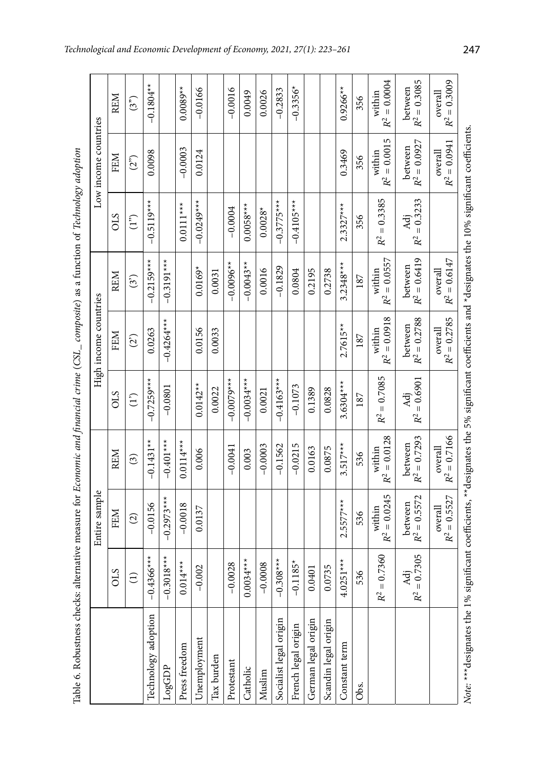Table 6. Robustness checks: alternative measure for *Economic and financial crime* (*CSL_ composite*) as a function of *Technology adoption*

| | Entire sample | | | High income countries | | | Low income countries | | |
|---|---|---|---|---|---|---|---|---|---|
| | OLS | FEM | REM | OLS | FEM | REM | OLS | FEM | REM |
| | (1) | (2) | (3) | (1') | (2') | (3') | (1") | (2") | (3") |
| Technology adoption | –0.4366*** | –0.0156 | –0.1431** | –0.7259*** | 0.0263 | –0.2159*** | –0.5119*** | 0.0098 | –0.1804** |
| LogGDP | –0.3018*** | –0.2973*** | –0.401*** | –0.0801 | –0.4264*** | –0.3191*** | | | |
| Press freedom | 0.014*** | –0.0018 | 0.0114*** | | | | 0.0111*** | –0.0003 | 0.0089** |
| Unemployment | –0.002 | 0.0137 | 0.006 | 0.0142** | 0.0156 | 0.0169* | –0.0249*** | 0.0124 | –0.0166 |
| Tax burden | | | | 0.0022 | 0.0033 | 0.0031 | | | |
| Protestant | –0.0028 | | –0.0041 | –0.0079*** | | –0.0096** | –0.0004 | | –0.0016 |
| Catholic | 0.0034*** | | 0.003 | –0.0034*** | | –0.0043** | 0.0058*** | | 0.0049 |
| Muslim | –0.0008 | | –0.0003 | 0.0021 | | 0.0016 | 0.0028* | | 0.0026 |
| Socialist legal origin | –0.308*** | | –0.1562 | –0.4163*** | | –0.1829 | –0.3775*** | | –0.2833 |
| French legal origin | –0.1185* | | –0.0215 | –0.1073 | | 0.0804 | –0.4105*** | | –0.3356* |
| German legal origin | 0.0401 | | 0.0163 | 0.1389 | | 0.2195 | | | |
| Scandin legal origin | 0.0735 | | 0.0875 | 0.0828 | | 0.2738 | | | |
| Constant term | 4.0251*** | 2.5577*** | 3.517*** | 3.6304*** | 2.7615** | 3.2348*** | 2.3327*** | 0.3469 | 0.9266** |
| Obs. | 536 | 536 | 536 | 187 | 187 | 187 | 356 | 356 | 356 |
| | $R^2 = 0.7360$ | within $R^2 = 0.0245$ | within $R^2 = 0.0128$ | $R^2 = 0.7085$ | within $R^2 = 0.0918$ | within $R^2 = 0.0557$ | $R^2 = 0.3385$ | within $R^2 = 0.0015$ | within $R^2 = 0.0004$ |
| | Adj $R^2 = 0.7305$ | between $R^2 = 0.5572$ | between $R^2 = 0.7293$ | Adj $R^2 = 0.6901$ | between $R^2 = 0.2788$ | between $R^2 = 0.6419$ | Adj $R^2 = 0.3233$ | between $R^2 = 0.0927$ | between $R^2 = 0.3085$ |
| | | overall $R^2 = 0.5527$ | overall $R^2 = 0.7166$ | | overall $R^2 = 0.2785$ | overall $R^2 = 0.6147$ | | overall $R^2 = 0.0941$ | overall $R^2 = 0.3009$ |

*Note:* ***designates the 1% significant coefficients, **designates the 5% significant coefficients and *designates the 10% significant coefficients.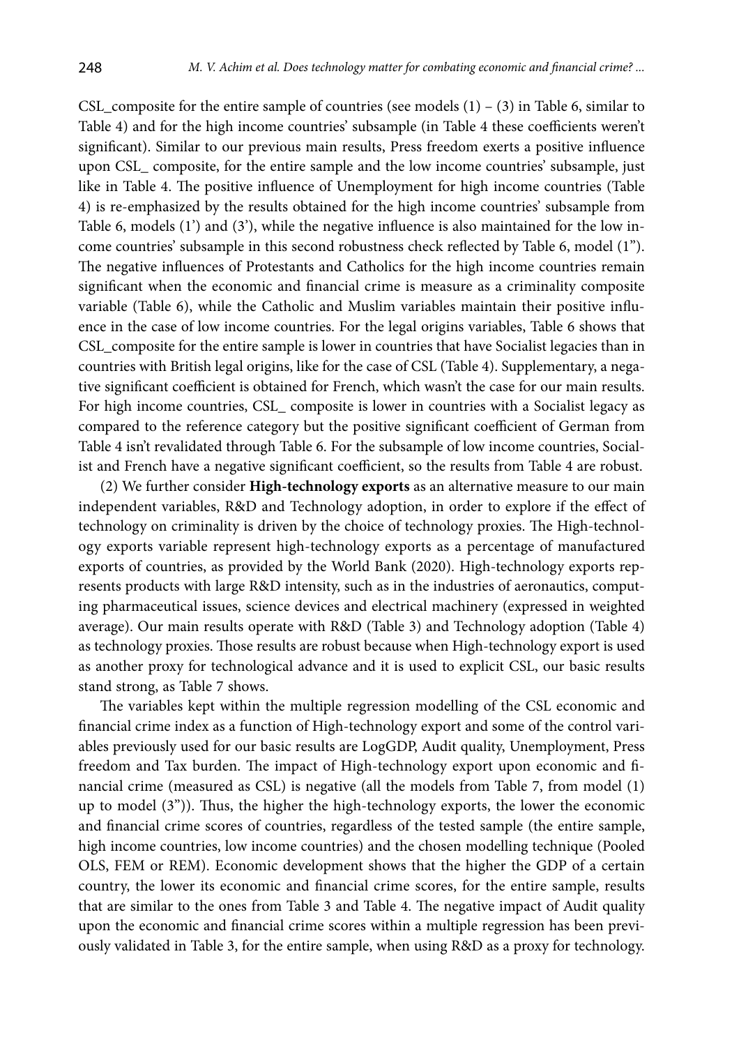CSL_composite for the entire sample of countries (see models (1) – (3) in Table 6, similar to Table 4) and for the high income countries' subsample (in Table 4 these coefficients weren't significant). Similar to our previous main results, Press freedom exerts a positive influence upon CSL_ composite, for the entire sample and the low income countries' subsample, just like in Table 4. The positive influence of Unemployment for high income countries (Table 4) is re-emphasized by the results obtained for the high income countries' subsample from Table 6, models (1') and (3'), while the negative influence is also maintained for the low income countries' subsample in this second robustness check reflected by Table 6, model (1"). The negative influences of Protestants and Catholics for the high income countries remain significant when the economic and financial crime is measure as a criminality composite variable (Table 6), while the Catholic and Muslim variables maintain their positive influence in the case of low income countries. For the legal origins variables, Table 6 shows that CSL_composite for the entire sample is lower in countries that have Socialist legacies than in countries with British legal origins, like for the case of CSL (Table 4). Supplementary, a negative significant coefficient is obtained for French, which wasn't the case for our main results. For high income countries, CSL_ composite is lower in countries with a Socialist legacy as compared to the reference category but the positive significant coefficient of German from Table 4 isn't revalidated through Table 6. For the subsample of low income countries, Socialist and French have a negative significant coefficient, so the results from Table 4 are robust.

(2) We further consider **High-technology exports** as an alternative measure to our main independent variables, R&D and Technology adoption, in order to explore if the effect of technology on criminality is driven by the choice of technology proxies. The High-technology exports variable represent high-technology exports as a percentage of manufactured exports of countries, as provided by the World Bank (2020). High-technology exports represents products with large R&D intensity, such as in the industries of aeronautics, computing pharmaceutical issues, science devices and electrical machinery (expressed in weighted average). Our main results operate with R&D (Table 3) and Technology adoption (Table 4) as technology proxies. Those results are robust because when High-technology export is used as another proxy for technological advance and it is used to explicit CSL, our basic results stand strong, as Table 7 shows.

The variables kept within the multiple regression modelling of the CSL economic and financial crime index as a function of High-technology export and some of the control variables previously used for our basic results are LogGDP, Audit quality, Unemployment, Press freedom and Tax burden. The impact of High-technology export upon economic and financial crime (measured as CSL) is negative (all the models from Table 7, from model (1) up to model (3")). Thus, the higher the high-technology exports, the lower the economic and financial crime scores of countries, regardless of the tested sample (the entire sample, high income countries, low income countries) and the chosen modelling technique (Pooled OLS, FEM or REM). Economic development shows that the higher the GDP of a certain country, the lower its economic and financial crime scores, for the entire sample, results that are similar to the ones from Table 3 and Table 4. The negative impact of Audit quality upon the economic and financial crime scores within a multiple regression has been previously validated in Table 3, for the entire sample, when using R&D as a proxy for technology.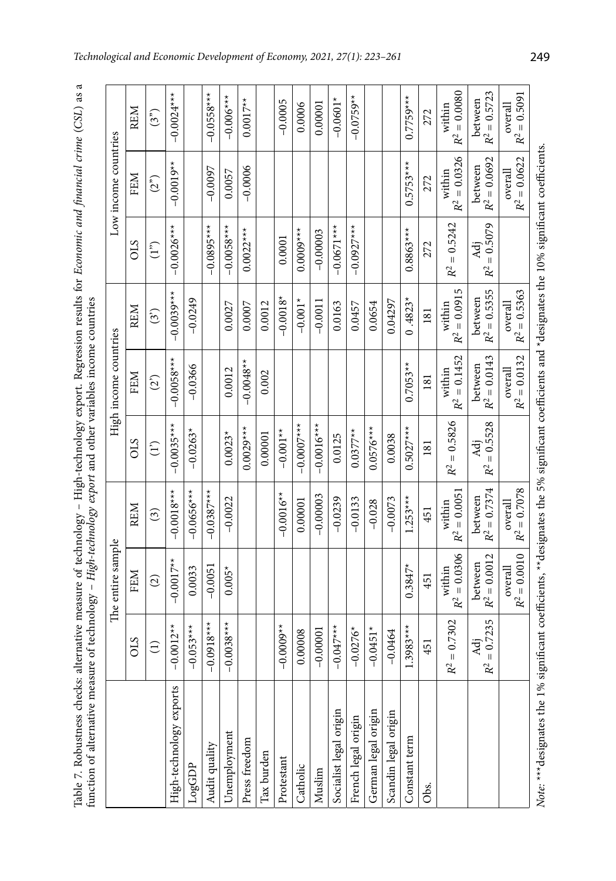Table 7. Robustness checks: alternative measure of technology – High-technology export. Regression results for *Economic and financial crime (CSI)* as a function of alternative measure of technology – *High-technology export* and other variables income countries

| | The entire sample | | | High income countries | | | Low income countries | | |
|---|---|---|---|---|---|---|---|---|---|
| | OLS | FEM | REM | OLS | FEM | REM | OLS | FEM | REM |
| | (1) | (2) | (3) | (1') | (2') | (3') | (1") | (2") | (3") |
| High-technology exports | –0.0012** | –0.0017** | –0.0018*** | –0.0035*** | –0.0058*** | –0.0039*** | –0.0026*** | –0.0019** | –0.0024*** |
| LogGDP | –0.053*** | 0.0033 | –0.0656*** | –0.0263* | –0.0366 | –0.0249 | | | |
| Audit quality | –0.0918*** | –0.0051 | –0.0387*** | | | | –0.0895*** | –0.0097 | –0.0558*** |
| Unemployment | –0.0038*** | 0.005* | –0.0022 | 0.0023* | 0.0012 | 0.0027 | –0.0058*** | 0.0057 | –0.006*** |
| Press freedom | | | | 0.0029*** | –0.0048** | 0.0007 | 0.0022*** | –0.0006 | 0.0017** |
| Tax burden | | | | 0.00001 | 0.002 | 0.0012 | | | |
| Protestant | –0.0009** | | –0.0016** | –0.001** | | –0.0018* | 0.0001 | | –0.0005 |
| Catholic | 0.00008 | | 0.00001 | –0.0007*** | | –0.001* | 0.0009*** | | 0.0006 |
| Muslim | –0.00001 | | –0.00003 | –0.0016*** | | –0.0011 | –0.00003 | | 0.00001 |
| Socialist legal origin | –0.047*** | | –0.0239 | 0.0125 | | 0.0163 | –0.0671*** | | –0.0601* |
| French legal origin | –0.0276* | | –0.0133 | 0.0377** | | 0.0457 | –0.0927*** | | –0.0759** |
| German legal origin | –0.0451* | | –0.028 | 0.0576*** | | 0.0654 | | | |
| Scandin legal origin | –0.0464 | | –0.0073 | 0.0038 | | 0.04297 | | | |
| Constant term | 1.3983*** | 0.3847* | 1.253*** | 0.5027*** | 0.7053** | 0 .4823* | 0.8863*** | 0.5753*** | 0.7759*** |
| Obs. | 451 | 451 | 451 | 181 | 181 | 181 | 272 | 272 | 272 |
| | $R^2 = 0.7302$ | within $R^2 = 0.0306$ | within $R^2 = 0.0051$ | $R^2 = 0.5826$ | within $R^2 = 0.1452$ | within $R^2 = 0.0915$ | $R^2 = 0.5242$ | within $R^2 = 0.0326$ | within $R^2 = 0.0080$ |
| | Adj $R^2 = 0.7235$ | between $R^2 = 0.0012$ | between $R^2 = 0.7374$ | Adj $R^2 = 0.5528$ | between $R^2 = 0.0143$ | between $R^2 = 0.5355$ | Adj $R^2 = 0.5079$ | between $R^2 = 0.0692$ | between $R^2 = 0.5723$ |
| | | overall $R^2 = 0.0010$ | overall $R^2 = 0.7078$ | | overall $R^2 = 0.0132$ | overall $R^2 = 0.5363$ | | overall $R^2 = 0.0622$ | overall $R^2 = 0.5091$ |

*Note:* ***designates the 1% significant coefficients, **designates the 5% significant coefficients and *designates the 10% significant coefficients.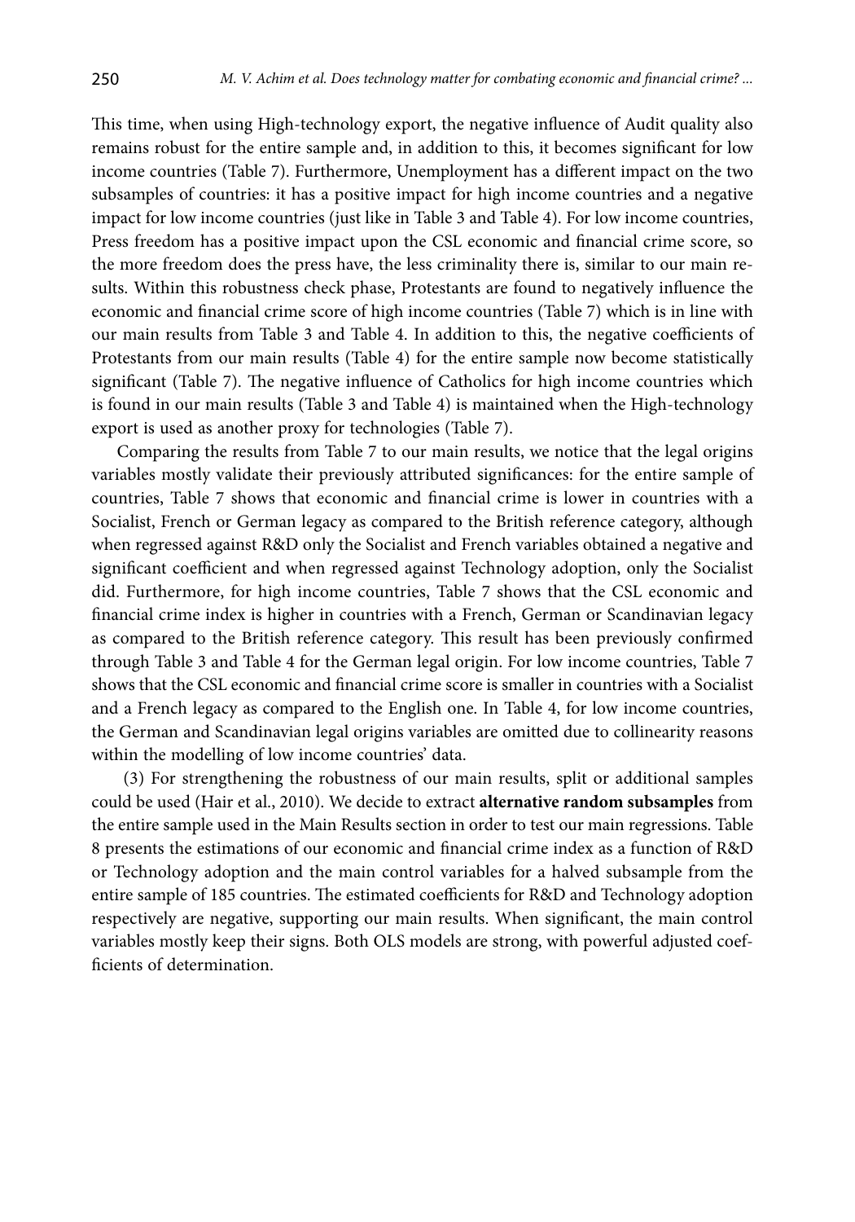This time, when using High-technology export, the negative influence of Audit quality also remains robust for the entire sample and, in addition to this, it becomes significant for low income countries (Table 7). Furthermore, Unemployment has a different impact on the two subsamples of countries: it has a positive impact for high income countries and a negative impact for low income countries (just like in Table 3 and Table 4). For low income countries, Press freedom has a positive impact upon the CSL economic and financial crime score, so the more freedom does the press have, the less criminality there is, similar to our main results. Within this robustness check phase, Protestants are found to negatively influence the economic and financial crime score of high income countries (Table 7) which is in line with our main results from Table 3 and Table 4. In addition to this, the negative coefficients of Protestants from our main results (Table 4) for the entire sample now become statistically significant (Table 7). The negative influence of Catholics for high income countries which is found in our main results (Table 3 and Table 4) is maintained when the High-technology export is used as another proxy for technologies (Table 7).

Comparing the results from Table 7 to our main results, we notice that the legal origins variables mostly validate their previously attributed significances: for the entire sample of countries, Table 7 shows that economic and financial crime is lower in countries with a Socialist, French or German legacy as compared to the British reference category, although when regressed against R&D only the Socialist and French variables obtained a negative and significant coefficient and when regressed against Technology adoption, only the Socialist did. Furthermore, for high income countries, Table 7 shows that the CSL economic and financial crime index is higher in countries with a French, German or Scandinavian legacy as compared to the British reference category. This result has been previously confirmed through Table 3 and Table 4 for the German legal origin. For low income countries, Table 7 shows that the CSL economic and financial crime score is smaller in countries with a Socialist and a French legacy as compared to the English one. In Table 4, for low income countries, the German and Scandinavian legal origins variables are omitted due to collinearity reasons within the modelling of low income countries' data.

(3) For strengthening the robustness of our main results, split or additional samples could be used (Hair et al., 2010). We decide to extract **alternative random subsamples** from the entire sample used in the Main Results section in order to test our main regressions. Table 8 presents the estimations of our economic and financial crime index as a function of R&D or Technology adoption and the main control variables for a halved subsample from the entire sample of 185 countries. The estimated coefficients for R&D and Technology adoption respectively are negative, supporting our main results. When significant, the main control variables mostly keep their signs. Both OLS models are strong, with powerful adjusted coefficients of determination.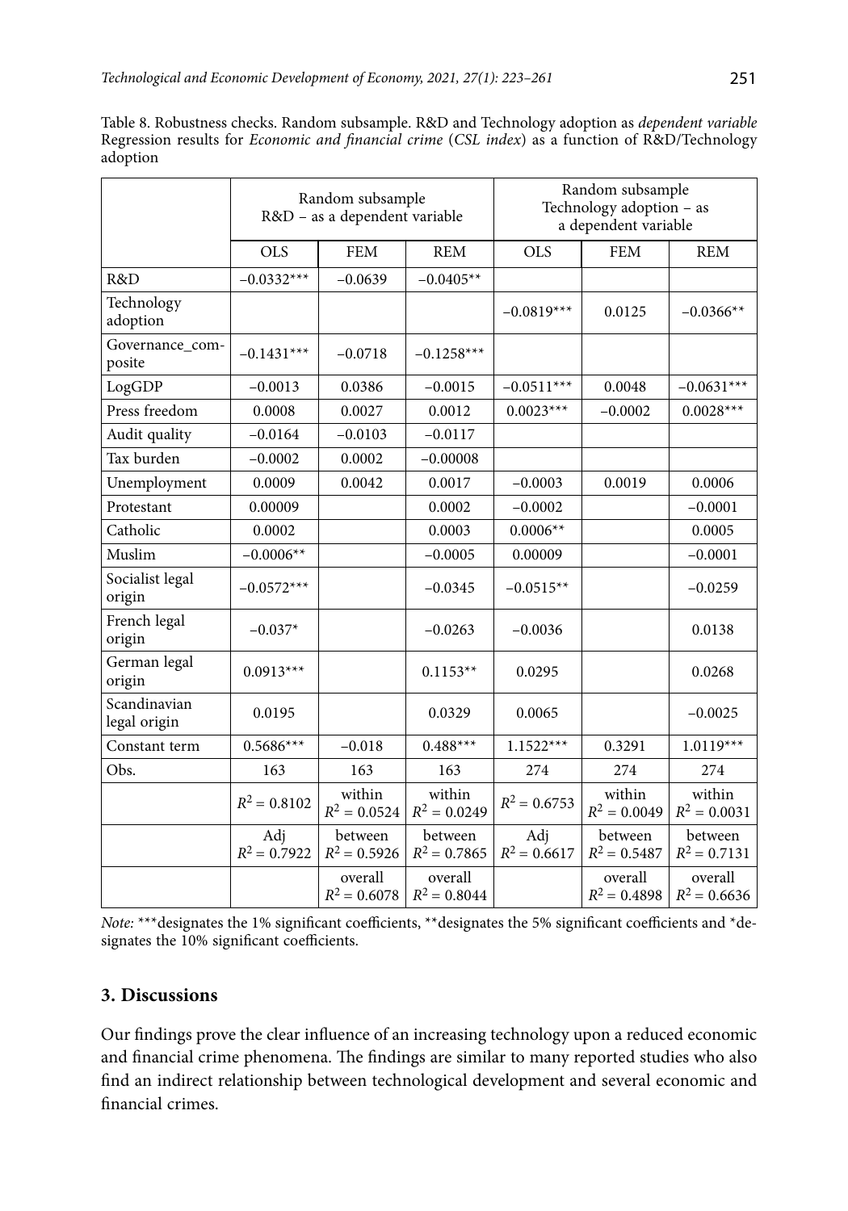Table 8. Robustness checks. Random subsample. R&D and Technology adoption as *dependent variable* Regression results for *Economic and financial crime* (*CSL index*) as a function of R&D/Technology adoption

| | Random subsample R&D – as a dependent variable | | | Random subsample Technology adoption – as a dependent variable | | |
|---|---|---|---|---|---|---|
| | OLS | FEM | REM | OLS | FEM | REM |
| R&D | −0.0332*** | −0.0639 | −0.0405** | | | |
| Technology adoption | | | | −0.0819*** | 0.0125 | −0.0366** |
| Governance_composite | −0.1431*** | −0.0718 | −0.1258*** | | | |
| LogGDP | −0.0013 | 0.0386 | −0.0015 | −0.0511*** | 0.0048 | −0.0631*** |
| Press freedom | 0.0008 | 0.0027 | 0.0012 | 0.0023*** | −0.0002 | 0.0028*** |
| Audit quality | −0.0164 | −0.0103 | −0.0117 | | | |
| Tax burden | −0.0002 | 0.0002 | −0.00008 | | | |
| Unemployment | 0.0009 | 0.0042 | 0.0017 | −0.0003 | 0.0019 | 0.0006 |
| Protestant | 0.00009 | | 0.0002 | −0.0002 | | −0.0001 |
| Catholic | 0.0002 | | 0.0003 | 0.0006** | | 0.0005 |
| Muslim | −0.0006** | | −0.0005 | 0.00009 | | −0.0001 |
| Socialist legal origin | −0.0572*** | | −0.0345 | −0.0515** | | −0.0259 |
| French legal origin | −0.037* | | −0.0263 | −0.0036 | | 0.0138 |
| German legal origin | 0.0913*** | | 0.1153** | 0.0295 | | 0.0268 |
| Scandinavian legal origin | 0.0195 | | 0.0329 | 0.0065 | | −0.0025 |
| Constant term | 0.5686*** | −0.018 | 0.488*** | 1.1522*** | 0.3291 | 1.0119*** |
| Obs. | 163 | 163 | 163 | 274 | 274 | 274 |
| | $R^2 = 0.8102$ | within $R^2 = 0.0524$ | within $R^2 = 0.0249$ | $R^2 = 0.6753$ | within $R^2 = 0.0049$ | within $R^2 = 0.0031$ |
| | Adj $R^2 = 0.7922$ | between $R^2 = 0.5926$ | between $R^2 = 0.7865$ | Adj $R^2 = 0.6617$ | between $R^2 = 0.5487$ | between $R^2 = 0.7131$ |
| | | overall $R^2 = 0.6078$ | overall $R^2 = 0.8044$ | | overall $R^2 = 0.4898$ | overall $R^2 = 0.6636$ |

*Note:* ***designates the 1% significant coefficients, **designates the 5% significant coefficients and *designates the 10% significant coefficients.

## 3. Discussions

Our findings prove the clear influence of an increasing technology upon a reduced economic and financial crime phenomena. The findings are similar to many reported studies who also find an indirect relationship between technological development and several economic and financial crimes.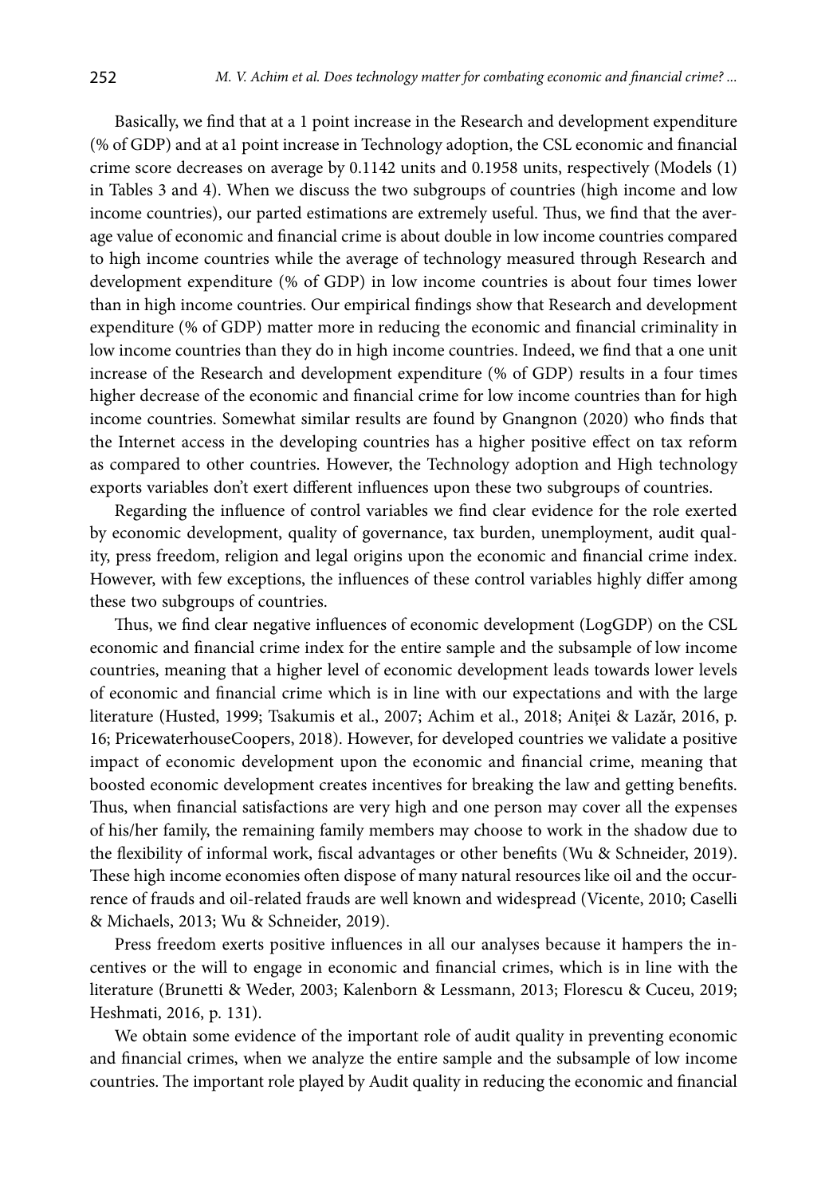Basically, we find that at a 1 point increase in the Research and development expenditure (% of GDP) and at a1 point increase in Technology adoption, the CSL economic and financial crime score decreases on average by 0.1142 units and 0.1958 units, respectively (Models (1) in Tables 3 and 4). When we discuss the two subgroups of countries (high income and low income countries), our parted estimations are extremely useful. Thus, we find that the average value of economic and financial crime is about double in low income countries compared to high income countries while the average of technology measured through Research and development expenditure (% of GDP) in low income countries is about four times lower than in high income countries. Our empirical findings show that Research and development expenditure (% of GDP) matter more in reducing the economic and financial criminality in low income countries than they do in high income countries. Indeed, we find that a one unit increase of the Research and development expenditure (% of GDP) results in a four times higher decrease of the economic and financial crime for low income countries than for high income countries. Somewhat similar results are found by Gnangnon (2020) who finds that the Internet access in the developing countries has a higher positive effect on tax reform as compared to other countries. However, the Technology adoption and High technology exports variables don't exert different influences upon these two subgroups of countries.

Regarding the influence of control variables we find clear evidence for the role exerted by economic development, quality of governance, tax burden, unemployment, audit quality, press freedom, religion and legal origins upon the economic and financial crime index. However, with few exceptions, the influences of these control variables highly differ among these two subgroups of countries.

Thus, we find clear negative influences of economic development (LogGDP) on the CSL economic and financial crime index for the entire sample and the subsample of low income countries, meaning that a higher level of economic development leads towards lower levels of economic and financial crime which is in line with our expectations and with the large literature (Husted, 1999; Tsakumis et al., 2007; Achim et al., 2018; Aniței & Lazăr, 2016, p. 16; PricewaterhouseCoopers, 2018). However, for developed countries we validate a positive impact of economic development upon the economic and financial crime, meaning that boosted economic development creates incentives for breaking the law and getting benefits. Thus, when financial satisfactions are very high and one person may cover all the expenses of his/her family, the remaining family members may choose to work in the shadow due to the flexibility of informal work, fiscal advantages or other benefits (Wu & Schneider, 2019). These high income economies often dispose of many natural resources like oil and the occurrence of frauds and oil-related frauds are well known and widespread (Vicente, 2010; Caselli & Michaels, 2013; Wu & Schneider, 2019).

Press freedom exerts positive influences in all our analyses because it hampers the incentives or the will to engage in economic and financial crimes, which is in line with the literature (Brunetti & Weder, 2003; Kalenborn & Lessmann, 2013; Florescu & Cuceu, 2019; Heshmati, 2016, p. 131).

We obtain some evidence of the important role of audit quality in preventing economic and financial crimes, when we analyze the entire sample and the subsample of low income countries. The important role played by Audit quality in reducing the economic and financial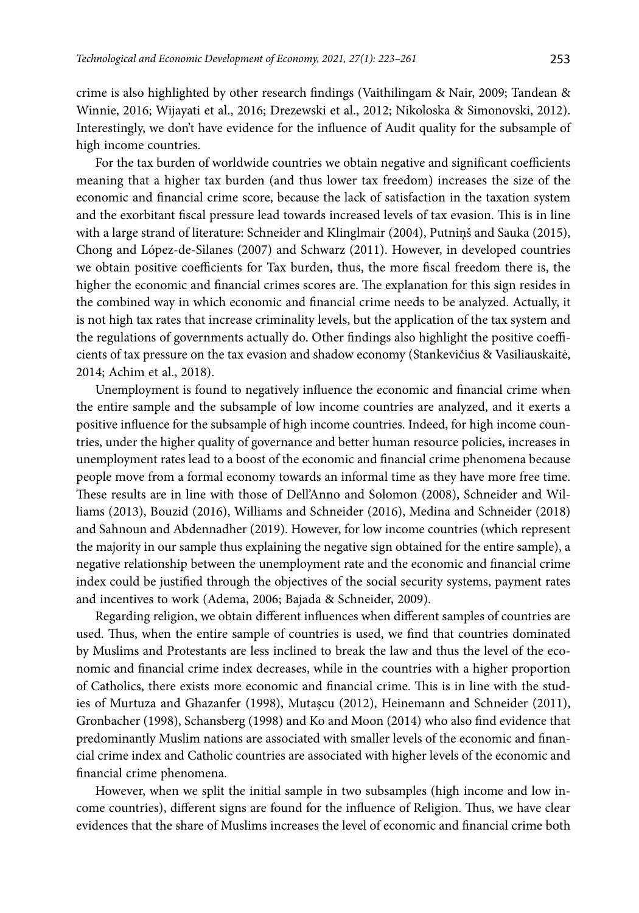crime is also highlighted by other research findings (Vaithilingam & Nair, 2009; Tandean & Winnie, 2016; Wijayati et al., 2016; Drezewski et al., 2012; Nikoloska & Simonovski, 2012). Interestingly, we don't have evidence for the influence of Audit quality for the subsample of high income countries.

For the tax burden of worldwide countries we obtain negative and significant coefficients meaning that a higher tax burden (and thus lower tax freedom) increases the size of the economic and financial crime score, because the lack of satisfaction in the taxation system and the exorbitant fiscal pressure lead towards increased levels of tax evasion. This is in line with a large strand of literature: Schneider and Klinglmair (2004), Putniņš and Sauka (2015), Chong and López-de-Silanes (2007) and Schwarz (2011). However, in developed countries we obtain positive coefficients for Tax burden, thus, the more fiscal freedom there is, the higher the economic and financial crimes scores are. The explanation for this sign resides in the combined way in which economic and financial crime needs to be analyzed. Actually, it is not high tax rates that increase criminality levels, but the application of the tax system and the regulations of governments actually do. Other findings also highlight the positive coefficients of tax pressure on the tax evasion and shadow economy (Stankevičius & Vasiliauskaitė, 2014; Achim et al., 2018).

Unemployment is found to negatively influence the economic and financial crime when the entire sample and the subsample of low income countries are analyzed, and it exerts a positive influence for the subsample of high income countries. Indeed, for high income countries, under the higher quality of governance and better human resource policies, increases in unemployment rates lead to a boost of the economic and financial crime phenomena because people move from a formal economy towards an informal time as they have more free time. These results are in line with those of Dell'Anno and Solomon (2008), Schneider and Williams (2013), Bouzid (2016), Williams and Schneider (2016), Medina and Schneider (2018) and Sahnoun and Abdennadher (2019). However, for low income countries (which represent the majority in our sample thus explaining the negative sign obtained for the entire sample), a negative relationship between the unemployment rate and the economic and financial crime index could be justified through the objectives of the social security systems, payment rates and incentives to work (Adema, 2006; Bajada & Schneider, 2009).

Regarding religion, we obtain different influences when different samples of countries are used. Thus, when the entire sample of countries is used, we find that countries dominated by Muslims and Protestants are less inclined to break the law and thus the level of the economic and financial crime index decreases, while in the countries with a higher proportion of Catholics, there exists more economic and financial crime. This is in line with the studies of Murtuza and Ghazanfer (1998), Mutașcu (2012), Heinemann and Schneider (2011), Gronbacher (1998), Schansberg (1998) and Ko and Moon (2014) who also find evidence that predominantly Muslim nations are associated with smaller levels of the economic and financial crime index and Catholic countries are associated with higher levels of the economic and financial crime phenomena.

However, when we split the initial sample in two subsamples (high income and low income countries), different signs are found for the influence of Religion. Thus, we have clear evidences that the share of Muslims increases the level of economic and financial crime both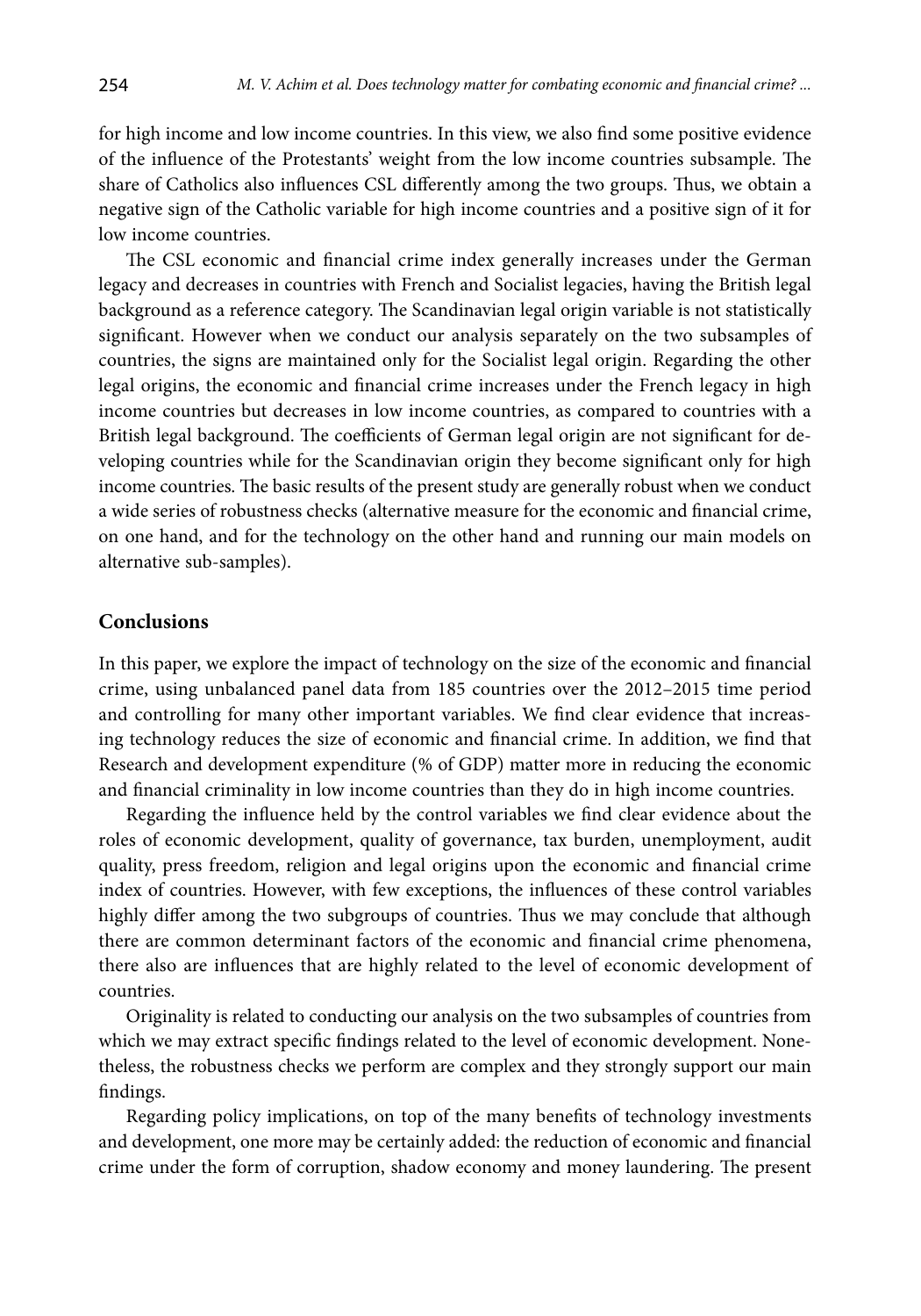for high income and low income countries. In this view, we also find some positive evidence of the influence of the Protestants' weight from the low income countries subsample. The share of Catholics also influences CSL differently among the two groups. Thus, we obtain a negative sign of the Catholic variable for high income countries and a positive sign of it for low income countries.

The CSL economic and financial crime index generally increases under the German legacy and decreases in countries with French and Socialist legacies, having the British legal background as a reference category. The Scandinavian legal origin variable is not statistically significant. However when we conduct our analysis separately on the two subsamples of countries, the signs are maintained only for the Socialist legal origin. Regarding the other legal origins, the economic and financial crime increases under the French legacy in high income countries but decreases in low income countries, as compared to countries with a British legal background. The coefficients of German legal origin are not significant for developing countries while for the Scandinavian origin they become significant only for high income countries. The basic results of the present study are generally robust when we conduct a wide series of robustness checks (alternative measure for the economic and financial crime, on one hand, and for the technology on the other hand and running our main models on alternative sub-samples).

## Conclusions

In this paper, we explore the impact of technology on the size of the economic and financial crime, using unbalanced panel data from 185 countries over the 2012–2015 time period and controlling for many other important variables. We find clear evidence that increasing technology reduces the size of economic and financial crime. In addition, we find that Research and development expenditure (% of GDP) matter more in reducing the economic and financial criminality in low income countries than they do in high income countries.

Regarding the influence held by the control variables we find clear evidence about the roles of economic development, quality of governance, tax burden, unemployment, audit quality, press freedom, religion and legal origins upon the economic and financial crime index of countries. However, with few exceptions, the influences of these control variables highly differ among the two subgroups of countries. Thus we may conclude that although there are common determinant factors of the economic and financial crime phenomena, there also are influences that are highly related to the level of economic development of countries.

Originality is related to conducting our analysis on the two subsamples of countries from which we may extract specific findings related to the level of economic development. Nonetheless, the robustness checks we perform are complex and they strongly support our main findings.

Regarding policy implications, on top of the many benefits of technology investments and development, one more may be certainly added: the reduction of economic and financial crime under the form of corruption, shadow economy and money laundering. The present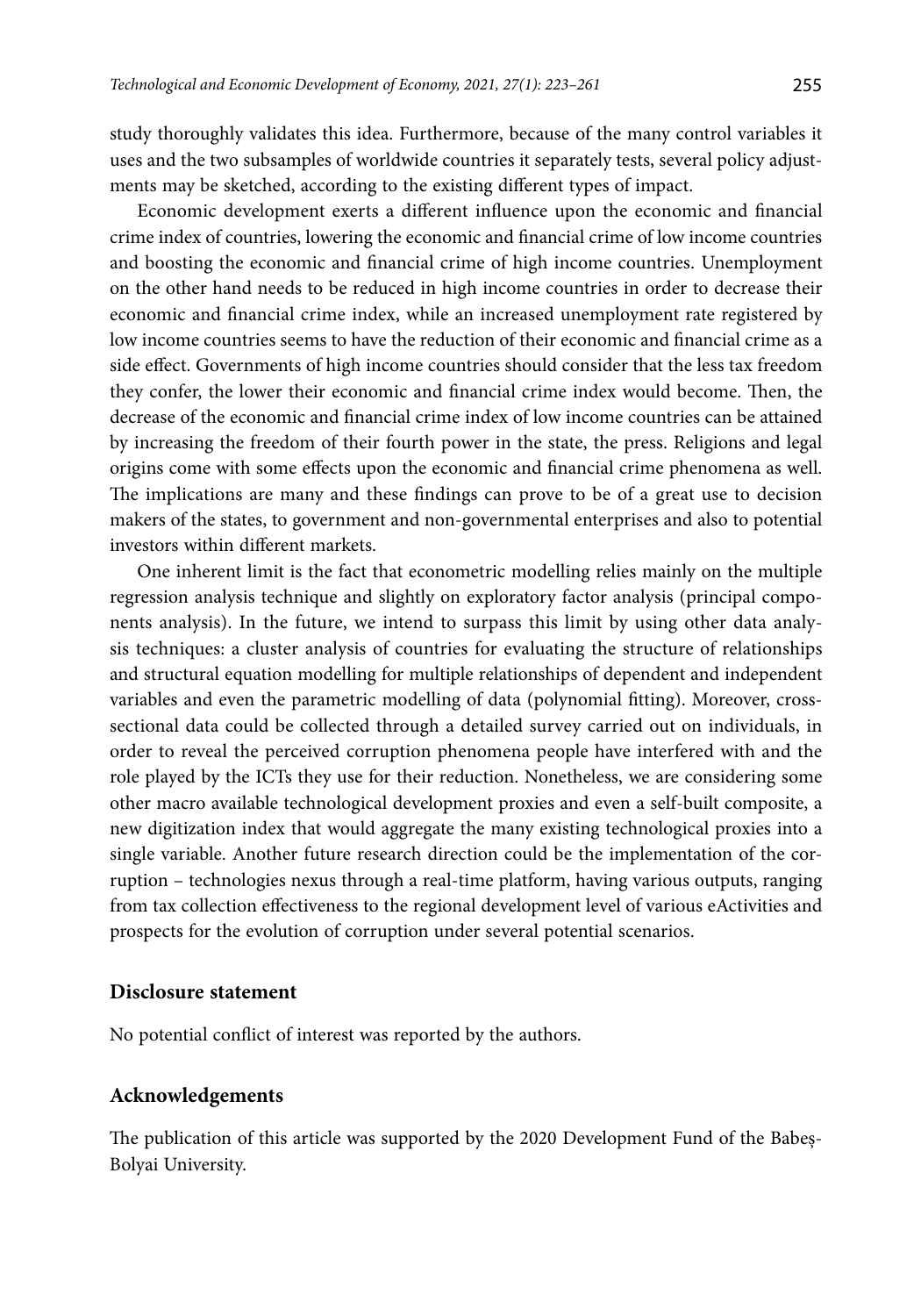study thoroughly validates this idea. Furthermore, because of the many control variables it uses and the two subsamples of worldwide countries it separately tests, several policy adjustments may be sketched, according to the existing different types of impact.

Economic development exerts a different influence upon the economic and financial crime index of countries, lowering the economic and financial crime of low income countries and boosting the economic and financial crime of high income countries. Unemployment on the other hand needs to be reduced in high income countries in order to decrease their economic and financial crime index, while an increased unemployment rate registered by low income countries seems to have the reduction of their economic and financial crime as a side effect. Governments of high income countries should consider that the less tax freedom they confer, the lower their economic and financial crime index would become. Then, the decrease of the economic and financial crime index of low income countries can be attained by increasing the freedom of their fourth power in the state, the press. Religions and legal origins come with some effects upon the economic and financial crime phenomena as well. The implications are many and these findings can prove to be of a great use to decision makers of the states, to government and non-governmental enterprises and also to potential investors within different markets.

One inherent limit is the fact that econometric modelling relies mainly on the multiple regression analysis technique and slightly on exploratory factor analysis (principal components analysis). In the future, we intend to surpass this limit by using other data analysis techniques: a cluster analysis of countries for evaluating the structure of relationships and structural equation modelling for multiple relationships of dependent and independent variables and even the parametric modelling of data (polynomial fitting). Moreover, cross-sectional data could be collected through a detailed survey carried out on individuals, in order to reveal the perceived corruption phenomena people have interfered with and the role played by the ICTs they use for their reduction. Nonetheless, we are considering some other macro available technological development proxies and even a self-built composite, a new digitization index that would aggregate the many existing technological proxies into a single variable. Another future research direction could be the implementation of the corruption – technologies nexus through a real-time platform, having various outputs, ranging from tax collection effectiveness to the regional development level of various eActivities and prospects for the evolution of corruption under several potential scenarios.

## Disclosure statement

No potential conflict of interest was reported by the authors.

## Acknowledgements

The publication of this article was supported by the 2020 Development Fund of the Babeş-Bolyai University.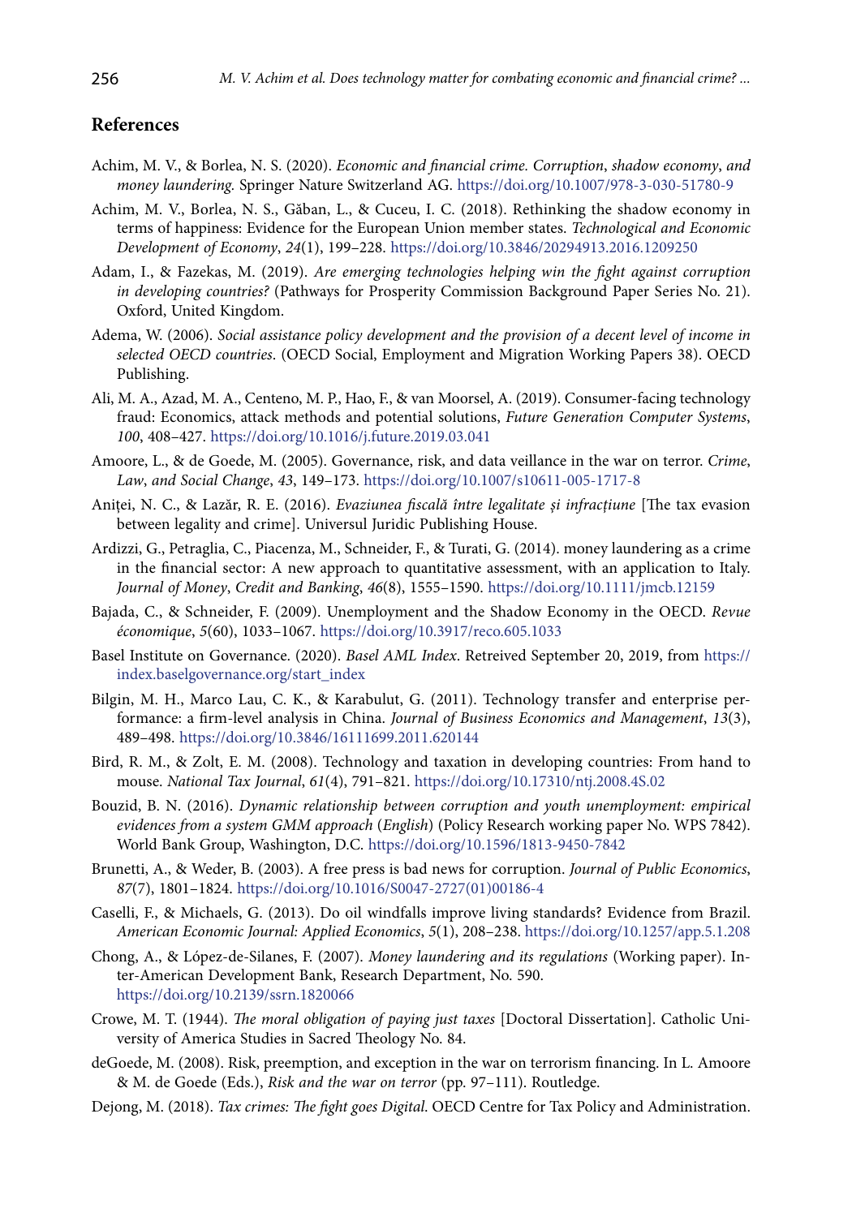## References

Achim, M. V., & Borlea, N. S. (2020). *Economic and financial crime. Corruption, shadow economy, and money laundering.* Springer Nature Switzerland AG. https://doi.org/10.1007/978-3-030-51780-9

Achim, M. V., Borlea, N. S., Găban, L., & Cuceu, I. C. (2018). Rethinking the shadow economy in terms of happiness: Evidence for the European Union member states. *Technological and Economic Development of Economy*, *24*(1), 199–228. https://doi.org/10.3846/20294913.2016.1209250

Adam, I., & Fazekas, M. (2019). *Are emerging technologies helping win the fight against corruption in developing countries?* (Pathways for Prosperity Commission Background Paper Series No. 21). Oxford, United Kingdom.

Adema, W. (2006). *Social assistance policy development and the provision of a decent level of income in selected OECD countries*. (OECD Social, Employment and Migration Working Papers 38). OECD Publishing.

Ali, M. A., Azad, M. A., Centeno, M. P., Hao, F., & van Moorsel, A. (2019). Consumer-facing technology fraud: Economics, attack methods and potential solutions, *Future Generation Computer Systems*, *100*, 408–427. https://doi.org/10.1016/j.future.2019.03.041

Amoore, L., & de Goede, M. (2005). Governance, risk, and data veillance in the war on terror. *Crime, Law, and Social Change*, *43*, 149–173. https://doi.org/10.1007/s10611-005-1717-8

Aniței, N. C., & Lazăr, R. E. (2016). *Evaziunea fiscală între legalitate și infracțiune* [The tax evasion between legality and crime]. Universul Juridic Publishing House.

Ardizzi, G., Petraglia, C., Piacenza, M., Schneider, F., & Turati, G. (2014). money laundering as a crime in the financial sector: A new approach to quantitative assessment, with an application to Italy. *Journal of Money, Credit and Banking*, *46*(8), 1555–1590. https://doi.org/10.1111/jmcb.12159

Bajada, C., & Schneider, F. (2009). Unemployment and the Shadow Economy in the OECD. *Revue économique*, *5*(60), 1033–1067. https://doi.org/10.3917/reco.605.1033

Basel Institute on Governance. (2020). *Basel AML Index*. Retreived September 20, 2019, from https://index.baselgovernance.org/start_index

Bilgin, M. H., Marco Lau, C. K., & Karabulut, G. (2011). Technology transfer and enterprise performance: a firm-level analysis in China. *Journal of Business Economics and Management*, *13*(3), 489–498. https://doi.org/10.3846/16111699.2011.620144

Bird, R. M., & Zolt, E. M. (2008). Technology and taxation in developing countries: From hand to mouse. *National Tax Journal*, *61*(4), 791–821. https://doi.org/10.17310/ntj.2008.4S.02

Bouzid, B. N. (2016). *Dynamic relationship between corruption and youth unemployment: empirical evidences from a system GMM approach (English)* (Policy Research working paper No. WPS 7842). World Bank Group, Washington, D.C. https://doi.org/10.1596/1813-9450-7842

Brunetti, A., & Weder, B. (2003). A free press is bad news for corruption. *Journal of Public Economics*, *87*(7), 1801–1824. https://doi.org/10.1016/S0047-2727(01)00186-4

Caselli, F., & Michaels, G. (2013). Do oil windfalls improve living standards? Evidence from Brazil. *American Economic Journal: Applied Economics*, *5*(1), 208–238. https://doi.org/10.1257/app.5.1.208

Chong, A., & López-de-Silanes, F. (2007). *Money laundering and its regulations* (Working paper). Inter-American Development Bank, Research Department, No. 590. https://doi.org/10.2139/ssrn.1820066

Crowe, M. T. (1944). *The moral obligation of paying just taxes* [Doctoral Dissertation]. Catholic University of America Studies in Sacred Theology No. 84.

deGoede, M. (2008). Risk, preemption, and exception in the war on terrorism financing. In L. Amoore & M. de Goede (Eds.), *Risk and the war on terror* (pp. 97–111). Routledge.

Dejong, M. (2018). *Tax crimes: The fight goes Digital*. OECD Centre for Tax Policy and Administration.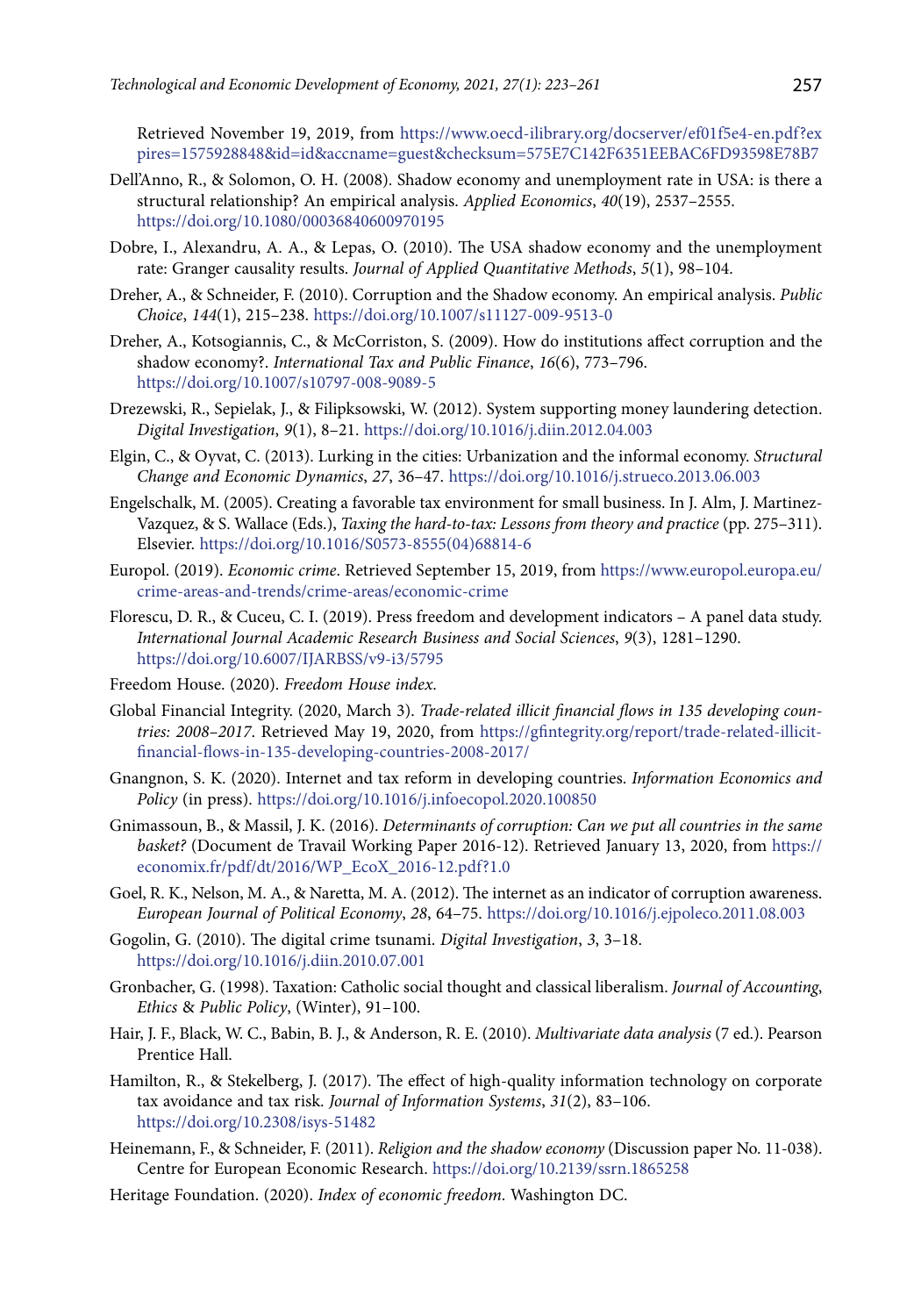Retrieved November 19, 2019, from https://www.oecd-ilibrary.org/docserver/ef01f5e4-en.pdf?expires=1575928848&id=id&accname=guest&checksum=575E7C142F6351EEBAC6FD93598E78B7

Dell'Anno, R., & Solomon, O. H. (2008). Shadow economy and unemployment rate in USA: is there a structural relationship? An empirical analysis. *Applied Economics*, *40*(19), 2537–2555. https://doi.org/10.1080/00036840600970195

Dobre, I., Alexandru, A. A., & Lepas, O. (2010). The USA shadow economy and the unemployment rate: Granger causality results. *Journal of Applied Quantitative Methods*, *5*(1), 98–104.

Dreher, A., & Schneider, F. (2010). Corruption and the Shadow economy. An empirical analysis. *Public Choice*, *144*(1), 215–238. https://doi.org/10.1007/s11127-009-9513-0

Dreher, A., Kotsogiannis, C., & McCorriston, S. (2009). How do institutions affect corruption and the shadow economy?. *International Tax and Public Finance*, *16*(6), 773–796. https://doi.org/10.1007/s10797-008-9089-5

Drezewski, R., Sepielak, J., & Filipkowski, W. (2012). System supporting money laundering detection. *Digital Investigation*, *9*(1), 8–21. https://doi.org/10.1016/j.diin.2012.04.003

Elgin, C., & Oyvat, C. (2013). Lurking in the cities: Urbanization and the informal economy. *Structural Change and Economic Dynamics*, *27*, 36–47. https://doi.org/10.1016/j.strueco.2013.06.003

Engelschalk, M. (2005). Creating a favorable tax environment for small business. In J. Alm, J. Martinez-Vazquez, & S. Wallace (Eds.), *Taxing the hard-to-tax: Lessons from theory and practice* (pp. 275–311). Elsevier. https://doi.org/10.1016/S0573-8555(04)68814-6

Europol. (2019). *Economic crime*. Retrieved September 15, 2019, from https://www.europol.europa.eu/crime-areas-and-trends/crime-areas/economic-crime

Florescu, D. R., & Cuceu, C. I. (2019). Press freedom and development indicators – A panel data study. *International Journal Academic Research Business and Social Sciences*, *9*(3), 1281–1290. https://doi.org/10.6007/IJARBSS/v9-i3/5795

Freedom House. (2020). *Freedom House index*.

Global Financial Integrity. (2020, March 3). *Trade-related illicit financial flows in 135 developing countries: 2008–2017*. Retrieved May 19, 2020, from https://gfintegrity.org/report/trade-related-illicit-financial-flows-in-135-developing-countries-2008-2017/

Gnangnon, S. K. (2020). Internet and tax reform in developing countries. *Information Economics and Policy* (in press). https://doi.org/10.1016/j.infoecopol.2020.100850

Gnimassoun, B., & Massil, J. K. (2016). *Determinants of corruption: Can we put all countries in the same basket?* (Document de Travail Working Paper 2016-12). Retrieved January 13, 2020, from https://economix.fr/pdf/dt/2016/WP_EcoX_2016-12.pdf?1.0

Goel, R. K., Nelson, M. A., & Naretta, M. A. (2012). The internet as an indicator of corruption awareness. *European Journal of Political Economy*, *28*, 64–75. https://doi.org/10.1016/j.ejpoleco.2011.08.003

Gogolin, G. (2010). The digital crime tsunami. *Digital Investigation*, *3*, 3–18. https://doi.org/10.1016/j.diin.2010.07.001

Gronbacher, G. (1998). Taxation: Catholic social thought and classical liberalism. *Journal of Accounting, Ethics & Public Policy*, (Winter), 91–100.

Hair, J. F., Black, W. C., Babin, B. J., & Anderson, R. E. (2010). *Multivariate data analysis* (7 ed.). Pearson Prentice Hall.

Hamilton, R., & Stekelberg, J. (2017). The effect of high-quality information technology on corporate tax avoidance and tax risk. *Journal of Information Systems*, *31*(2), 83–106. https://doi.org/10.2308/isys-51482

Heinemann, F., & Schneider, F. (2011). *Religion and the shadow economy* (Discussion paper No. 11-038). Centre for European Economic Research. https://doi.org/10.2139/ssrn.1865258

Heritage Foundation. (2020). *Index of economic freedom*. Washington DC.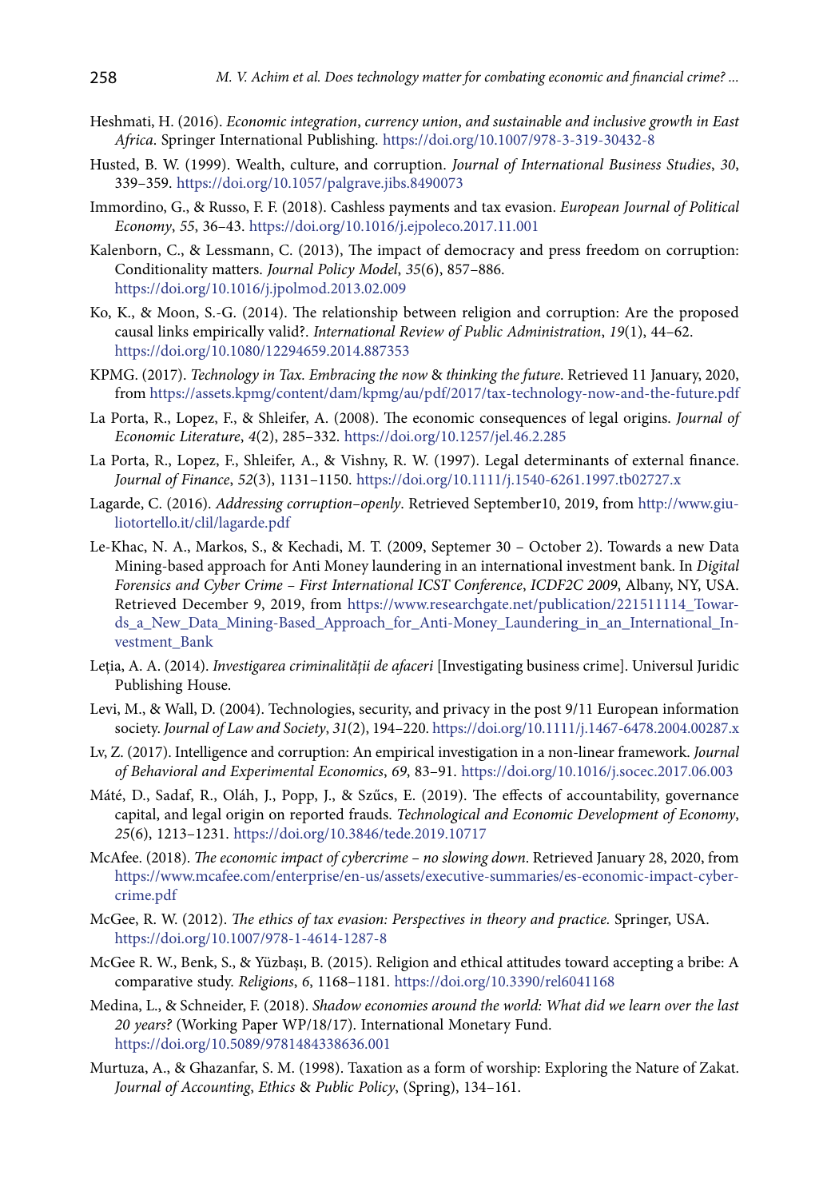Heshmati, H. (2016). *Economic integration, currency union, and sustainable and inclusive growth in East Africa*. Springer International Publishing. https://doi.org/10.1007/978-3-319-30432-8

Husted, B. W. (1999). Wealth, culture, and corruption. *Journal of International Business Studies*, *30*, 339–359. https://doi.org/10.1057/palgrave.jibs.8490073

Immordino, G., & Russo, F. F. (2018). Cashless payments and tax evasion. *European Journal of Political Economy*, *55*, 36–43. https://doi.org/10.1016/j.ejpoleco.2017.11.001

Kalenborn, C., & Lessmann, C. (2013), The impact of democracy and press freedom on corruption: Conditionality matters. *Journal Policy Model*, *35*(6), 857–886. https://doi.org/10.1016/j.jpolmod.2013.02.009

Ko, K., & Moon, S.-G. (2014). The relationship between religion and corruption: Are the proposed causal links empirically valid?. *International Review of Public Administration*, *19*(1), 44–62. https://doi.org/10.1080/12294659.2014.887353

KPMG. (2017). *Technology in Tax. Embracing the now & thinking the future*. Retrieved 11 January, 2020, from https://assets.kpmg/content/dam/kpmg/au/pdf/2017/tax-technology-now-and-the-future.pdf

La Porta, R., Lopez, F., & Shleifer, A. (2008). The economic consequences of legal origins. *Journal of Economic Literature*, *4*(2), 285–332. https://doi.org/10.1257/jel.46.2.285

La Porta, R., Lopez, F., Shleifer, A., & Vishny, R. W. (1997). Legal determinants of external finance. *Journal of Finance*, *52*(3), 1131–1150. https://doi.org/10.1111/j.1540-6261.1997.tb02727.x

Lagarde, C. (2016). *Addressing corruption–openly*. Retrieved September10, 2019, from http://www.giuliotortello.it/clil/lagarde.pdf

Le-Khac, N. A., Markos, S., & Kechadi, M. T. (2009, Septemer 30 – October 2). Towards a new Data Mining-based approach for Anti Money laundering in an international investment bank. In *Digital Forensics and Cyber Crime – First International ICST Conference*, *ICDF2C 2009*, Albany, NY, USA. Retrieved December 9, 2019, from https://www.researchgate.net/publication/221511114_Towards_a_New_Data_Mining-Based_Approach_for_Anti-Money_Laundering_in_an_International_Investment_Bank

Leția, A. A. (2014). *Investigarea criminalității de afaceri* [Investigating business crime]. Universul Juridic Publishing House.

Levi, M., & Wall, D. (2004). Technologies, security, and privacy in the post 9/11 European information society. *Journal of Law and Society*, *31*(2), 194–220. https://doi.org/10.1111/j.1467-6478.2004.00287.x

Lv, Z. (2017). Intelligence and corruption: An empirical investigation in a non-linear framework. *Journal of Behavioral and Experimental Economics*, *69*, 83–91. https://doi.org/10.1016/j.socec.2017.06.003

Máté, D., Sadaf, R., Oláh, J., Popp, J., & Szűcs, E. (2019). The effects of accountability, governance capital, and legal origin on reported frauds. *Technological and Economic Development of Economy*, *25*(6), 1213–1231. https://doi.org/10.3846/tede.2019.10717

McAfee. (2018). *The economic impact of cybercrime – no slowing down*. Retrieved January 28, 2020, from https://www.mcafee.com/enterprise/en-us/assets/executive-summaries/es-economic-impact-cybercrime.pdf

McGee, R. W. (2012). *The ethics of tax evasion: Perspectives in theory and practice.* Springer, USA. https://doi.org/10.1007/978-1-4614-1287-8

McGee R. W., Benk, S., & Yüzbaşı, B. (2015). Religion and ethical attitudes toward accepting a bribe: A comparative study. *Religions*, *6*, 1168–1181. https://doi.org/10.3390/rel6041168

Medina, L., & Schneider, F. (2018). *Shadow economies around the world: What did we learn over the last 20 years?* (Working Paper WP/18/17). International Monetary Fund. https://doi.org/10.5089/9781484338636.001

Murtuza, A., & Ghazanfar, S. M. (1998). Taxation as a form of worship: Exploring the Nature of Zakat. *Journal of Accounting, Ethics & Public Policy*, (Spring), 134–161.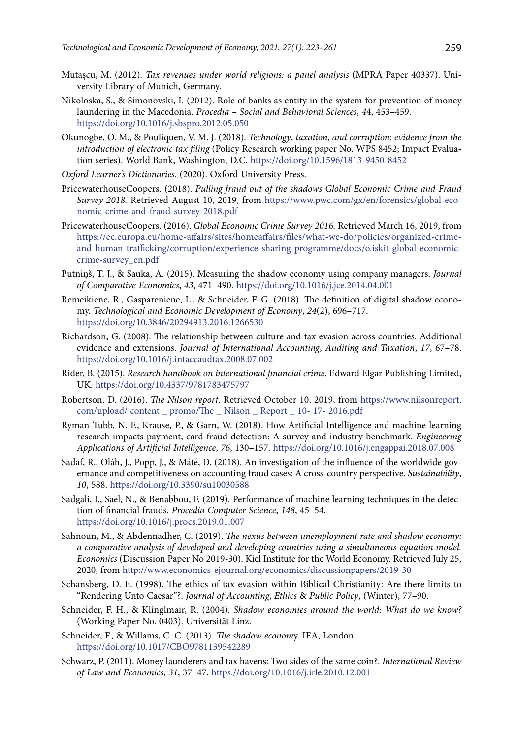Mutașcu, M. (2012). *Tax revenues under world religions: a panel analysis* (MPRA Paper 40337). University Library of Munich, Germany.

Nikoloska, S., & Simonovski, I. (2012). Role of banks as entity in the system for prevention of money laundering in the Macedonia. *Procedia – Social and Behavioral Sciences*, *44*, 453–459. https://doi.org/10.1016/j.sbspro.2012.05.050

Okunogbe, O. M., & Pouliquen, V. M. J. (2018). *Technology, taxation, and corruption: evidence from the introduction of electronic tax filing* (Policy Research working paper No. WPS 8452; Impact Evaluation series). World Bank, Washington, D.C. https://doi.org/10.1596/1813-9450-8452

*Oxford Learner's Dictionaries*. (2020). Oxford University Press.

PricewaterhouseCoopers. (2018). *Pulling fraud out of the shadows Global Economic Crime and Fraud Survey 2018.* Retrieved August 10, 2019, from https://www.pwc.com/gx/en/forensics/global-economic-crime-and-fraud-survey-2018.pdf

PricewaterhouseCoopers. (2016). *Global Economic Crime Survey 2016.* Retrieved March 16, 2019, from https://ec.europa.eu/home-affairs/sites/homeaffairs/files/what-we-do/policies/organized-crime-and-human-trafficking/corruption/experience-sharing-programme/docs/o.iskit-global-economic-crime-survey_en.pdf

Putniņš, T. J., & Sauka, A. (2015). Measuring the shadow economy using company managers. *Journal of Comparative Economics*, *43*, 471–490. https://doi.org/10.1016/j.jce.2014.04.001

Remeikiene, R., Gaspareniene, L., & Schneider, F. G. (2018). The definition of digital shadow economy. *Technological and Economic Development of Economy*, *24*(2), 696–717. https://doi.org/10.3846/20294913.2016.1266530

Richardson, G. (2008). The relationship between culture and tax evasion across countries: Additional evidence and extensions. *Journal of International Accounting, Auditing and Taxation*, *17*, 67–78. https://doi.org/10.1016/j.intaccaudtax.2008.07.002

Rider, B. (2015). *Research handbook on international financial crime*. Edward Elgar Publishing Limited, UK. https://doi.org/10.4337/9781783475797

Robertson, D. (2016). *The Nilson report*. Retrieved October 10, 2019, from https://www.nilsonreport.com/upload/ content _ promo/The _ Nilson _ Report _ 10- 17- 2016.pdf

Ryman-Tubb, N. F., Krause, P., & Garn, W. (2018). How Artificial Intelligence and machine learning research impacts payment, card fraud detection: A survey and industry benchmark. *Engineering Applications of Artificial Intelligence*, *76*, 130–157. https://doi.org/10.1016/j.engappai.2018.07.008

Sadaf, R., Oláh, J., Popp, J., & Máté, D. (2018). An investigation of the influence of the worldwide governance and competitiveness on accounting fraud cases: A cross-country perspective. *Sustainability*, *10*, 588. https://doi.org/10.3390/su10030588

Sadgali, I., Sael, N., & Benabbou, F. (2019). Performance of machine learning techniques in the detection of financial frauds. *Procedia Computer Science*, *148*, 45–54. https://doi.org/10.1016/j.procs.2019.01.007

Sahnoun, M., & Abdennadher, C. (2019). *The nexus between unemployment rate and shadow economy: a comparative analysis of developed and developing countries using a simultaneous-equation model. Economics* (Discussion Paper No 2019-30). Kiel Institute for the World Economy. Retrieved July 25, 2020, from http://www.economics-ejournal.org/economics/discussionpapers/2019-30

Schansberg, D. E. (1998). The ethics of tax evasion within Biblical Christianity: Are there limits to "Rendering Unto Caesar"?. *Journal of Accounting, Ethics & Public Policy*, (Winter), 77–90.

Schneider, F. H., & Klinglmair, R. (2004). *Shadow economies around the world: What do we know?* (Working Paper No. 0403). Universität Linz.

Schneider, F., & Willams, C. C. (2013). *The shadow economy*. IEA, London. https://doi.org/10.1017/CBO9781139542289

Schwarz, P. (2011). Money launderers and tax havens: Two sides of the same coin?. *International Review of Law and Economics*, *31*, 37–47. https://doi.org/10.1016/j.irle.2010.12.001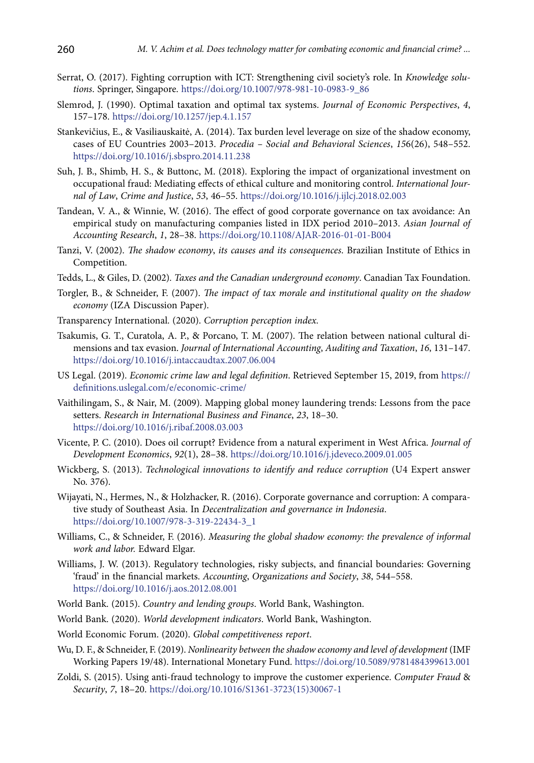Serrat, O. (2017). Fighting corruption with ICT: Strengthening civil society's role. In *Knowledge solutions*. Springer, Singapore. https://doi.org/10.1007/978-981-10-0983-9_86

Slemrod, J. (1990). Optimal taxation and optimal tax systems. *Journal of Economic Perspectives*, *4*, 157–178. https://doi.org/10.1257/jep.4.1.157

Stankevičius, E., & Vasiliauskaitė, A. (2014). Tax burden level leverage on size of the shadow economy, cases of EU Countries 2003–2013. *Procedia – Social and Behavioral Sciences*, *156*(26), 548–552. https://doi.org/10.1016/j.sbspro.2014.11.238

Suh, J. B., Shimb, H. S., & Buttonc, M. (2018). Exploring the impact of organizational investment on occupational fraud: Mediating effects of ethical culture and monitoring control. *International Journal of Law*, *Crime and Justice*, *53*, 46–55. https://doi.org/10.1016/j.ijlcj.2018.02.003

Tandean, V. A., & Winnie, W. (2016). The effect of good corporate governance on tax avoidance: An empirical study on manufacturing companies listed in IDX period 2010–2013. *Asian Journal of Accounting Research*, *1*, 28–38. https://doi.org/10.1108/AJAR-2016-01-01-B004

Tanzi, V. (2002). *The shadow economy*, *its causes and its consequences*. Brazilian Institute of Ethics in Competition.

Tedds, L., & Giles, D. (2002). *Taxes and the Canadian underground economy*. Canadian Tax Foundation.

Torgler, B., & Schneider, F. (2007). *The impact of tax morale and institutional quality on the shadow economy* (IZA Discussion Paper).

Transparency International. (2020). *Corruption perception index.*

Tsakumis, G. T., Curatola, A. P., & Porcano, T. M. (2007). The relation between national cultural dimensions and tax evasion. *Journal of International Accounting*, *Auditing and Taxation*, *16*, 131–147. https://doi.org/10.1016/j.intaccaudtax.2007.06.004

US Legal. (2019). *Economic crime law and legal definition*. Retrieved September 15, 2019, from https://definitions.uslegal.com/e/economic-crime/

Vaithilingam, S., & Nair, M. (2009). Mapping global money laundering trends: Lessons from the pace setters. *Research in International Business and Finance*, *23*, 18–30. https://doi.org/10.1016/j.ribaf.2008.03.003

Vicente, P. C. (2010). Does oil corrupt? Evidence from a natural experiment in West Africa. *Journal of Development Economics*, *92*(1), 28–38. https://doi.org/10.1016/j.jdeveco.2009.01.005

Wickberg, S. (2013). *Technological innovations to identify and reduce corruption* (U4 Expert answer No. 376).

Wijayati, N., Hermes, N., & Holzhacker, R. (2016). Corporate governance and corruption: A comparative study of Southeast Asia. In *Decentralization and governance in Indonesia*. https://doi.org/10.1007/978-3-319-22434-3_1

Williams, C., & Schneider, F. (2016). *Measuring the global shadow economy: the prevalence of informal work and labor.* Edward Elgar.

Williams, J. W. (2013). Regulatory technologies, risky subjects, and financial boundaries: Governing 'fraud' in the financial markets. *Accounting*, *Organizations and Society*, *38*, 544–558. https://doi.org/10.1016/j.aos.2012.08.001

World Bank. (2015). *Country and lending groups*. World Bank, Washington.

World Bank. (2020). *World development indicators*. World Bank, Washington.

World Economic Forum. (2020). *Global competitiveness report*.

Wu, D. F., & Schneider, F. (2019). *Nonlinearity between the shadow economy and level of development* (IMF Working Papers 19/48). International Monetary Fund. https://doi.org/10.5089/9781484399613.001

Zoldi, S. (2015). Using anti-fraud technology to improve the customer experience. *Computer Fraud & Security*, *7*, 18–20. https://doi.org/10.1016/S1361-3723(15)30067-1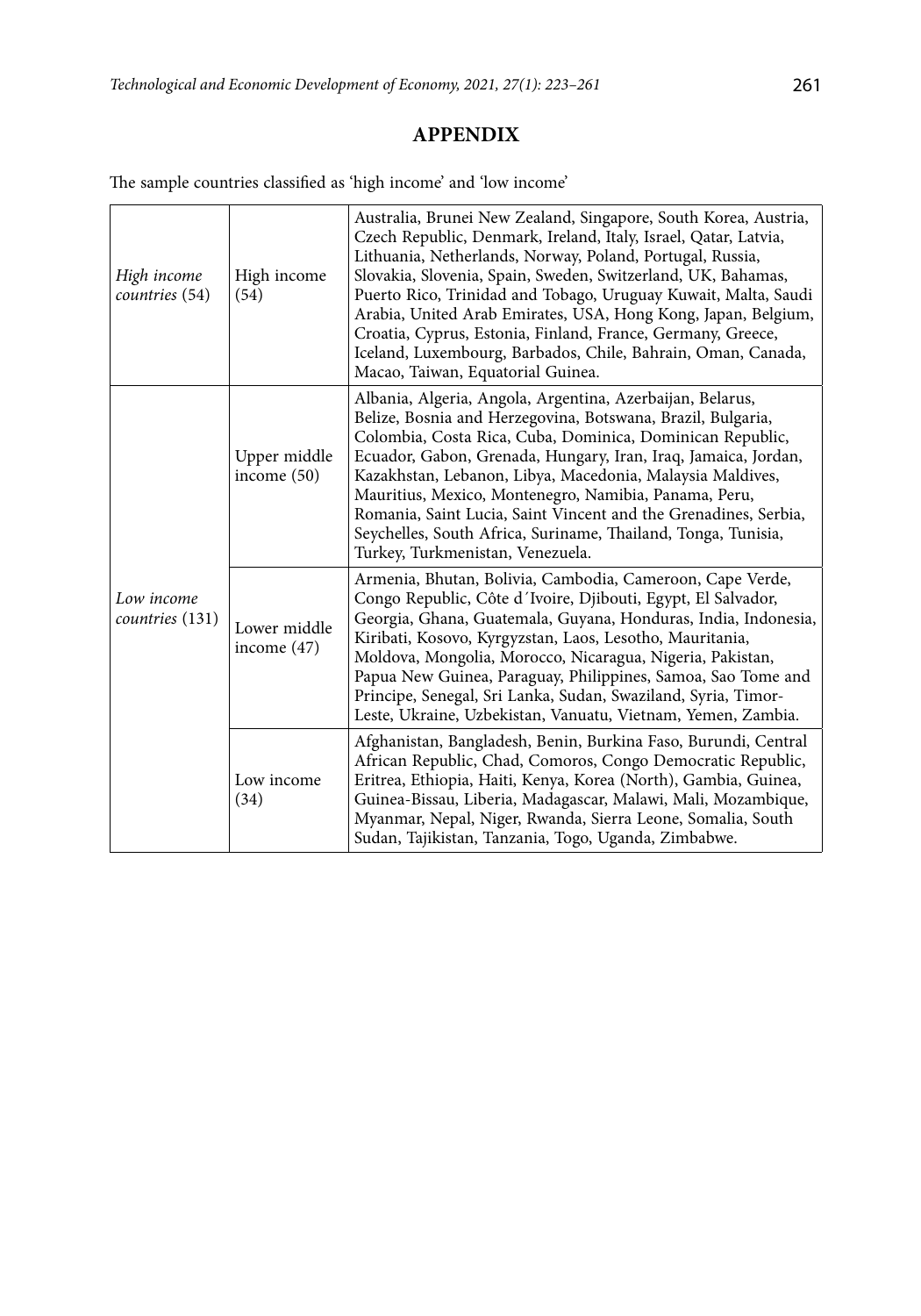## APPENDIX

The sample countries classified as 'high income' and 'low income'

| | | |
|---|---|---|
| *High income countries* (54) | High income (54) | Australia, Brunei New Zealand, Singapore, South Korea, Austria, Czech Republic, Denmark, Ireland, Italy, Israel, Qatar, Latvia, Lithuania, Netherlands, Norway, Poland, Portugal, Russia, Slovakia, Slovenia, Spain, Sweden, Switzerland, UK, Bahamas, Puerto Rico, Trinidad and Tobago, Uruguay Kuwait, Malta, Saudi Arabia, United Arab Emirates, USA, Hong Kong, Japan, Belgium, Croatia, Cyprus, Estonia, Finland, France, Germany, Greece, Iceland, Luxembourg, Barbados, Chile, Bahrain, Oman, Canada, Macao, Taiwan, Equatorial Guinea. |
| *Low income countries* (131) | Upper middle income (50) | Albania, Algeria, Angola, Argentina, Azerbaijan, Belarus, Belize, Bosnia and Herzegovina, Botswana, Brazil, Bulgaria, Colombia, Costa Rica, Cuba, Dominica, Dominican Republic, Ecuador, Gabon, Grenada, Hungary, Iran, Iraq, Jamaica, Jordan, Kazakhstan, Lebanon, Libya, Macedonia, Malaysia Maldives, Mauritius, Mexico, Montenegro, Namibia, Panama, Peru, Romania, Saint Lucia, Saint Vincent and the Grenadines, Serbia, Seychelles, South Africa, Suriname, Thailand, Tonga, Tunisia, Turkey, Turkmenistan, Venezuela. |
| | Lower middle income (47) | Armenia, Bhutan, Bolivia, Cambodia, Cameroon, Cape Verde, Congo Republic, Côte d´Ivoire, Djibouti, Egypt, El Salvador, Georgia, Ghana, Guatemala, Guyana, Honduras, India, Indonesia, Kiribati, Kosovo, Kyrgyzstan, Laos, Lesotho, Mauritania, Moldova, Mongolia, Morocco, Nicaragua, Nigeria, Pakistan, Papua New Guinea, Paraguay, Philippines, Samoa, Sao Tome and Principe, Senegal, Sri Lanka, Sudan, Swaziland, Syria, Timor-Leste, Ukraine, Uzbekistan, Vanuatu, Vietnam, Yemen, Zambia. |
| | Low income (34) | Afghanistan, Bangladesh, Benin, Burkina Faso, Burundi, Central African Republic, Chad, Comoros, Congo Democratic Republic, Eritrea, Ethiopia, Haiti, Kenya, Korea (North), Gambia, Guinea, Guinea-Bissau, Liberia, Madagascar, Malawi, Mali, Mozambique, Myanmar, Nepal, Niger, Rwanda, Sierra Leone, Somalia, South Sudan, Tajikistan, Tanzania, Togo, Uganda, Zimbabwe. |